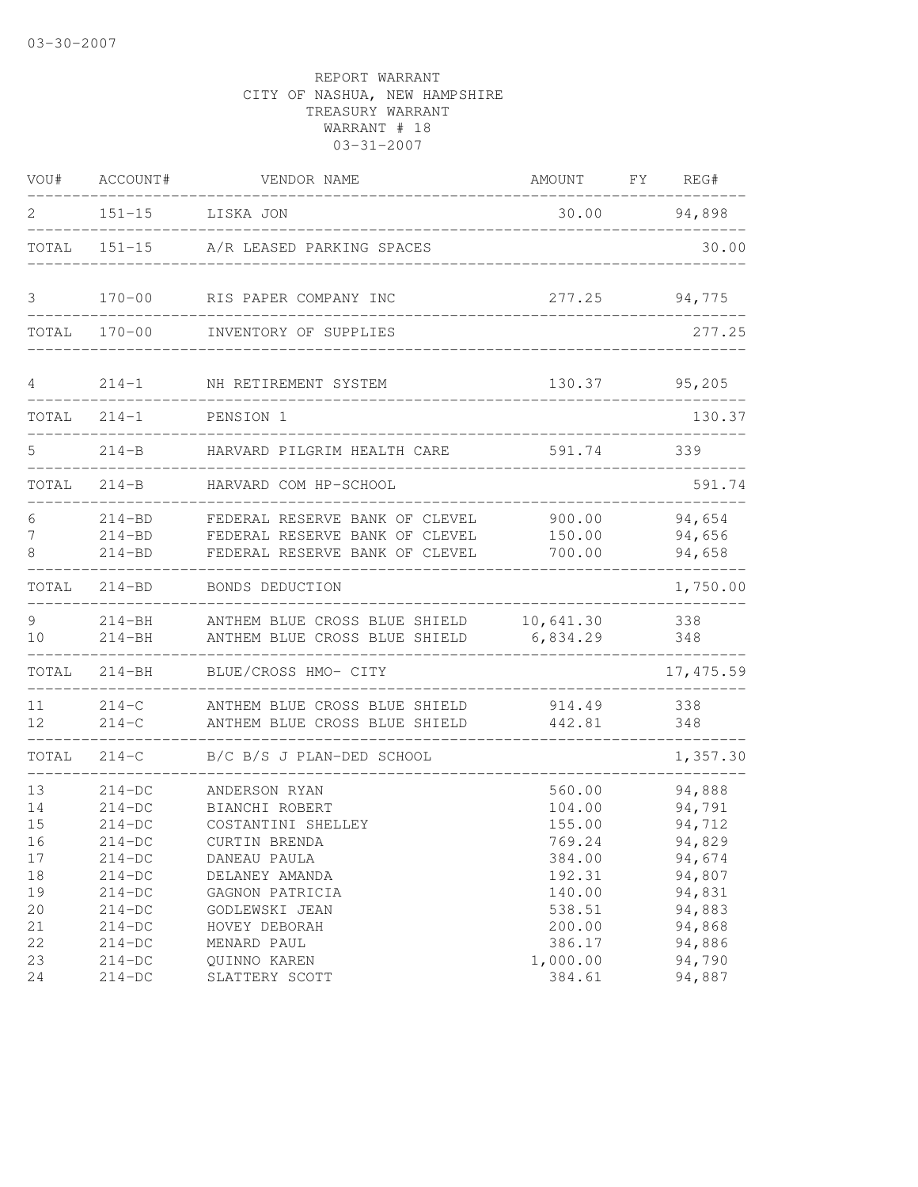03-30-2007

REPORT WARRANT
CITY OF NASHUA, NEW HAMPSHIRE
TREASURY WARRANT
WARRANT # 18
03-31-2007

| VOU# | ACCOUNT# | VENDOR NAME | AMOUNT | FY | REG# |
|---|---|---|---|---|---|
| 2 | 151-15 | LISKA JON | 30.00 | | 94,898 |
| TOTAL | 151-15 | A/R LEASED PARKING SPACES | | | 30.00 |
| 3 | 170-00 | RIS PAPER COMPANY INC | 277.25 | | 94,775 |
| TOTAL | 170-00 | INVENTORY OF SUPPLIES | | | 277.25 |
| 4 | 214-1 | NH RETIREMENT SYSTEM | 130.37 | | 95,205 |
| TOTAL | 214-1 | PENSION 1 | | | 130.37 |
| 5 | 214-B | HARVARD PILGRIM HEALTH CARE | 591.74 | | 339 |
| TOTAL | 214-B | HARVARD COM HP-SCHOOL | | | 591.74 |
| 6 | 214-BD | FEDERAL RESERVE BANK OF CLEVEL | 900.00 | | 94,654 |
| 7 | 214-BD | FEDERAL RESERVE BANK OF CLEVEL | 150.00 | | 94,656 |
| 8 | 214-BD | FEDERAL RESERVE BANK OF CLEVEL | 700.00 | | 94,658 |
| TOTAL | 214-BD | BONDS DEDUCTION | | | 1,750.00 |
| 9 | 214-BH | ANTHEM BLUE CROSS BLUE SHIELD | 10,641.30 | | 338 |
| 10 | 214-BH | ANTHEM BLUE CROSS BLUE SHIELD | 6,834.29 | | 348 |
| TOTAL | 214-BH | BLUE/CROSS HMO- CITY | | | 17,475.59 |
| 11 | 214-C | ANTHEM BLUE CROSS BLUE SHIELD | 914.49 | | 338 |
| 12 | 214-C | ANTHEM BLUE CROSS BLUE SHIELD | 442.81 | | 348 |
| TOTAL | 214-C | B/C B/S J PLAN-DED SCHOOL | | | 1,357.30 |
| 13 | 214-DC | ANDERSON RYAN | 560.00 | | 94,888 |
| 14 | 214-DC | BIANCHI ROBERT | 104.00 | | 94,791 |
| 15 | 214-DC | COSTANTINI SHELLEY | 155.00 | | 94,712 |
| 16 | 214-DC | CURTIN BRENDA | 769.24 | | 94,829 |
| 17 | 214-DC | DANEAU PAULA | 384.00 | | 94,674 |
| 18 | 214-DC | DELANEY AMANDA | 192.31 | | 94,807 |
| 19 | 214-DC | GAGNON PATRICIA | 140.00 | | 94,831 |
| 20 | 214-DC | GODLEWSKI JEAN | 538.51 | | 94,883 |
| 21 | 214-DC | HOVEY DEBORAH | 200.00 | | 94,868 |
| 22 | 214-DC | MENARD PAUL | 386.17 | | 94,886 |
| 23 | 214-DC | QUINNO KAREN | 1,000.00 | | 94,790 |
| 24 | 214-DC | SLATTERY SCOTT | 384.61 | | 94,887 |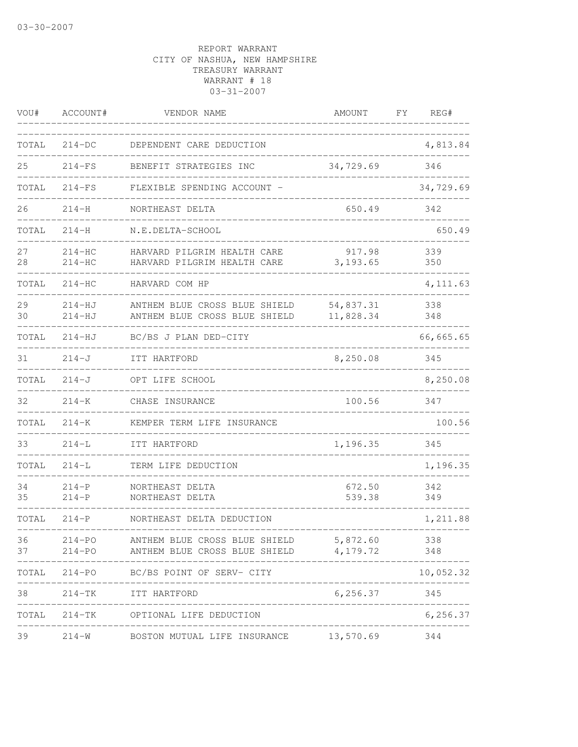03-30-2007

REPORT WARRANT
CITY OF NASHUA, NEW HAMPSHIRE
TREASURY WARRANT
WARRANT # 18
03-31-2007

| VOU# | ACCOUNT# | VENDOR NAME | AMOUNT | FY | REG# |
|---|---|---|---|---|---|
| TOTAL | 214-DC | DEPENDENT CARE DEDUCTION | | | 4,813.84 |
| 25 | 214-FS | BENEFIT STRATEGIES INC | 34,729.69 | | 346 |
| TOTAL | 214-FS | FLEXIBLE SPENDING ACCOUNT - | | | 34,729.69 |
| 26 | 214-H | NORTHEAST DELTA | 650.49 | | 342 |
| TOTAL | 214-H | N.E.DELTA-SCHOOL | | | 650.49 |
| 27 | 214-HC | HARVARD PILGRIM HEALTH CARE | 917.98 | | 339 |
| 28 | 214-HC | HARVARD PILGRIM HEALTH CARE | 3,193.65 | | 350 |
| TOTAL | 214-HC | HARVARD COM HP | | | 4,111.63 |
| 29 | 214-HJ | ANTHEM BLUE CROSS BLUE SHIELD | 54,837.31 | | 338 |
| 30 | 214-HJ | ANTHEM BLUE CROSS BLUE SHIELD | 11,828.34 | | 348 |
| TOTAL | 214-HJ | BC/BS J PLAN DED-CITY | | | 66,665.65 |
| 31 | 214-J | ITT HARTFORD | 8,250.08 | | 345 |
| TOTAL | 214-J | OPT LIFE SCHOOL | | | 8,250.08 |
| 32 | 214-K | CHASE INSURANCE | 100.56 | | 347 |
| TOTAL | 214-K | KEMPER TERM LIFE INSURANCE | | | 100.56 |
| 33 | 214-L | ITT HARTFORD | 1,196.35 | | 345 |
| TOTAL | 214-L | TERM LIFE DEDUCTION | | | 1,196.35 |
| 34 | 214-P | NORTHEAST DELTA | 672.50 | | 342 |
| 35 | 214-P | NORTHEAST DELTA | 539.38 | | 349 |
| TOTAL | 214-P | NORTHEAST DELTA DEDUCTION | | | 1,211.88 |
| 36 | 214-PO | ANTHEM BLUE CROSS BLUE SHIELD | 5,872.60 | | 338 |
| 37 | 214-PO | ANTHEM BLUE CROSS BLUE SHIELD | 4,179.72 | | 348 |
| TOTAL | 214-PO | BC/BS POINT OF SERV- CITY | | | 10,052.32 |
| 38 | 214-TK | ITT HARTFORD | 6,256.37 | | 345 |
| TOTAL | 214-TK | OPTIONAL LIFE DEDUCTION | | | 6,256.37 |
| 39 | 214-W | BOSTON MUTUAL LIFE INSURANCE | 13,570.69 | | 344 |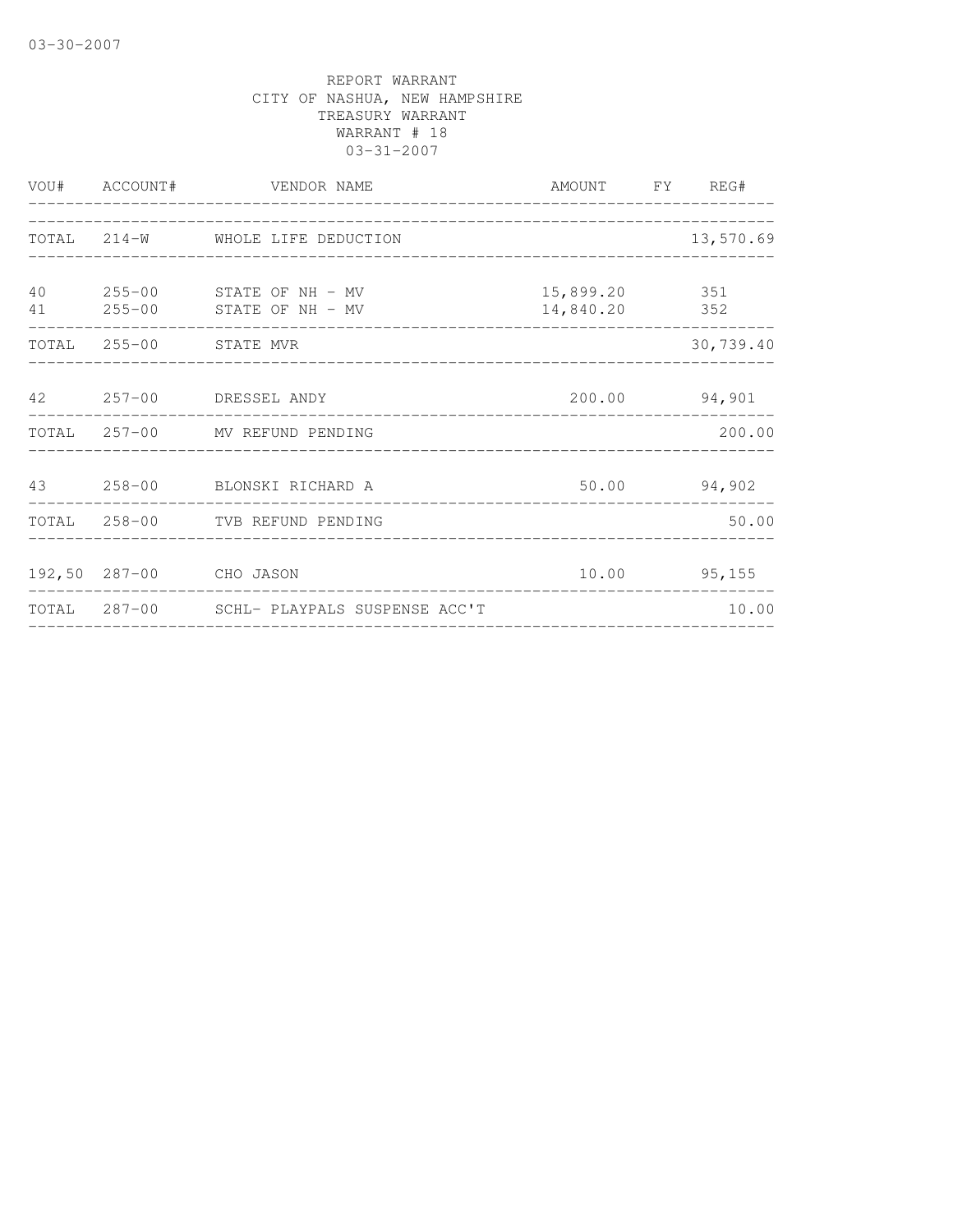03-30-2007

REPORT WARRANT
CITY OF NASHUA, NEW HAMPSHIRE
TREASURY WARRANT
WARRANT # 18
03-31-2007

| VOU# | ACCOUNT# | VENDOR NAME | AMOUNT | FY | REG# |
|---|---|---|---|---|---|
| TOTAL | 214-W | WHOLE LIFE DEDUCTION | | | 13,570.69 |
| 40 | 255-00 | STATE OF NH - MV | 15,899.20 | | 351 |
| 41 | 255-00 | STATE OF NH - MV | 14,840.20 | | 352 |
| TOTAL | 255-00 | STATE MVR | | | 30,739.40 |
| 42 | 257-00 | DRESSEL ANDY | 200.00 | | 94,901 |
| TOTAL | 257-00 | MV REFUND PENDING | | | 200.00 |
| 43 | 258-00 | BLONSKI RICHARD A | 50.00 | | 94,902 |
| TOTAL | 258-00 | TVB REFUND PENDING | | | 50.00 |
| 192,50 | 287-00 | CHO JASON | 10.00 | | 95,155 |
| TOTAL | 287-00 | SCHL- PLAYPALS SUSPENSE ACC'T | | | 10.00 |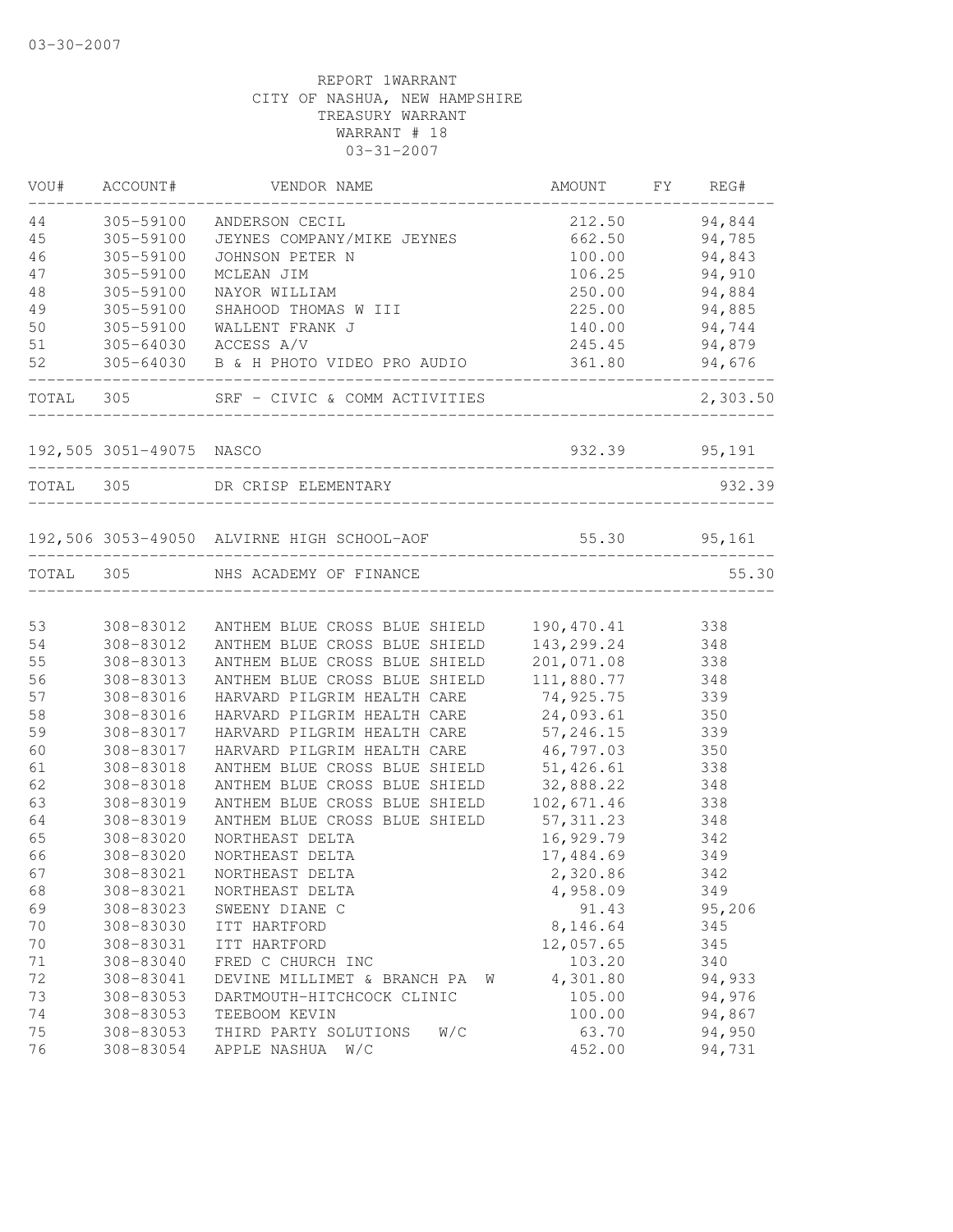03-30-2007

REPORT 1WARRANT
CITY OF NASHUA, NEW HAMPSHIRE
TREASURY WARRANT
WARRANT # 18
03-31-2007

| VOU# | ACCOUNT# | VENDOR NAME | AMOUNT | FY | REG# |
|---|---|---|---|---|---|
| 44 | 305-59100 | ANDERSON CECIL | 212.50 | | 94,844 |
| 45 | 305-59100 | JEYNES COMPANY/MIKE JEYNES | 662.50 | | 94,785 |
| 46 | 305-59100 | JOHNSON PETER N | 100.00 | | 94,843 |
| 47 | 305-59100 | MCLEAN JIM | 106.25 | | 94,910 |
| 48 | 305-59100 | NAYOR WILLIAM | 250.00 | | 94,884 |
| 49 | 305-59100 | SHAHOOD THOMAS W III | 225.00 | | 94,885 |
| 50 | 305-59100 | WALLENT FRANK J | 140.00 | | 94,744 |
| 51 | 305-64030 | ACCESS A/V | 245.45 | | 94,879 |
| 52 | 305-64030 | B & H PHOTO VIDEO PRO AUDIO | 361.80 | | 94,676 |
| TOTAL | 305 | SRF - CIVIC & COMM ACTIVITIES | | | 2,303.50 |
| 192,505 | 3051-49075 | NASCO | 932.39 | | 95,191 |
| TOTAL | 305 | DR CRISP ELEMENTARY | | | 932.39 |
| 192,506 | 3053-49050 | ALVIRNE HIGH SCHOOL-AOF | 55.30 | | 95,161 |
| TOTAL | 305 | NHS ACADEMY OF FINANCE | | | 55.30 |
| 53 | 308-83012 | ANTHEM BLUE CROSS BLUE SHIELD | 190,470.41 | | 338 |
| 54 | 308-83012 | ANTHEM BLUE CROSS BLUE SHIELD | 143,299.24 | | 348 |
| 55 | 308-83013 | ANTHEM BLUE CROSS BLUE SHIELD | 201,071.08 | | 338 |
| 56 | 308-83013 | ANTHEM BLUE CROSS BLUE SHIELD | 111,880.77 | | 348 |
| 57 | 308-83016 | HARVARD PILGRIM HEALTH CARE | 74,925.75 | | 339 |
| 58 | 308-83016 | HARVARD PILGRIM HEALTH CARE | 24,093.61 | | 350 |
| 59 | 308-83017 | HARVARD PILGRIM HEALTH CARE | 57,246.15 | | 339 |
| 60 | 308-83017 | HARVARD PILGRIM HEALTH CARE | 46,797.03 | | 350 |
| 61 | 308-83018 | ANTHEM BLUE CROSS BLUE SHIELD | 51,426.61 | | 338 |
| 62 | 308-83018 | ANTHEM BLUE CROSS BLUE SHIELD | 32,888.22 | | 348 |
| 63 | 308-83019 | ANTHEM BLUE CROSS BLUE SHIELD | 102,671.46 | | 338 |
| 64 | 308-83019 | ANTHEM BLUE CROSS BLUE SHIELD | 57,311.23 | | 348 |
| 65 | 308-83020 | NORTHEAST DELTA | 16,929.79 | | 342 |
| 66 | 308-83020 | NORTHEAST DELTA | 17,484.69 | | 349 |
| 67 | 308-83021 | NORTHEAST DELTA | 2,320.86 | | 342 |
| 68 | 308-83021 | NORTHEAST DELTA | 4,958.09 | | 349 |
| 69 | 308-83023 | SWEENY DIANE C | 91.43 | | 95,206 |
| 70 | 308-83030 | ITT HARTFORD | 8,146.64 | | 345 |
| 70 | 308-83031 | ITT HARTFORD | 12,057.65 | | 345 |
| 71 | 308-83040 | FRED C CHURCH INC | 103.20 | | 340 |
| 72 | 308-83041 | DEVINE MILLIMET & BRANCH PA W | 4,301.80 | | 94,933 |
| 73 | 308-83053 | DARTMOUTH-HITCHCOCK CLINIC | 105.00 | | 94,976 |
| 74 | 308-83053 | TEEBOOM KEVIN | 100.00 | | 94,867 |
| 75 | 308-83053 | THIRD PARTY SOLUTIONS W/C | 63.70 | | 94,950 |
| 76 | 308-83054 | APPLE NASHUA W/C | 452.00 | | 94,731 |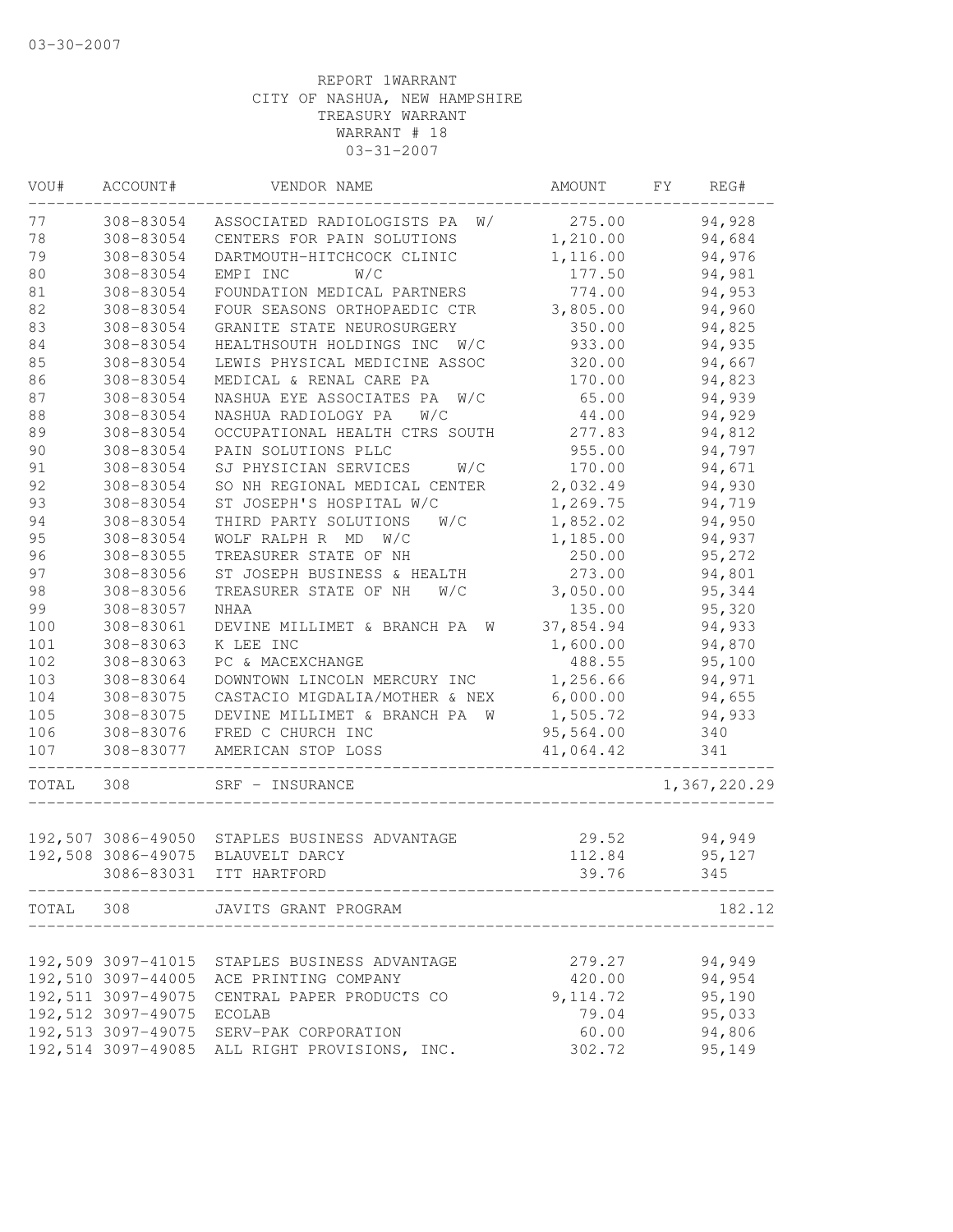03-30-2007

REPORT 1WARRANT
CITY OF NASHUA, NEW HAMPSHIRE
TREASURY WARRANT
WARRANT # 18
03-31-2007

| VOU# | ACCOUNT# | VENDOR NAME | AMOUNT | FY | REG# |
|---|---|---|---|---|---|
| 77 | 308-83054 | ASSOCIATED RADIOLOGISTS PA W/ | 275.00 | | 94,928 |
| 78 | 308-83054 | CENTERS FOR PAIN SOLUTIONS | 1,210.00 | | 94,684 |
| 79 | 308-83054 | DARTMOUTH-HITCHCOCK CLINIC | 1,116.00 | | 94,976 |
| 80 | 308-83054 | EMPI INC W/C | 177.50 | | 94,981 |
| 81 | 308-83054 | FOUNDATION MEDICAL PARTNERS | 774.00 | | 94,953 |
| 82 | 308-83054 | FOUR SEASONS ORTHOPAEDIC CTR | 3,805.00 | | 94,960 |
| 83 | 308-83054 | GRANITE STATE NEUROSURGERY | 350.00 | | 94,825 |
| 84 | 308-83054 | HEALTHSOUTH HOLDINGS INC W/C | 933.00 | | 94,935 |
| 85 | 308-83054 | LEWIS PHYSICAL MEDICINE ASSOC | 320.00 | | 94,667 |
| 86 | 308-83054 | MEDICAL & RENAL CARE PA | 170.00 | | 94,823 |
| 87 | 308-83054 | NASHUA EYE ASSOCIATES PA W/C | 65.00 | | 94,939 |
| 88 | 308-83054 | NASHUA RADIOLOGY PA W/C | 44.00 | | 94,929 |
| 89 | 308-83054 | OCCUPATIONAL HEALTH CTRS SOUTH | 277.83 | | 94,812 |
| 90 | 308-83054 | PAIN SOLUTIONS PLLC | 955.00 | | 94,797 |
| 91 | 308-83054 | SJ PHYSICIAN SERVICES W/C | 170.00 | | 94,671 |
| 92 | 308-83054 | SO NH REGIONAL MEDICAL CENTER | 2,032.49 | | 94,930 |
| 93 | 308-83054 | ST JOSEPH'S HOSPITAL W/C | 1,269.75 | | 94,719 |
| 94 | 308-83054 | THIRD PARTY SOLUTIONS W/C | 1,852.02 | | 94,950 |
| 95 | 308-83054 | WOLF RALPH R MD W/C | 1,185.00 | | 94,937 |
| 96 | 308-83055 | TREASURER STATE OF NH | 250.00 | | 95,272 |
| 97 | 308-83056 | ST JOSEPH BUSINESS & HEALTH | 273.00 | | 94,801 |
| 98 | 308-83056 | TREASURER STATE OF NH W/C | 3,050.00 | | 95,344 |
| 99 | 308-83057 | NHAA | 135.00 | | 95,320 |
| 100 | 308-83061 | DEVINE MILLIMET & BRANCH PA W | 37,854.94 | | 94,933 |
| 101 | 308-83063 | K LEE INC | 1,600.00 | | 94,870 |
| 102 | 308-83063 | PC & MACEXCHANGE | 488.55 | | 95,100 |
| 103 | 308-83064 | DOWNTOWN LINCOLN MERCURY INC | 1,256.66 | | 94,971 |
| 104 | 308-83075 | CASTACIO MIGDALIA/MOTHER & NEX | 6,000.00 | | 94,655 |
| 105 | 308-83075 | DEVINE MILLIMET & BRANCH PA W | 1,505.72 | | 94,933 |
| 106 | 308-83076 | FRED C CHURCH INC | 95,564.00 | | 340 |
| 107 | 308-83077 | AMERICAN STOP LOSS | 41,064.42 | | 341 |
| TOTAL | 308 | SRF - INSURANCE | | | 1,367,220.29 |
| 192,507 | 3086-49050 | STAPLES BUSINESS ADVANTAGE | 29.52 | | 94,949 |
| 192,508 | 3086-49075 | BLAUVELT DARCY | 112.84 | | 95,127 |
| | 3086-83031 | ITT HARTFORD | 39.76 | | 345 |
| TOTAL | 308 | JAVITS GRANT PROGRAM | | | 182.12 |
| 192,509 | 3097-41015 | STAPLES BUSINESS ADVANTAGE | 279.27 | | 94,949 |
| 192,510 | 3097-44005 | ACE PRINTING COMPANY | 420.00 | | 94,954 |
| 192,511 | 3097-49075 | CENTRAL PAPER PRODUCTS CO | 9,114.72 | | 95,190 |
| 192,512 | 3097-49075 | ECOLAB | 79.04 | | 95,033 |
| 192,513 | 3097-49075 | SERV-PAK CORPORATION | 60.00 | | 94,806 |
| 192,514 | 3097-49085 | ALL RIGHT PROVISIONS, INC. | 302.72 | | 95,149 |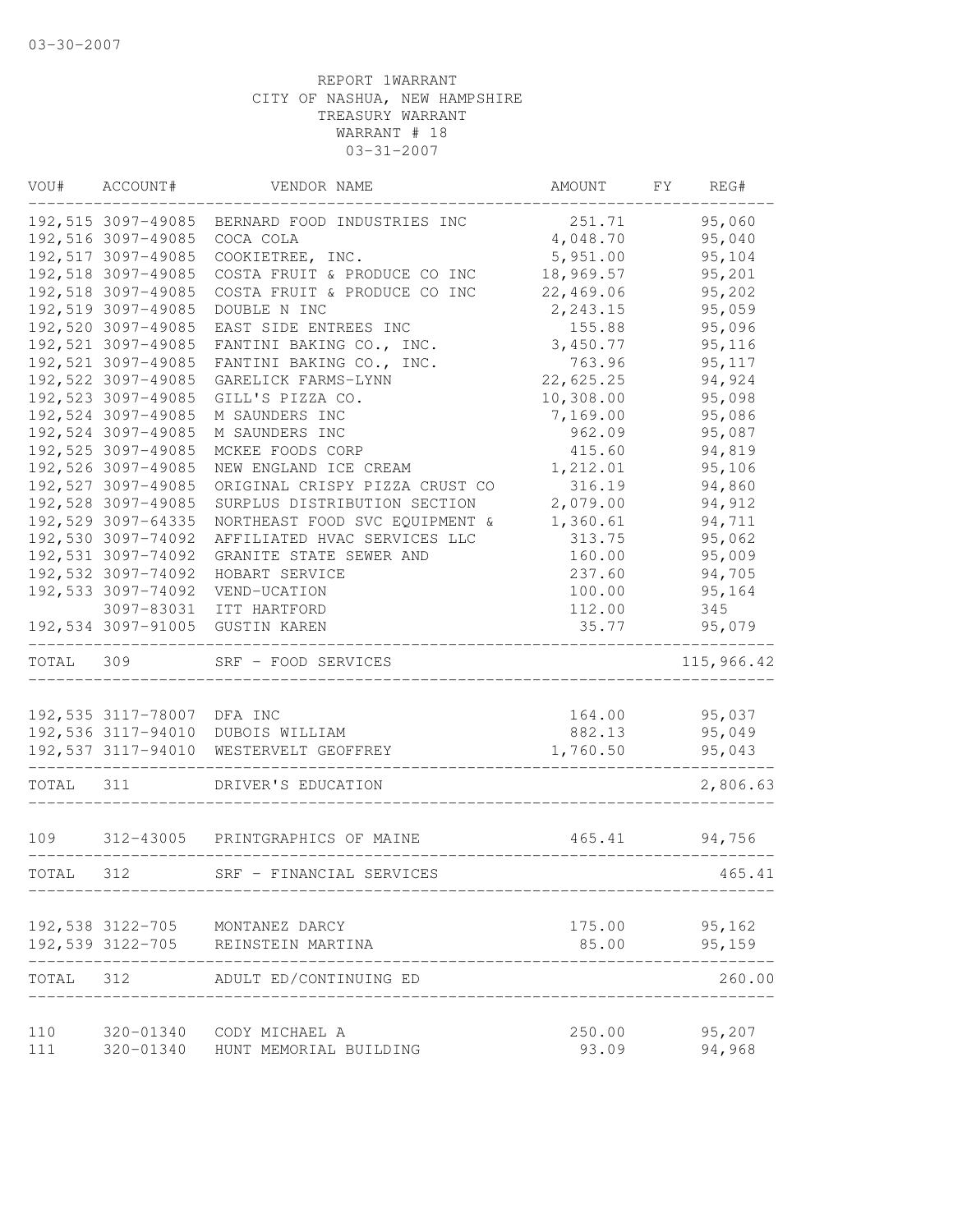03-30-2007

REPORT 1WARRANT
CITY OF NASHUA, NEW HAMPSHIRE
TREASURY WARRANT
WARRANT # 18
03-31-2007

| VOU# | ACCOUNT# | VENDOR NAME | AMOUNT | FY | REG# |
|---|---|---|---|---|---|
| 192,515 | 3097-49085 | BERNARD FOOD INDUSTRIES INC | 251.71 | | 95,060 |
| 192,516 | 3097-49085 | COCA COLA | 4,048.70 | | 95,040 |
| 192,517 | 3097-49085 | COOKIETREE, INC. | 5,951.00 | | 95,104 |
| 192,518 | 3097-49085 | COSTA FRUIT & PRODUCE CO INC | 18,969.57 | | 95,201 |
| 192,518 | 3097-49085 | COSTA FRUIT & PRODUCE CO INC | 22,469.06 | | 95,202 |
| 192,519 | 3097-49085 | DOUBLE N INC | 2,243.15 | | 95,059 |
| 192,520 | 3097-49085 | EAST SIDE ENTREES INC | 155.88 | | 95,096 |
| 192,521 | 3097-49085 | FANTINI BAKING CO., INC. | 3,450.77 | | 95,116 |
| 192,521 | 3097-49085 | FANTINI BAKING CO., INC. | 763.96 | | 95,117 |
| 192,522 | 3097-49085 | GARELICK FARMS-LYNN | 22,625.25 | | 94,924 |
| 192,523 | 3097-49085 | GILL'S PIZZA CO. | 10,308.00 | | 95,098 |
| 192,524 | 3097-49085 | M SAUNDERS INC | 7,169.00 | | 95,086 |
| 192,524 | 3097-49085 | M SAUNDERS INC | 962.09 | | 95,087 |
| 192,525 | 3097-49085 | MCKEE FOODS CORP | 415.60 | | 94,819 |
| 192,526 | 3097-49085 | NEW ENGLAND ICE CREAM | 1,212.01 | | 95,106 |
| 192,527 | 3097-49085 | ORIGINAL CRISPY PIZZA CRUST CO | 316.19 | | 94,860 |
| 192,528 | 3097-49085 | SURPLUS DISTRIBUTION SECTION | 2,079.00 | | 94,912 |
| 192,529 | 3097-64335 | NORTHEAST FOOD SVC EQUIPMENT & | 1,360.61 | | 94,711 |
| 192,530 | 3097-74092 | AFFILIATED HVAC SERVICES LLC | 313.75 | | 95,062 |
| 192,531 | 3097-74092 | GRANITE STATE SEWER AND | 160.00 | | 95,009 |
| 192,532 | 3097-74092 | HOBART SERVICE | 237.60 | | 94,705 |
| 192,533 | 3097-74092 | VEND-UCATION | 100.00 | | 95,164 |
| | 3097-83031 | ITT HARTFORD | 112.00 | | 345 |
| 192,534 | 3097-91005 | GUSTIN KAREN | 35.77 | | 95,079 |
| TOTAL | 309 | SRF - FOOD SERVICES | | | 115,966.42 |
| 192,535 | 3117-78007 | DFA INC | 164.00 | | 95,037 |
| 192,536 | 3117-94010 | DUBOIS WILLIAM | 882.13 | | 95,049 |
| 192,537 | 3117-94010 | WESTERVELT GEOFFREY | 1,760.50 | | 95,043 |
| TOTAL | 311 | DRIVER'S EDUCATION | | | 2,806.63 |
| 109 | 312-43005 | PRINTGRAPHICS OF MAINE | 465.41 | | 94,756 |
| TOTAL | 312 | SRF - FINANCIAL SERVICES | | | 465.41 |
| 192,538 | 3122-705 | MONTANEZ DARCY | 175.00 | | 95,162 |
| 192,539 | 3122-705 | REINSTEIN MARTINA | 85.00 | | 95,159 |
| TOTAL | 312 | ADULT ED/CONTINUING ED | | | 260.00 |
| 110 | 320-01340 | CODY MICHAEL A | 250.00 | | 95,207 |
| 111 | 320-01340 | HUNT MEMORIAL BUILDING | 93.09 | | 94,968 |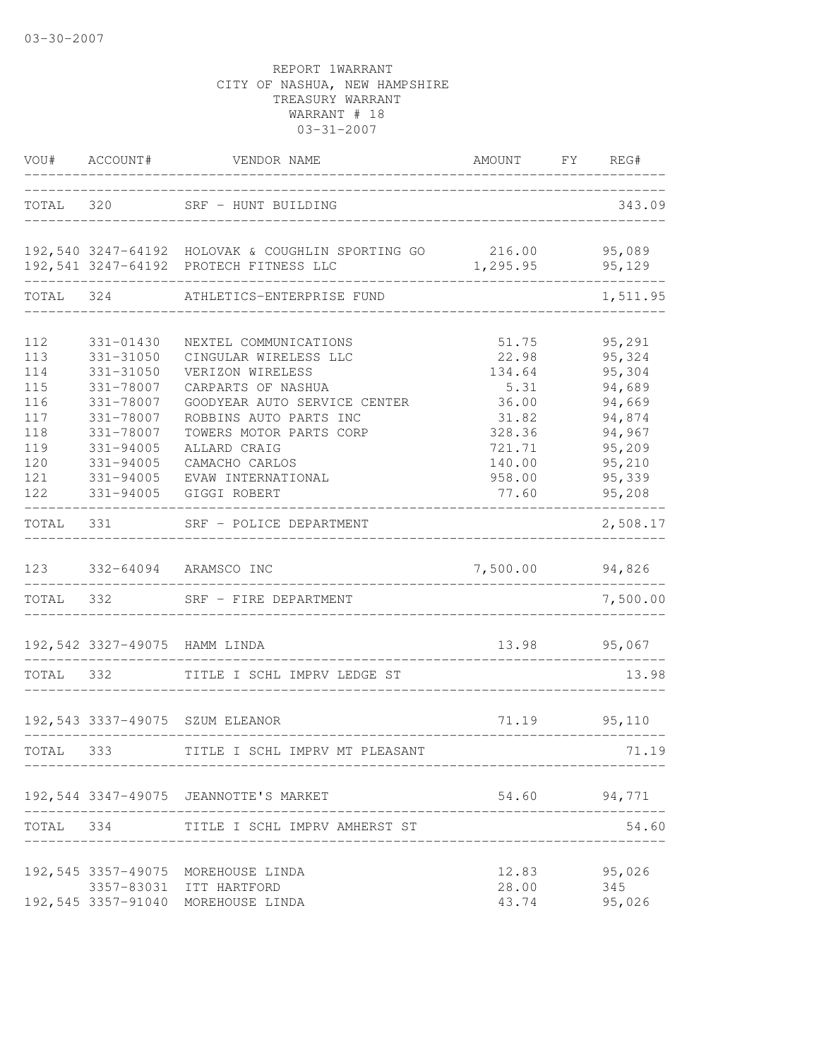03-30-2007

REPORT 1WARRANT
CITY OF NASHUA, NEW HAMPSHIRE
TREASURY WARRANT
WARRANT # 18
03-31-2007

| VOU# | ACCOUNT# | VENDOR NAME | AMOUNT | FY | REG# |
|---|---|---|---|---|---|
| TOTAL | 320 | SRF - HUNT BUILDING | | | 343.09 |
| 192,540 | 3247-64192 | HOLOVAK & COUGHLIN SPORTING GO | 216.00 | | 95,089 |
| 192,541 | 3247-64192 | PROTECH FITNESS LLC | 1,295.95 | | 95,129 |
| TOTAL | 324 | ATHLETICS-ENTERPRISE FUND | | | 1,511.95 |
| 112 | 331-01430 | NEXTEL COMMUNICATIONS | 51.75 | | 95,291 |
| 113 | 331-31050 | CINGULAR WIRELESS LLC | 22.98 | | 95,324 |
| 114 | 331-31050 | VERIZON WIRELESS | 134.64 | | 95,304 |
| 115 | 331-78007 | CARPARTS OF NASHUA | 5.31 | | 94,689 |
| 116 | 331-78007 | GOODYEAR AUTO SERVICE CENTER | 36.00 | | 94,669 |
| 117 | 331-78007 | ROBBINS AUTO PARTS INC | 31.82 | | 94,874 |
| 118 | 331-78007 | TOWERS MOTOR PARTS CORP | 328.36 | | 94,967 |
| 119 | 331-94005 | ALLARD CRAIG | 721.71 | | 95,209 |
| 120 | 331-94005 | CAMACHO CARLOS | 140.00 | | 95,210 |
| 121 | 331-94005 | EVAW INTERNATIONAL | 958.00 | | 95,339 |
| 122 | 331-94005 | GIGGI ROBERT | 77.60 | | 95,208 |
| TOTAL | 331 | SRF - POLICE DEPARTMENT | | | 2,508.17 |
| 123 | 332-64094 | ARAMSCO INC | 7,500.00 | | 94,826 |
| TOTAL | 332 | SRF - FIRE DEPARTMENT | | | 7,500.00 |
| 192,542 | 3327-49075 | HAMM LINDA | 13.98 | | 95,067 |
| TOTAL | 332 | TITLE I SCHL IMPRV LEDGE ST | | | 13.98 |
| 192,543 | 3337-49075 | SZUM ELEANOR | 71.19 | | 95,110 |
| TOTAL | 333 | TITLE I SCHL IMPRV MT PLEASANT | | | 71.19 |
| 192,544 | 3347-49075 | JEANNOTTE'S MARKET | 54.60 | | 94,771 |
| TOTAL | 334 | TITLE I SCHL IMPRV AMHERST ST | | | 54.60 |
| 192,545 | 3357-49075 | MOREHOUSE LINDA | 12.83 | | 95,026 |
| | 3357-83031 | ITT HARTFORD | 28.00 | | 345 |
| 192,545 | 3357-91040 | MOREHOUSE LINDA | 43.74 | | 95,026 |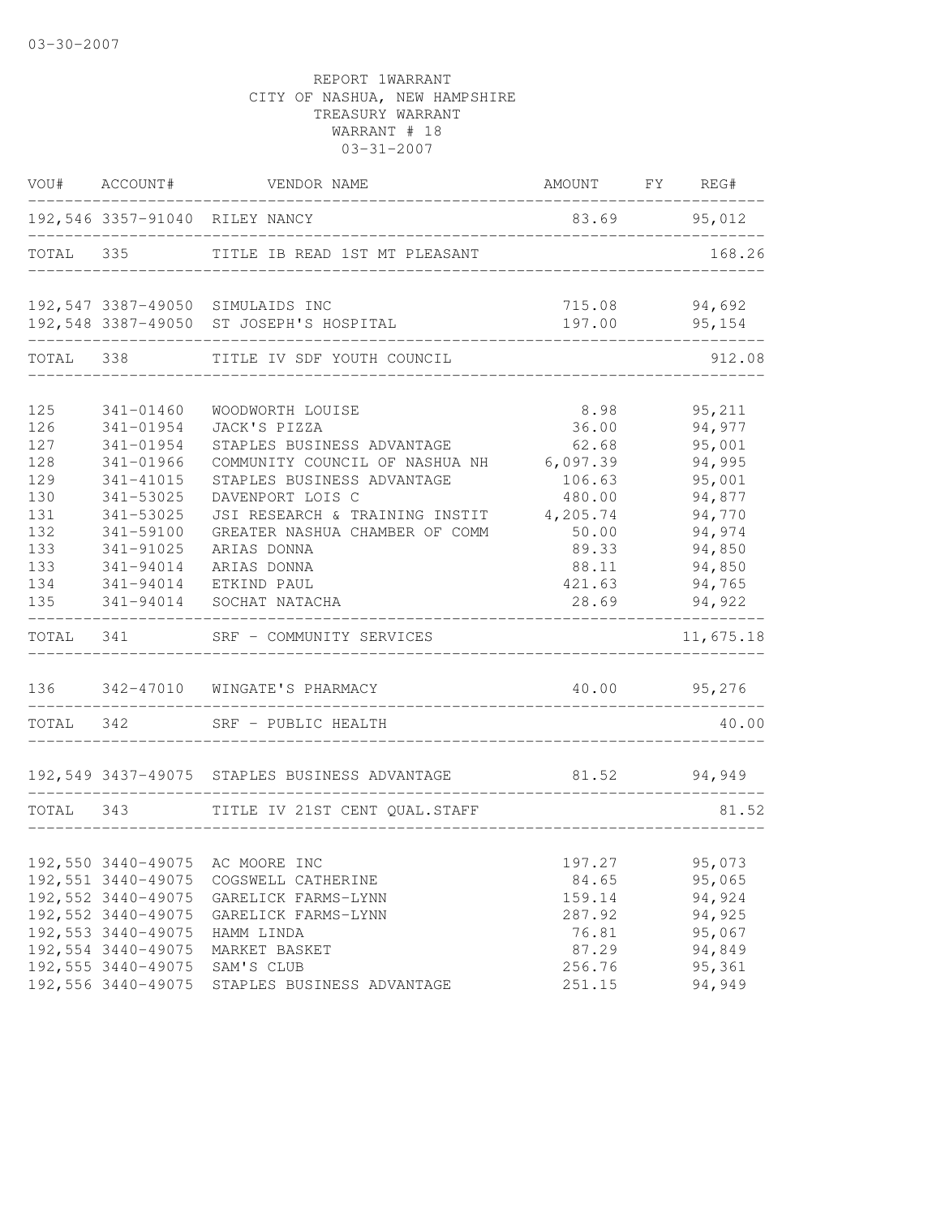03-30-2007

REPORT 1WARRANT
CITY OF NASHUA, NEW HAMPSHIRE
TREASURY WARRANT
WARRANT # 18
03-31-2007

| VOU# | ACCOUNT# | VENDOR NAME | AMOUNT | FY | REG# |
|---|---|---|---|---|---|
| 192,546 | 3357-91040 | RILEY NANCY | 83.69 | | 95,012 |
| TOTAL | 335 | TITLE IB READ 1ST MT PLEASANT | | | 168.26 |
| 192,547 | 3387-49050 | SIMULAIDS INC | 715.08 | | 94,692 |
| 192,548 | 3387-49050 | ST JOSEPH'S HOSPITAL | 197.00 | | 95,154 |
| TOTAL | 338 | TITLE IV SDF YOUTH COUNCIL | | | 912.08 |
| 125 | 341-01460 | WOODWORTH LOUISE | 8.98 | | 95,211 |
| 126 | 341-01954 | JACK'S PIZZA | 36.00 | | 94,977 |
| 127 | 341-01954 | STAPLES BUSINESS ADVANTAGE | 62.68 | | 95,001 |
| 128 | 341-01966 | COMMUNITY COUNCIL OF NASHUA NH | 6,097.39 | | 94,995 |
| 129 | 341-41015 | STAPLES BUSINESS ADVANTAGE | 106.63 | | 95,001 |
| 130 | 341-53025 | DAVENPORT LOIS C | 480.00 | | 94,877 |
| 131 | 341-53025 | JSI RESEARCH & TRAINING INSTIT | 4,205.74 | | 94,770 |
| 132 | 341-59100 | GREATER NASHUA CHAMBER OF COMM | 50.00 | | 94,974 |
| 133 | 341-91025 | ARIAS DONNA | 89.33 | | 94,850 |
| 133 | 341-94014 | ARIAS DONNA | 88.11 | | 94,850 |
| 134 | 341-94014 | ETKIND PAUL | 421.63 | | 94,765 |
| 135 | 341-94014 | SOCHAT NATACHA | 28.69 | | 94,922 |
| TOTAL | 341 | SRF - COMMUNITY SERVICES | | | 11,675.18 |
| 136 | 342-47010 | WINGATE'S PHARMACY | 40.00 | | 95,276 |
| TOTAL | 342 | SRF - PUBLIC HEALTH | | | 40.00 |
| 192,549 | 3437-49075 | STAPLES BUSINESS ADVANTAGE | 81.52 | | 94,949 |
| TOTAL | 343 | TITLE IV 21ST CENT QUAL.STAFF | | | 81.52 |
| 192,550 | 3440-49075 | AC MOORE INC | 197.27 | | 95,073 |
| 192,551 | 3440-49075 | COGSWELL CATHERINE | 84.65 | | 95,065 |
| 192,552 | 3440-49075 | GARELICK FARMS-LYNN | 159.14 | | 94,924 |
| 192,552 | 3440-49075 | GARELICK FARMS-LYNN | 287.92 | | 94,925 |
| 192,553 | 3440-49075 | HAMM LINDA | 76.81 | | 95,067 |
| 192,554 | 3440-49075 | MARKET BASKET | 87.29 | | 94,849 |
| 192,555 | 3440-49075 | SAM'S CLUB | 256.76 | | 95,361 |
| 192,556 | 3440-49075 | STAPLES BUSINESS ADVANTAGE | 251.15 | | 94,949 |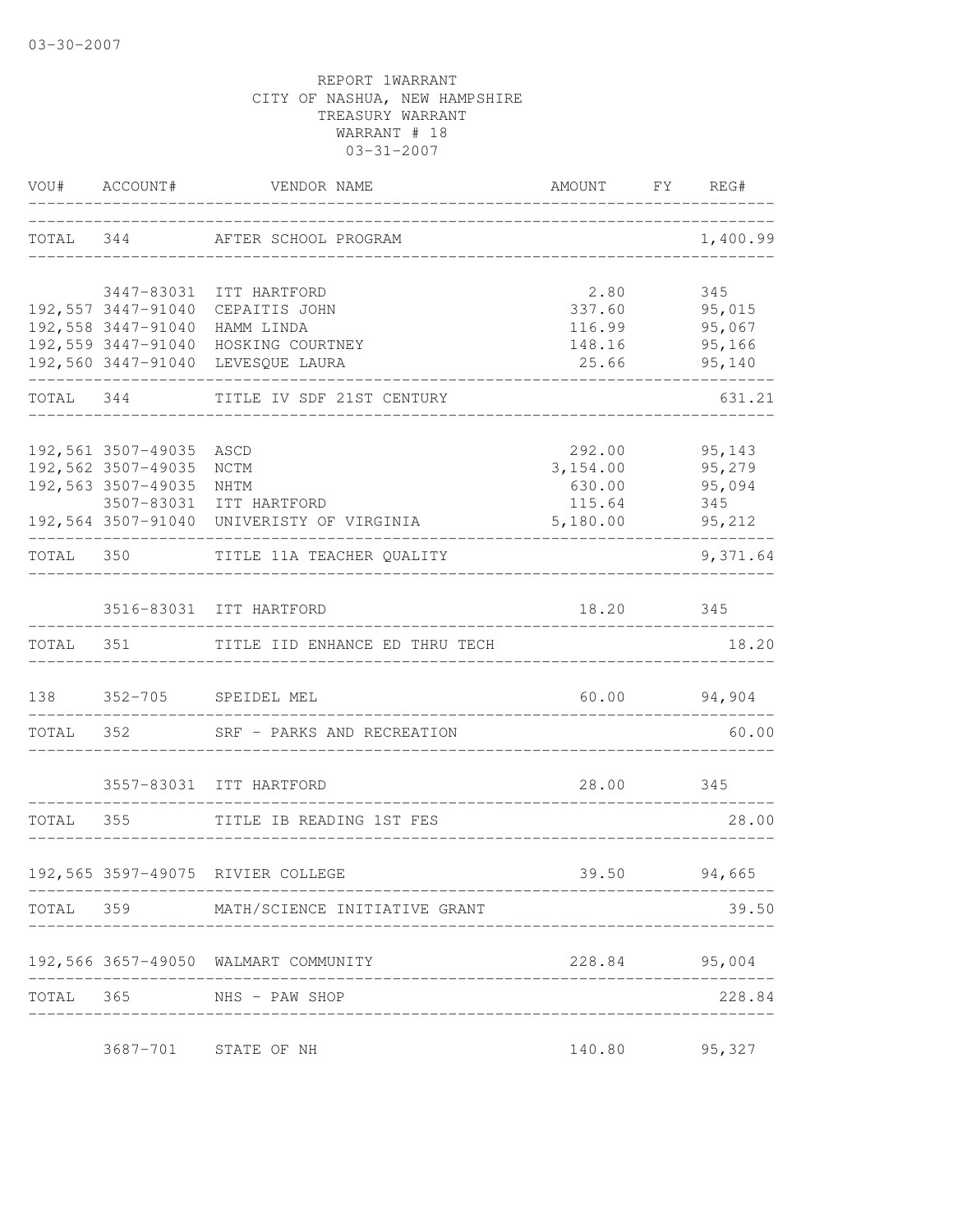03-30-2007

REPORT 1WARRANT
CITY OF NASHUA, NEW HAMPSHIRE
TREASURY WARRANT
WARRANT # 18
03-31-2007

| VOU# | ACCOUNT# | VENDOR NAME | AMOUNT | FY | REG# |
|---|---|---|---|---|---|
| TOTAL | 344 | AFTER SCHOOL PROGRAM | | | 1,400.99 |
| | 3447-83031 | ITT HARTFORD | 2.80 | | 345 |
| 192,557 | 3447-91040 | CEPAITIS JOHN | 337.60 | | 95,015 |
| 192,558 | 3447-91040 | HAMM LINDA | 116.99 | | 95,067 |
| 192,559 | 3447-91040 | HOSKING COURTNEY | 148.16 | | 95,166 |
| 192,560 | 3447-91040 | LEVESQUE LAURA | 25.66 | | 95,140 |
| TOTAL | 344 | TITLE IV SDF 21ST CENTURY | | | 631.21 |
| 192,561 | 3507-49035 | ASCD | 292.00 | | 95,143 |
| 192,562 | 3507-49035 | NCTM | 3,154.00 | | 95,279 |
| 192,563 | 3507-49035 | NHTM | 630.00 | | 95,094 |
| | 3507-83031 | ITT HARTFORD | 115.64 | | 345 |
| 192,564 | 3507-91040 | UNIVERISTY OF VIRGINIA | 5,180.00 | | 95,212 |
| TOTAL | 350 | TITLE 11A TEACHER QUALITY | | | 9,371.64 |
| | 3516-83031 | ITT HARTFORD | 18.20 | | 345 |
| TOTAL | 351 | TITLE IID ENHANCE ED THRU TECH | | | 18.20 |
| 138 | 352-705 | SPEIDEL MEL | 60.00 | | 94,904 |
| TOTAL | 352 | SRF - PARKS AND RECREATION | | | 60.00 |
| | 3557-83031 | ITT HARTFORD | 28.00 | | 345 |
| TOTAL | 355 | TITLE IB READING 1ST FES | | | 28.00 |
| 192,565 | 3597-49075 | RIVIER COLLEGE | 39.50 | | 94,665 |
| TOTAL | 359 | MATH/SCIENCE INITIATIVE GRANT | | | 39.50 |
| 192,566 | 3657-49050 | WALMART COMMUNITY | 228.84 | | 95,004 |
| TOTAL | 365 | NHS - PAW SHOP | | | 228.84 |
| | 3687-701 | STATE OF NH | 140.80 | | 95,327 |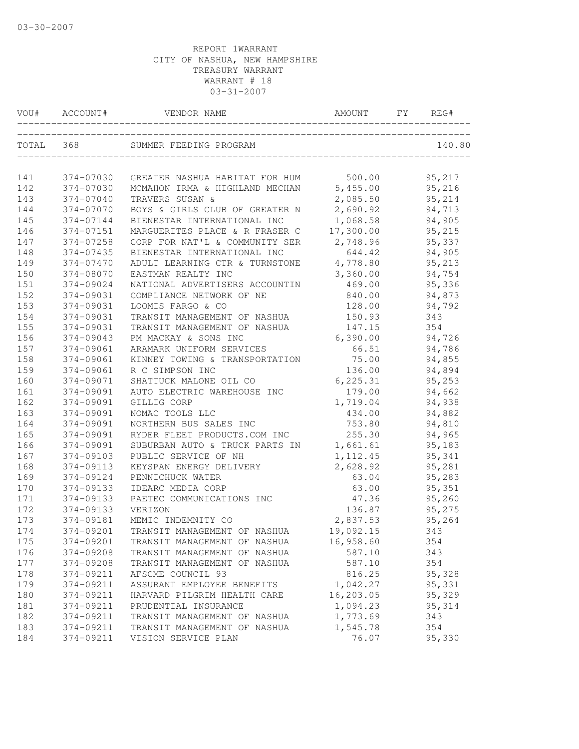03-30-2007

REPORT 1WARRANT
CITY OF NASHUA, NEW HAMPSHIRE
TREASURY WARRANT
WARRANT # 18
03-31-2007

| VOU# | ACCOUNT# | VENDOR NAME | AMOUNT | FY | REG# |
|---|---|---|---|---|---|
| TOTAL | 368 | SUMMER FEEDING PROGRAM | | | 140.80 |
| 141 | 374-07030 | GREATER NASHUA HABITAT FOR HUM | 500.00 | | 95,217 |
| 142 | 374-07030 | MCMAHON IRMA & HIGHLAND MECHAN | 5,455.00 | | 95,216 |
| 143 | 374-07040 | TRAVERS SUSAN & | 2,085.50 | | 95,214 |
| 144 | 374-07070 | BOYS & GIRLS CLUB OF GREATER N | 2,690.92 | | 94,713 |
| 145 | 374-07144 | BIENESTAR INTERNATIONAL INC | 1,068.58 | | 94,905 |
| 146 | 374-07151 | MARGUERITES PLACE & R FRASER C | 17,300.00 | | 95,215 |
| 147 | 374-07258 | CORP FOR NAT'L & COMMUNITY SER | 2,748.96 | | 95,337 |
| 148 | 374-07435 | BIENESTAR INTERNATIONAL INC | 644.42 | | 94,905 |
| 149 | 374-07470 | ADULT LEARNING CTR & TURNSTONE | 4,778.80 | | 95,213 |
| 150 | 374-08070 | EASTMAN REALTY INC | 3,360.00 | | 94,754 |
| 151 | 374-09024 | NATIONAL ADVERTISERS ACCOUNTIN | 469.00 | | 95,336 |
| 152 | 374-09031 | COMPLIANCE NETWORK OF NE | 840.00 | | 94,873 |
| 153 | 374-09031 | LOOMIS FARGO & CO | 128.00 | | 94,792 |
| 154 | 374-09031 | TRANSIT MANAGEMENT OF NASHUA | 150.93 | | 343 |
| 155 | 374-09031 | TRANSIT MANAGEMENT OF NASHUA | 147.15 | | 354 |
| 156 | 374-09043 | PM MACKAY & SONS INC | 6,390.00 | | 94,726 |
| 157 | 374-09061 | ARAMARK UNIFORM SERVICES | 66.51 | | 94,786 |
| 158 | 374-09061 | KINNEY TOWING & TRANSPORTATION | 75.00 | | 94,855 |
| 159 | 374-09061 | R C SIMPSON INC | 136.00 | | 94,894 |
| 160 | 374-09071 | SHATTUCK MALONE OIL CO | 6,225.31 | | 95,253 |
| 161 | 374-09091 | AUTO ELECTRIC WAREHOUSE INC | 179.00 | | 94,662 |
| 162 | 374-09091 | GILLIG CORP | 1,719.04 | | 94,938 |
| 163 | 374-09091 | NOMAC TOOLS LLC | 434.00 | | 94,882 |
| 164 | 374-09091 | NORTHERN BUS SALES INC | 753.80 | | 94,810 |
| 165 | 374-09091 | RYDER FLEET PRODUCTS.COM INC | 255.30 | | 94,965 |
| 166 | 374-09091 | SUBURBAN AUTO & TRUCK PARTS IN | 1,661.61 | | 95,183 |
| 167 | 374-09103 | PUBLIC SERVICE OF NH | 1,112.45 | | 95,341 |
| 168 | 374-09113 | KEYSPAN ENERGY DELIVERY | 2,628.92 | | 95,281 |
| 169 | 374-09124 | PENNICHUCK WATER | 63.04 | | 95,283 |
| 170 | 374-09133 | IDEARC MEDIA CORP | 63.00 | | 95,351 |
| 171 | 374-09133 | PAETEC COMMUNICATIONS INC | 47.36 | | 95,260 |
| 172 | 374-09133 | VERIZON | 136.87 | | 95,275 |
| 173 | 374-09181 | MEMIC INDEMNITY CO | 2,837.53 | | 95,264 |
| 174 | 374-09201 | TRANSIT MANAGEMENT OF NASHUA | 19,092.15 | | 343 |
| 175 | 374-09201 | TRANSIT MANAGEMENT OF NASHUA | 16,958.60 | | 354 |
| 176 | 374-09208 | TRANSIT MANAGEMENT OF NASHUA | 587.10 | | 343 |
| 177 | 374-09208 | TRANSIT MANAGEMENT OF NASHUA | 587.10 | | 354 |
| 178 | 374-09211 | AFSCME COUNCIL 93 | 816.25 | | 95,328 |
| 179 | 374-09211 | ASSURANT EMPLOYEE BENEFITS | 1,042.27 | | 95,331 |
| 180 | 374-09211 | HARVARD PILGRIM HEALTH CARE | 16,203.05 | | 95,329 |
| 181 | 374-09211 | PRUDENTIAL INSURANCE | 1,094.23 | | 95,314 |
| 182 | 374-09211 | TRANSIT MANAGEMENT OF NASHUA | 1,773.69 | | 343 |
| 183 | 374-09211 | TRANSIT MANAGEMENT OF NASHUA | 1,545.78 | | 354 |
| 184 | 374-09211 | VISION SERVICE PLAN | 76.07 | | 95,330 |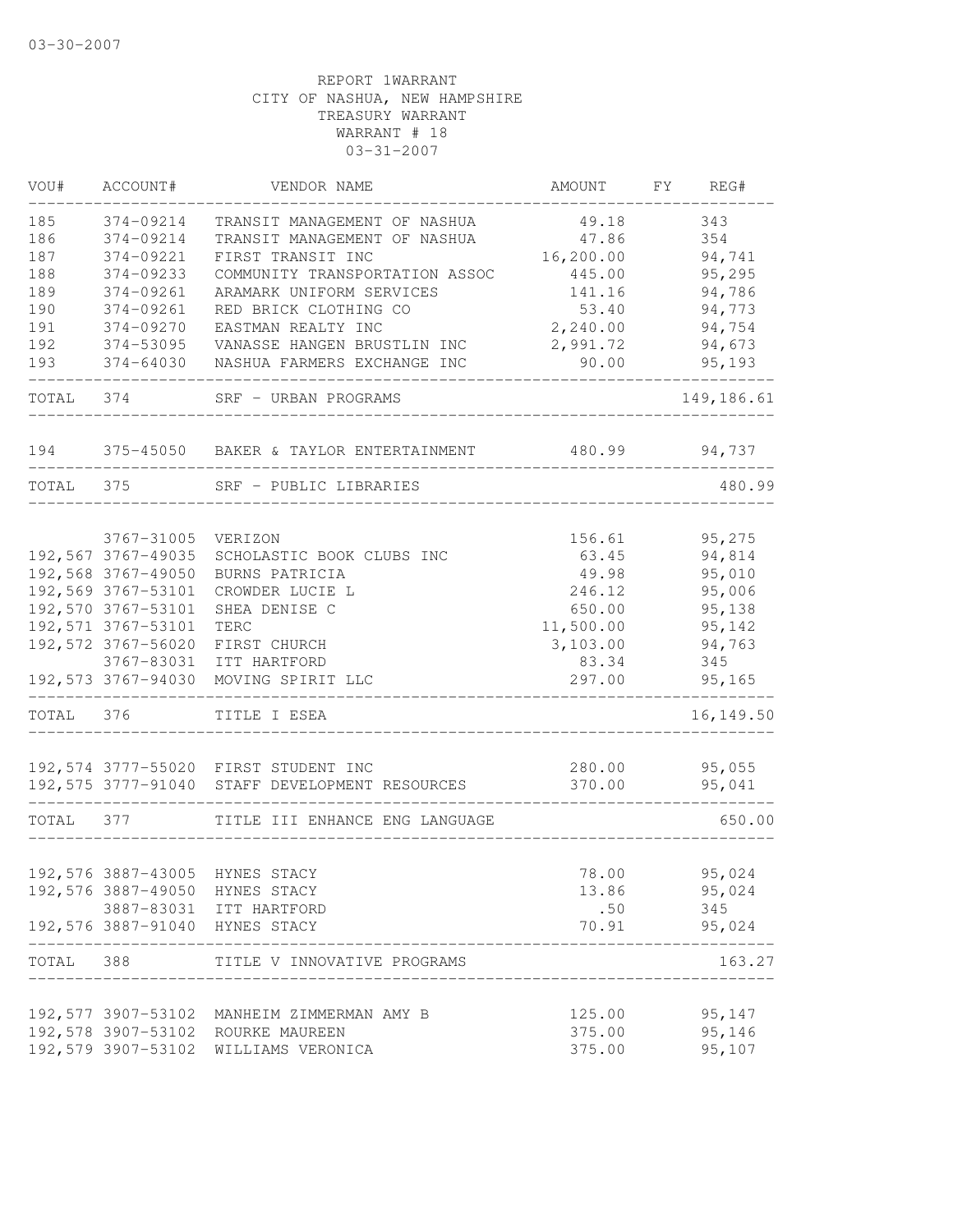03-30-2007

REPORT 1WARRANT
CITY OF NASHUA, NEW HAMPSHIRE
TREASURY WARRANT
WARRANT # 18
03-31-2007

| VOU# | ACCOUNT# | VENDOR NAME | AMOUNT | FY | REG# |
|---|---|---|---|---|---|
| 185 | 374-09214 | TRANSIT MANAGEMENT OF NASHUA | 49.18 | | 343 |
| 186 | 374-09214 | TRANSIT MANAGEMENT OF NASHUA | 47.86 | | 354 |
| 187 | 374-09221 | FIRST TRANSIT INC | 16,200.00 | | 94,741 |
| 188 | 374-09233 | COMMUNITY TRANSPORTATION ASSOC | 445.00 | | 95,295 |
| 189 | 374-09261 | ARAMARK UNIFORM SERVICES | 141.16 | | 94,786 |
| 190 | 374-09261 | RED BRICK CLOTHING CO | 53.40 | | 94,773 |
| 191 | 374-09270 | EASTMAN REALTY INC | 2,240.00 | | 94,754 |
| 192 | 374-53095 | VANASSE HANGEN BRUSTLIN INC | 2,991.72 | | 94,673 |
| 193 | 374-64030 | NASHUA FARMERS EXCHANGE INC | 90.00 | | 95,193 |
| TOTAL | 374 | SRF - URBAN PROGRAMS | | | 149,186.61 |
| 194 | 375-45050 | BAKER & TAYLOR ENTERTAINMENT | 480.99 | | 94,737 |
| TOTAL | 375 | SRF - PUBLIC LIBRARIES | | | 480.99 |
| | 3767-31005 | VERIZON | 156.61 | | 95,275 |
| 192,567 | 3767-49035 | SCHOLASTIC BOOK CLUBS INC | 63.45 | | 94,814 |
| 192,568 | 3767-49050 | BURNS PATRICIA | 49.98 | | 95,010 |
| 192,569 | 3767-53101 | CROWDER LUCIE L | 246.12 | | 95,006 |
| 192,570 | 3767-53101 | SHEA DENISE C | 650.00 | | 95,138 |
| 192,571 | 3767-53101 | TERC | 11,500.00 | | 95,142 |
| 192,572 | 3767-56020 | FIRST CHURCH | 3,103.00 | | 94,763 |
| | 3767-83031 | ITT HARTFORD | 83.34 | | 345 |
| 192,573 | 3767-94030 | MOVING SPIRIT LLC | 297.00 | | 95,165 |
| TOTAL | 376 | TITLE I ESEA | | | 16,149.50 |
| 192,574 | 3777-55020 | FIRST STUDENT INC | 280.00 | | 95,055 |
| 192,575 | 3777-91040 | STAFF DEVELOPMENT RESOURCES | 370.00 | | 95,041 |
| TOTAL | 377 | TITLE III ENHANCE ENG LANGUAGE | | | 650.00 |
| 192,576 | 3887-43005 | HYNES STACY | 78.00 | | 95,024 |
| 192,576 | 3887-49050 | HYNES STACY | 13.86 | | 95,024 |
| | 3887-83031 | ITT HARTFORD | .50 | | 345 |
| 192,576 | 3887-91040 | HYNES STACY | 70.91 | | 95,024 |
| TOTAL | 388 | TITLE V INNOVATIVE PROGRAMS | | | 163.27 |
| 192,577 | 3907-53102 | MANHEIM ZIMMERMAN AMY B | 125.00 | | 95,147 |
| 192,578 | 3907-53102 | ROURKE MAUREEN | 375.00 | | 95,146 |
| 192,579 | 3907-53102 | WILLIAMS VERONICA | 375.00 | | 95,107 |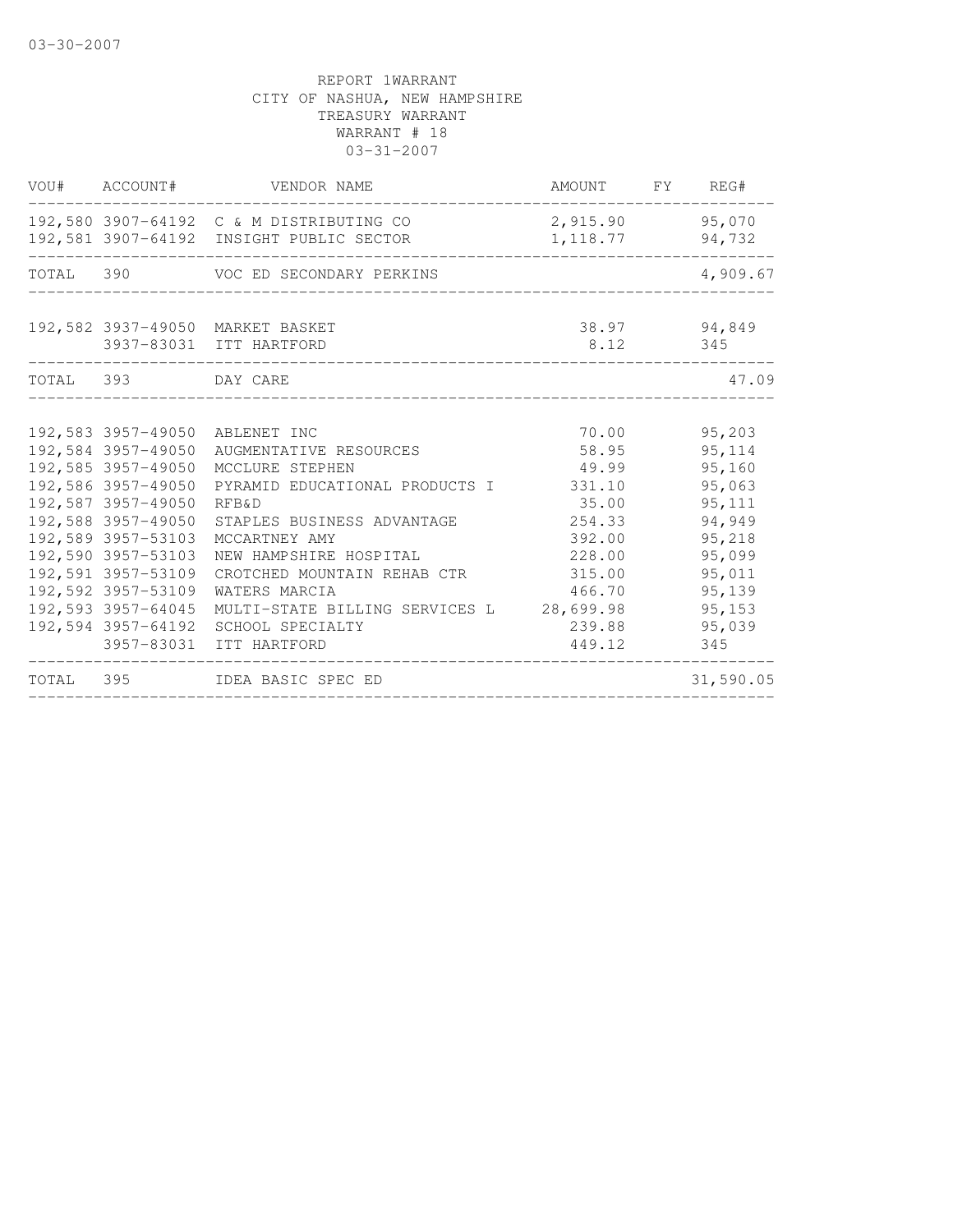03-30-2007

REPORT 1WARRANT
CITY OF NASHUA, NEW HAMPSHIRE
TREASURY WARRANT
WARRANT # 18
03-31-2007

| VOU# | ACCOUNT# | VENDOR NAME | AMOUNT | FY | REG# |
|---|---|---|---|---|---|
| 192,580 | 3907-64192 | C & M DISTRIBUTING CO | 2,915.90 | | 95,070 |
| 192,581 | 3907-64192 | INSIGHT PUBLIC SECTOR | 1,118.77 | | 94,732 |
| TOTAL | 390 | VOC ED SECONDARY PERKINS | | | 4,909.67 |
| 192,582 | 3937-49050 | MARKET BASKET | 38.97 | | 94,849 |
| | 3937-83031 | ITT HARTFORD | 8.12 | | 345 |
| TOTAL | 393 | DAY CARE | | | 47.09 |
| 192,583 | 3957-49050 | ABLENET INC | 70.00 | | 95,203 |
| 192,584 | 3957-49050 | AUGMENTATIVE RESOURCES | 58.95 | | 95,114 |
| 192,585 | 3957-49050 | MCCLURE STEPHEN | 49.99 | | 95,160 |
| 192,586 | 3957-49050 | PYRAMID EDUCATIONAL PRODUCTS I | 331.10 | | 95,063 |
| 192,587 | 3957-49050 | RFB&D | 35.00 | | 95,111 |
| 192,588 | 3957-49050 | STAPLES BUSINESS ADVANTAGE | 254.33 | | 94,949 |
| 192,589 | 3957-53103 | MCCARTNEY AMY | 392.00 | | 95,218 |
| 192,590 | 3957-53103 | NEW HAMPSHIRE HOSPITAL | 228.00 | | 95,099 |
| 192,591 | 3957-53109 | CROTCHED MOUNTAIN REHAB CTR | 315.00 | | 95,011 |
| 192,592 | 3957-53109 | WATERS MARCIA | 466.70 | | 95,139 |
| 192,593 | 3957-64045 | MULTI-STATE BILLING SERVICES L | 28,699.98 | | 95,153 |
| 192,594 | 3957-64192 | SCHOOL SPECIALTY | 239.88 | | 95,039 |
| | 3957-83031 | ITT HARTFORD | 449.12 | | 345 |
| TOTAL | 395 | IDEA BASIC SPEC ED | | | 31,590.05 |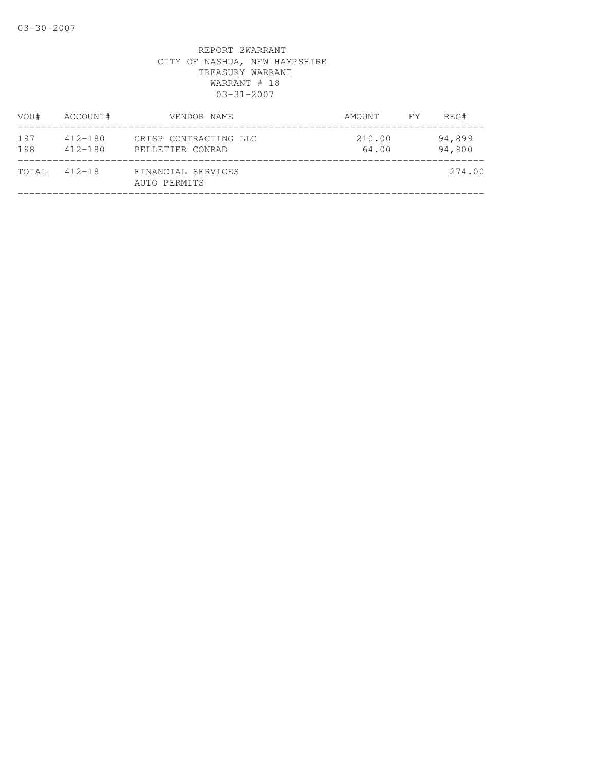03-30-2007

REPORT 2WARRANT
CITY OF NASHUA, NEW HAMPSHIRE
TREASURY WARRANT
WARRANT # 18
03-31-2007

| VOU# | ACCOUNT# | VENDOR NAME | AMOUNT | FY | REG# |
|---|---|---|---|---|---|
| 197 | 412-180 | CRISP CONTRACTING LLC | 210.00 | | 94,899 |
| 198 | 412-180 | PELLETIER CONRAD | 64.00 | | 94,900 |
| TOTAL | 412-18 | FINANCIAL SERVICES<br>AUTO PERMITS | | | 274.00 |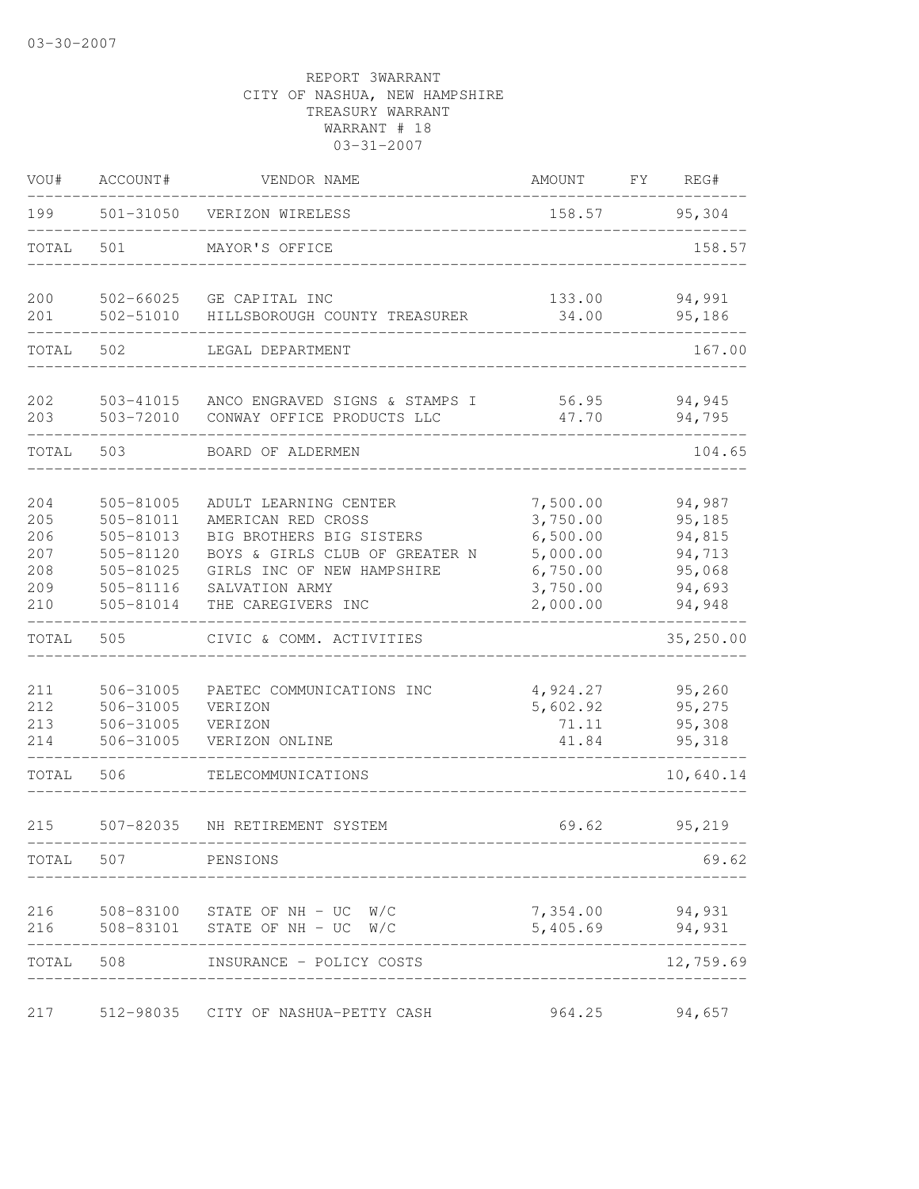03-30-2007

REPORT 3WARRANT
CITY OF NASHUA, NEW HAMPSHIRE
TREASURY WARRANT
WARRANT # 18
03-31-2007

| VOU# | ACCOUNT# | VENDOR NAME | AMOUNT | FY | REG# |
|---|---|---|---|---|---|
| 199 | 501-31050 | VERIZON WIRELESS | 158.57 | | 95,304 |
| TOTAL | 501 | MAYOR'S OFFICE | | | 158.57 |
| 200 | 502-66025 | GE CAPITAL INC | 133.00 | | 94,991 |
| 201 | 502-51010 | HILLSBOROUGH COUNTY TREASURER | 34.00 | | 95,186 |
| TOTAL | 502 | LEGAL DEPARTMENT | | | 167.00 |
| 202 | 503-41015 | ANCO ENGRAVED SIGNS & STAMPS I | 56.95 | | 94,945 |
| 203 | 503-72010 | CONWAY OFFICE PRODUCTS LLC | 47.70 | | 94,795 |
| TOTAL | 503 | BOARD OF ALDERMEN | | | 104.65 |
| 204 | 505-81005 | ADULT LEARNING CENTER | 7,500.00 | | 94,987 |
| 205 | 505-81011 | AMERICAN RED CROSS | 3,750.00 | | 95,185 |
| 206 | 505-81013 | BIG BROTHERS BIG SISTERS | 6,500.00 | | 94,815 |
| 207 | 505-81120 | BOYS & GIRLS CLUB OF GREATER N | 5,000.00 | | 94,713 |
| 208 | 505-81025 | GIRLS INC OF NEW HAMPSHIRE | 6,750.00 | | 95,068 |
| 209 | 505-81116 | SALVATION ARMY | 3,750.00 | | 94,693 |
| 210 | 505-81014 | THE CAREGIVERS INC | 2,000.00 | | 94,948 |
| TOTAL | 505 | CIVIC & COMM. ACTIVITIES | | | 35,250.00 |
| 211 | 506-31005 | PAETEC COMMUNICATIONS INC | 4,924.27 | | 95,260 |
| 212 | 506-31005 | VERIZON | 5,602.92 | | 95,275 |
| 213 | 506-31005 | VERIZON | 71.11 | | 95,308 |
| 214 | 506-31005 | VERIZON ONLINE | 41.84 | | 95,318 |
| TOTAL | 506 | TELECOMMUNICATIONS | | | 10,640.14 |
| 215 | 507-82035 | NH RETIREMENT SYSTEM | 69.62 | | 95,219 |
| TOTAL | 507 | PENSIONS | | | 69.62 |
| 216 | 508-83100 | STATE OF NH - UC W/C | 7,354.00 | | 94,931 |
| 216 | 508-83101 | STATE OF NH - UC W/C | 5,405.69 | | 94,931 |
| TOTAL | 508 | INSURANCE - POLICY COSTS | | | 12,759.69 |
| 217 | 512-98035 | CITY OF NASHUA-PETTY CASH | 964.25 | | 94,657 |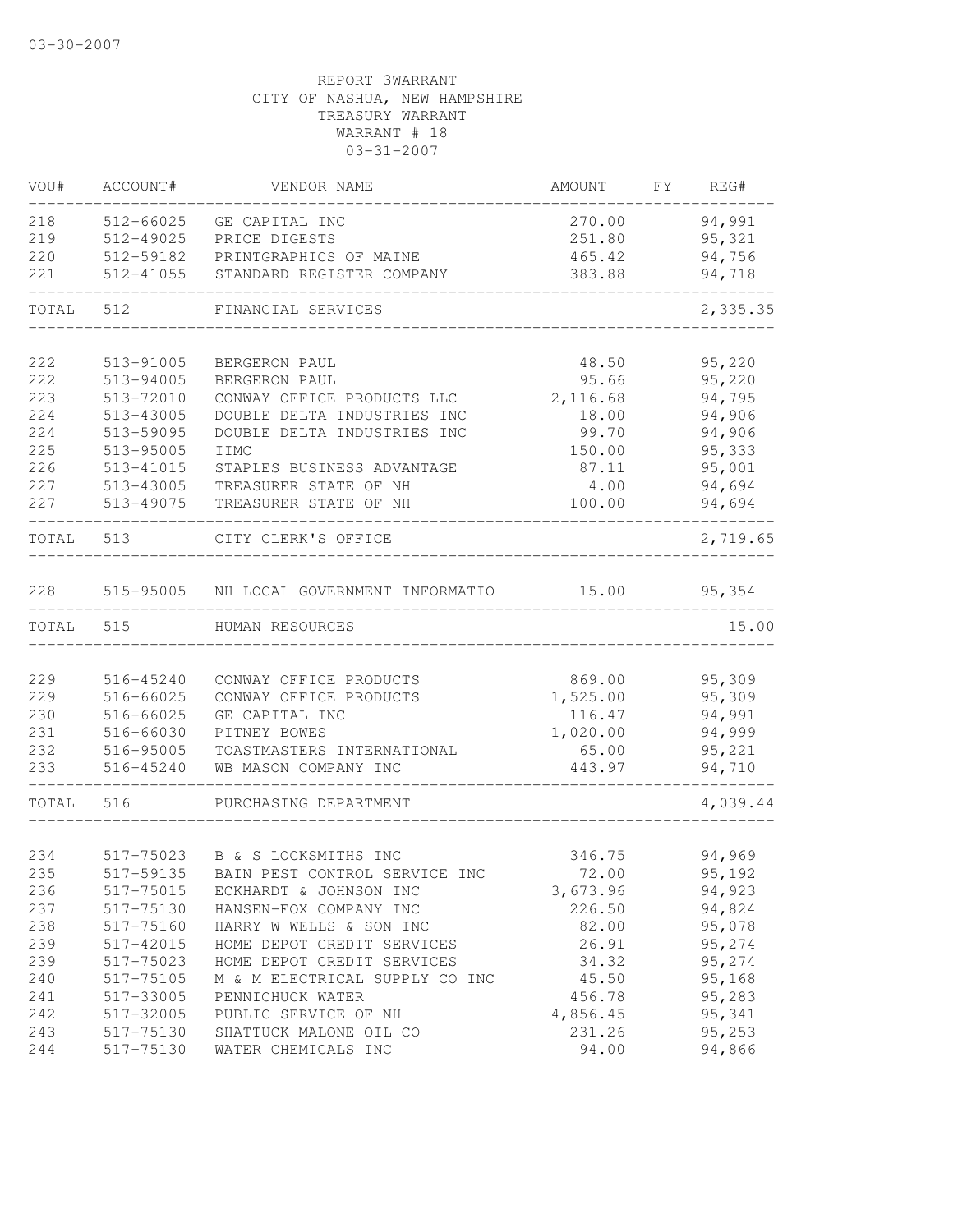03-30-2007

REPORT 3WARRANT
CITY OF NASHUA, NEW HAMPSHIRE
TREASURY WARRANT
WARRANT # 18
03-31-2007

| VOU# | ACCOUNT# | VENDOR NAME | AMOUNT | FY | REG# |
|---|---|---|---|---|---|
| 218 | 512-66025 | GE CAPITAL INC | 270.00 | | 94,991 |
| 219 | 512-49025 | PRICE DIGESTS | 251.80 | | 95,321 |
| 220 | 512-59182 | PRINTGRAPHICS OF MAINE | 465.42 | | 94,756 |
| 221 | 512-41055 | STANDARD REGISTER COMPANY | 383.88 | | 94,718 |
| TOTAL | 512 | FINANCIAL SERVICES | | | 2,335.35 |
| 222 | 513-91005 | BERGERON PAUL | 48.50 | | 95,220 |
| 222 | 513-94005 | BERGERON PAUL | 95.66 | | 95,220 |
| 223 | 513-72010 | CONWAY OFFICE PRODUCTS LLC | 2,116.68 | | 94,795 |
| 224 | 513-43005 | DOUBLE DELTA INDUSTRIES INC | 18.00 | | 94,906 |
| 224 | 513-59095 | DOUBLE DELTA INDUSTRIES INC | 99.70 | | 94,906 |
| 225 | 513-95005 | IIMC | 150.00 | | 95,333 |
| 226 | 513-41015 | STAPLES BUSINESS ADVANTAGE | 87.11 | | 95,001 |
| 227 | 513-43005 | TREASURER STATE OF NH | 4.00 | | 94,694 |
| 227 | 513-49075 | TREASURER STATE OF NH | 100.00 | | 94,694 |
| TOTAL | 513 | CITY CLERK'S OFFICE | | | 2,719.65 |
| 228 | 515-95005 | NH LOCAL GOVERNMENT INFORMATIO | 15.00 | | 95,354 |
| TOTAL | 515 | HUMAN RESOURCES | | | 15.00 |
| 229 | 516-45240 | CONWAY OFFICE PRODUCTS | 869.00 | | 95,309 |
| 229 | 516-66025 | CONWAY OFFICE PRODUCTS | 1,525.00 | | 95,309 |
| 230 | 516-66025 | GE CAPITAL INC | 116.47 | | 94,991 |
| 231 | 516-66030 | PITNEY BOWES | 1,020.00 | | 94,999 |
| 232 | 516-95005 | TOASTMASTERS INTERNATIONAL | 65.00 | | 95,221 |
| 233 | 516-45240 | WB MASON COMPANY INC | 443.97 | | 94,710 |
| TOTAL | 516 | PURCHASING DEPARTMENT | | | 4,039.44 |
| 234 | 517-75023 | B & S LOCKSMITHS INC | 346.75 | | 94,969 |
| 235 | 517-59135 | BAIN PEST CONTROL SERVICE INC | 72.00 | | 95,192 |
| 236 | 517-75015 | ECKHARDT & JOHNSON INC | 3,673.96 | | 94,923 |
| 237 | 517-75130 | HANSEN-FOX COMPANY INC | 226.50 | | 94,824 |
| 238 | 517-75160 | HARRY W WELLS & SON INC | 82.00 | | 95,078 |
| 239 | 517-42015 | HOME DEPOT CREDIT SERVICES | 26.91 | | 95,274 |
| 239 | 517-75023 | HOME DEPOT CREDIT SERVICES | 34.32 | | 95,274 |
| 240 | 517-75105 | M & M ELECTRICAL SUPPLY CO INC | 45.50 | | 95,168 |
| 241 | 517-33005 | PENNICHUCK WATER | 456.78 | | 95,283 |
| 242 | 517-32005 | PUBLIC SERVICE OF NH | 4,856.45 | | 95,341 |
| 243 | 517-75130 | SHATTUCK MALONE OIL CO | 231.26 | | 95,253 |
| 244 | 517-75130 | WATER CHEMICALS INC | 94.00 | | 94,866 |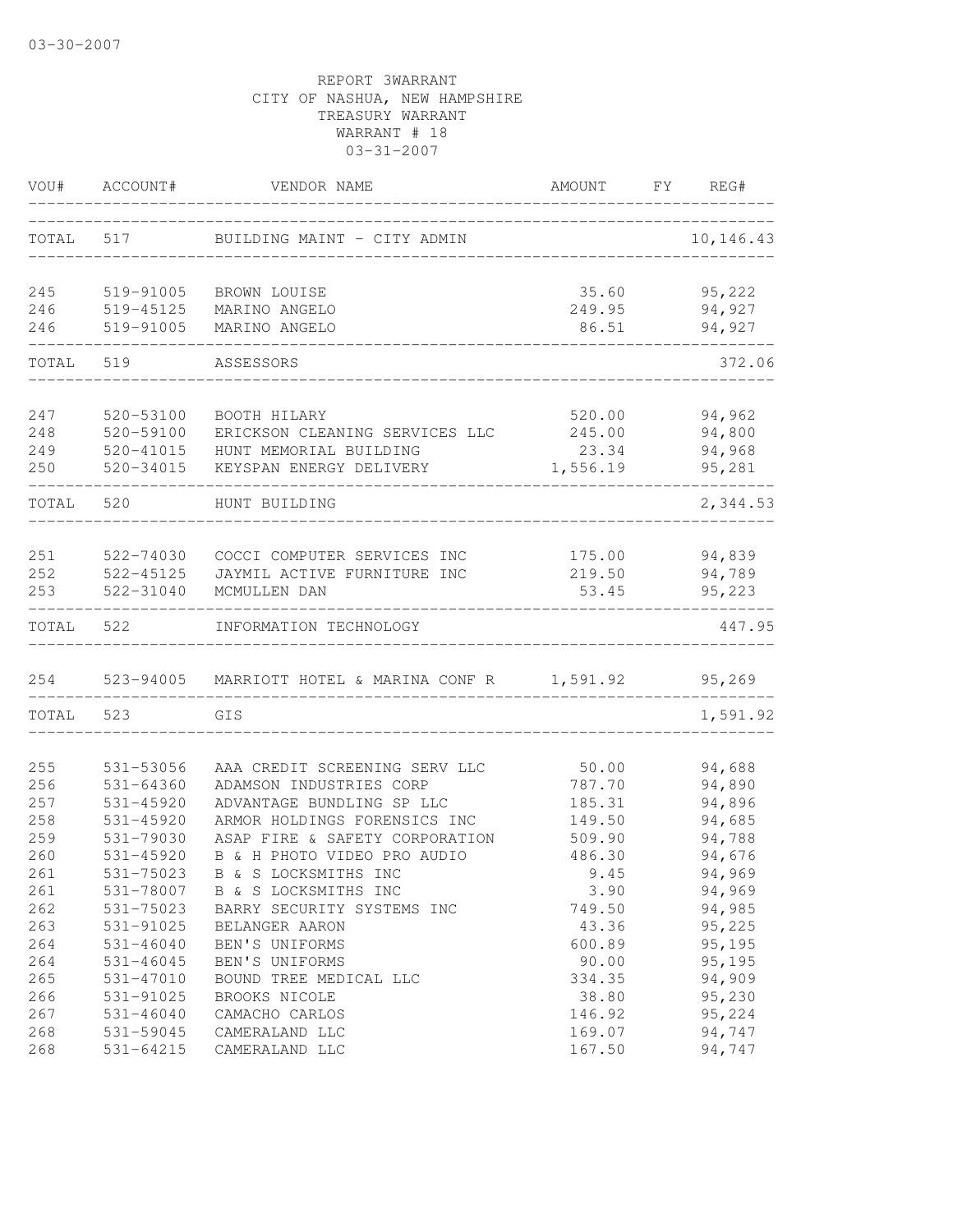03-30-2007

REPORT 3WARRANT
CITY OF NASHUA, NEW HAMPSHIRE
TREASURY WARRANT
WARRANT # 18
03-31-2007

| VOU# | ACCOUNT# | VENDOR NAME | AMOUNT | FY | REG# |
|---|---|---|---|---|---|
| TOTAL | 517 | BUILDING MAINT - CITY ADMIN | | | 10,146.43 |
| 245 | 519-91005 | BROWN LOUISE | 35.60 | | 95,222 |
| 246 | 519-45125 | MARINO ANGELO | 249.95 | | 94,927 |
| 246 | 519-91005 | MARINO ANGELO | 86.51 | | 94,927 |
| TOTAL | 519 | ASSESSORS | | | 372.06 |
| 247 | 520-53100 | BOOTH HILARY | 520.00 | | 94,962 |
| 248 | 520-59100 | ERICKSON CLEANING SERVICES LLC | 245.00 | | 94,800 |
| 249 | 520-41015 | HUNT MEMORIAL BUILDING | 23.34 | | 94,968 |
| 250 | 520-34015 | KEYSPAN ENERGY DELIVERY | 1,556.19 | | 95,281 |
| TOTAL | 520 | HUNT BUILDING | | | 2,344.53 |
| 251 | 522-74030 | COCCI COMPUTER SERVICES INC | 175.00 | | 94,839 |
| 252 | 522-45125 | JAYMIL ACTIVE FURNITURE INC | 219.50 | | 94,789 |
| 253 | 522-31040 | MCMULLEN DAN | 53.45 | | 95,223 |
| TOTAL | 522 | INFORMATION TECHNOLOGY | | | 447.95 |
| 254 | 523-94005 | MARRIOTT HOTEL & MARINA CONF R | 1,591.92 | | 95,269 |
| TOTAL | 523 | GIS | | | 1,591.92 |
| 255 | 531-53056 | AAA CREDIT SCREENING SERV LLC | 50.00 | | 94,688 |
| 256 | 531-64360 | ADAMSON INDUSTRIES CORP | 787.70 | | 94,890 |
| 257 | 531-45920 | ADVANTAGE BUNDLING SP LLC | 185.31 | | 94,896 |
| 258 | 531-45920 | ARMOR HOLDINGS FORENSICS INC | 149.50 | | 94,685 |
| 259 | 531-79030 | ASAP FIRE & SAFETY CORPORATION | 509.90 | | 94,788 |
| 260 | 531-45920 | B & H PHOTO VIDEO PRO AUDIO | 486.30 | | 94,676 |
| 261 | 531-75023 | B & S LOCKSMITHS INC | 9.45 | | 94,969 |
| 261 | 531-78007 | B & S LOCKSMITHS INC | 3.90 | | 94,969 |
| 262 | 531-75023 | BARRY SECURITY SYSTEMS INC | 749.50 | | 94,985 |
| 263 | 531-91025 | BELANGER AARON | 43.36 | | 95,225 |
| 264 | 531-46040 | BEN'S UNIFORMS | 600.89 | | 95,195 |
| 264 | 531-46045 | BEN'S UNIFORMS | 90.00 | | 95,195 |
| 265 | 531-47010 | BOUND TREE MEDICAL LLC | 334.35 | | 94,909 |
| 266 | 531-91025 | BROOKS NICOLE | 38.80 | | 95,230 |
| 267 | 531-46040 | CAMACHO CARLOS | 146.92 | | 95,224 |
| 268 | 531-59045 | CAMERALAND LLC | 169.07 | | 94,747 |
| 268 | 531-64215 | CAMERALAND LLC | 167.50 | | 94,747 |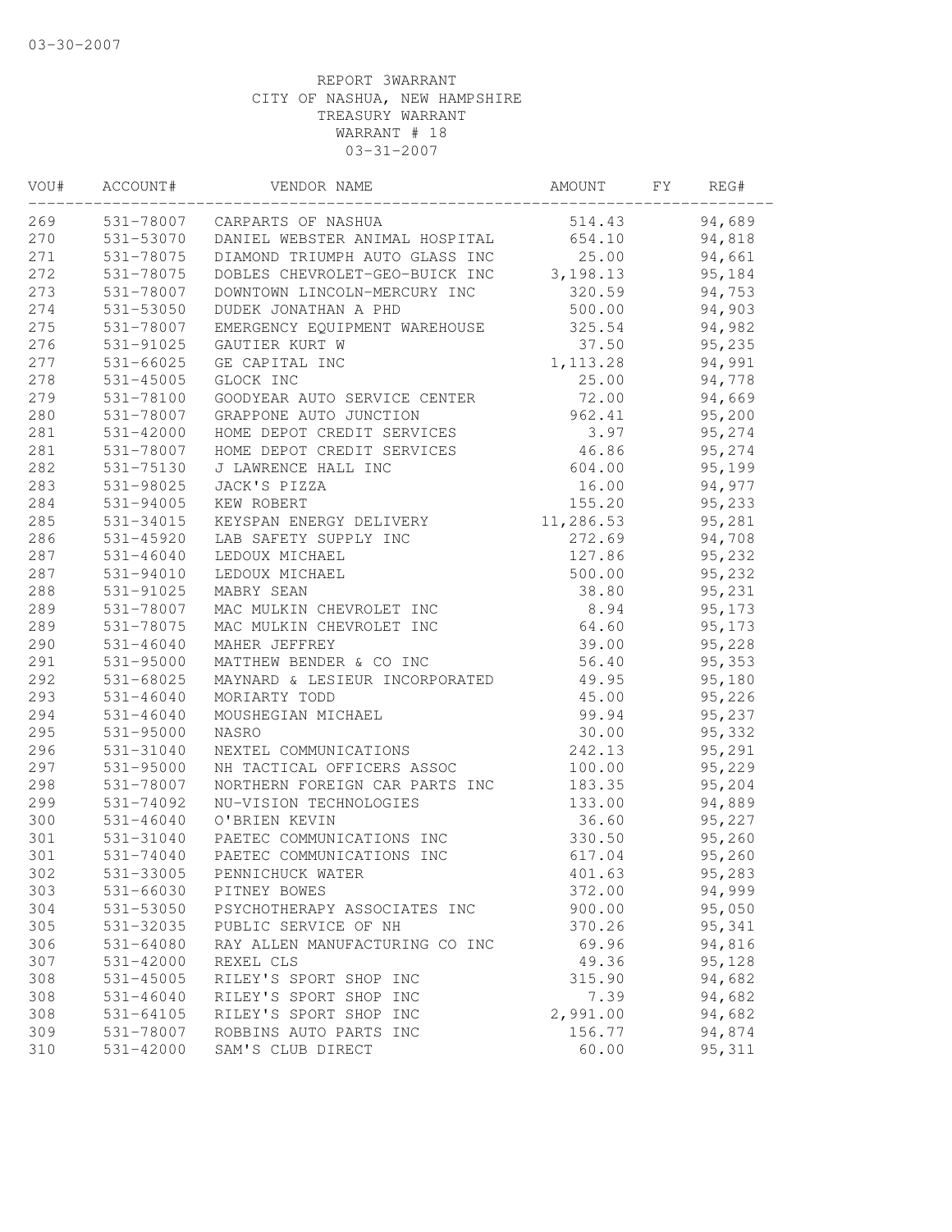03-30-2007

REPORT 3WARRANT
CITY OF NASHUA, NEW HAMPSHIRE
TREASURY WARRANT
WARRANT # 18
03-31-2007

| VOU# | ACCOUNT# | VENDOR NAME | AMOUNT | FY | REG# |
|---|---|---|---|---|---|
| 269 | 531-78007 | CARPARTS OF NASHUA | 514.43 | | 94,689 |
| 270 | 531-53070 | DANIEL WEBSTER ANIMAL HOSPITAL | 654.10 | | 94,818 |
| 271 | 531-78075 | DIAMOND TRIUMPH AUTO GLASS INC | 25.00 | | 94,661 |
| 272 | 531-78075 | DOBLES CHEVROLET-GEO-BUICK INC | 3,198.13 | | 95,184 |
| 273 | 531-78007 | DOWNTOWN LINCOLN-MERCURY INC | 320.59 | | 94,753 |
| 274 | 531-53050 | DUDEK JONATHAN A PHD | 500.00 | | 94,903 |
| 275 | 531-78007 | EMERGENCY EQUIPMENT WAREHOUSE | 325.54 | | 94,982 |
| 276 | 531-91025 | GAUTIER KURT W | 37.50 | | 95,235 |
| 277 | 531-66025 | GE CAPITAL INC | 1,113.28 | | 94,991 |
| 278 | 531-45005 | GLOCK INC | 25.00 | | 94,778 |
| 279 | 531-78100 | GOODYEAR AUTO SERVICE CENTER | 72.00 | | 94,669 |
| 280 | 531-78007 | GRAPPONE AUTO JUNCTION | 962.41 | | 95,200 |
| 281 | 531-42000 | HOME DEPOT CREDIT SERVICES | 3.97 | | 95,274 |
| 281 | 531-78007 | HOME DEPOT CREDIT SERVICES | 46.86 | | 95,274 |
| 282 | 531-75130 | J LAWRENCE HALL INC | 604.00 | | 95,199 |
| 283 | 531-98025 | JACK'S PIZZA | 16.00 | | 94,977 |
| 284 | 531-94005 | KEW ROBERT | 155.20 | | 95,233 |
| 285 | 531-34015 | KEYSPAN ENERGY DELIVERY | 11,286.53 | | 95,281 |
| 286 | 531-45920 | LAB SAFETY SUPPLY INC | 272.69 | | 94,708 |
| 287 | 531-46040 | LEDOUX MICHAEL | 127.86 | | 95,232 |
| 287 | 531-94010 | LEDOUX MICHAEL | 500.00 | | 95,232 |
| 288 | 531-91025 | MABRY SEAN | 38.80 | | 95,231 |
| 289 | 531-78007 | MAC MULKIN CHEVROLET INC | 8.94 | | 95,173 |
| 289 | 531-78075 | MAC MULKIN CHEVROLET INC | 64.60 | | 95,173 |
| 290 | 531-46040 | MAHER JEFFREY | 39.00 | | 95,228 |
| 291 | 531-95000 | MATTHEW BENDER & CO INC | 56.40 | | 95,353 |
| 292 | 531-68025 | MAYNARD & LESIEUR INCORPORATED | 49.95 | | 95,180 |
| 293 | 531-46040 | MORIARTY TODD | 45.00 | | 95,226 |
| 294 | 531-46040 | MOUSHEGIAN MICHAEL | 99.94 | | 95,237 |
| 295 | 531-95000 | NASRO | 30.00 | | 95,332 |
| 296 | 531-31040 | NEXTEL COMMUNICATIONS | 242.13 | | 95,291 |
| 297 | 531-95000 | NH TACTICAL OFFICERS ASSOC | 100.00 | | 95,229 |
| 298 | 531-78007 | NORTHERN FOREIGN CAR PARTS INC | 183.35 | | 95,204 |
| 299 | 531-74092 | NU-VISION TECHNOLOGIES | 133.00 | | 94,889 |
| 300 | 531-46040 | O'BRIEN KEVIN | 36.60 | | 95,227 |
| 301 | 531-31040 | PAETEC COMMUNICATIONS INC | 330.50 | | 95,260 |
| 301 | 531-74040 | PAETEC COMMUNICATIONS INC | 617.04 | | 95,260 |
| 302 | 531-33005 | PENNICHUCK WATER | 401.63 | | 95,283 |
| 303 | 531-66030 | PITNEY BOWES | 372.00 | | 94,999 |
| 304 | 531-53050 | PSYCHOTHERAPY ASSOCIATES INC | 900.00 | | 95,050 |
| 305 | 531-32035 | PUBLIC SERVICE OF NH | 370.26 | | 95,341 |
| 306 | 531-64080 | RAY ALLEN MANUFACTURING CO INC | 69.96 | | 94,816 |
| 307 | 531-42000 | REXEL CLS | 49.36 | | 95,128 |
| 308 | 531-45005 | RILEY'S SPORT SHOP INC | 315.90 | | 94,682 |
| 308 | 531-46040 | RILEY'S SPORT SHOP INC | 7.39 | | 94,682 |
| 308 | 531-64105 | RILEY'S SPORT SHOP INC | 2,991.00 | | 94,682 |
| 309 | 531-78007 | ROBBINS AUTO PARTS INC | 156.77 | | 94,874 |
| 310 | 531-42000 | SAM'S CLUB DIRECT | 60.00 | | 95,311 |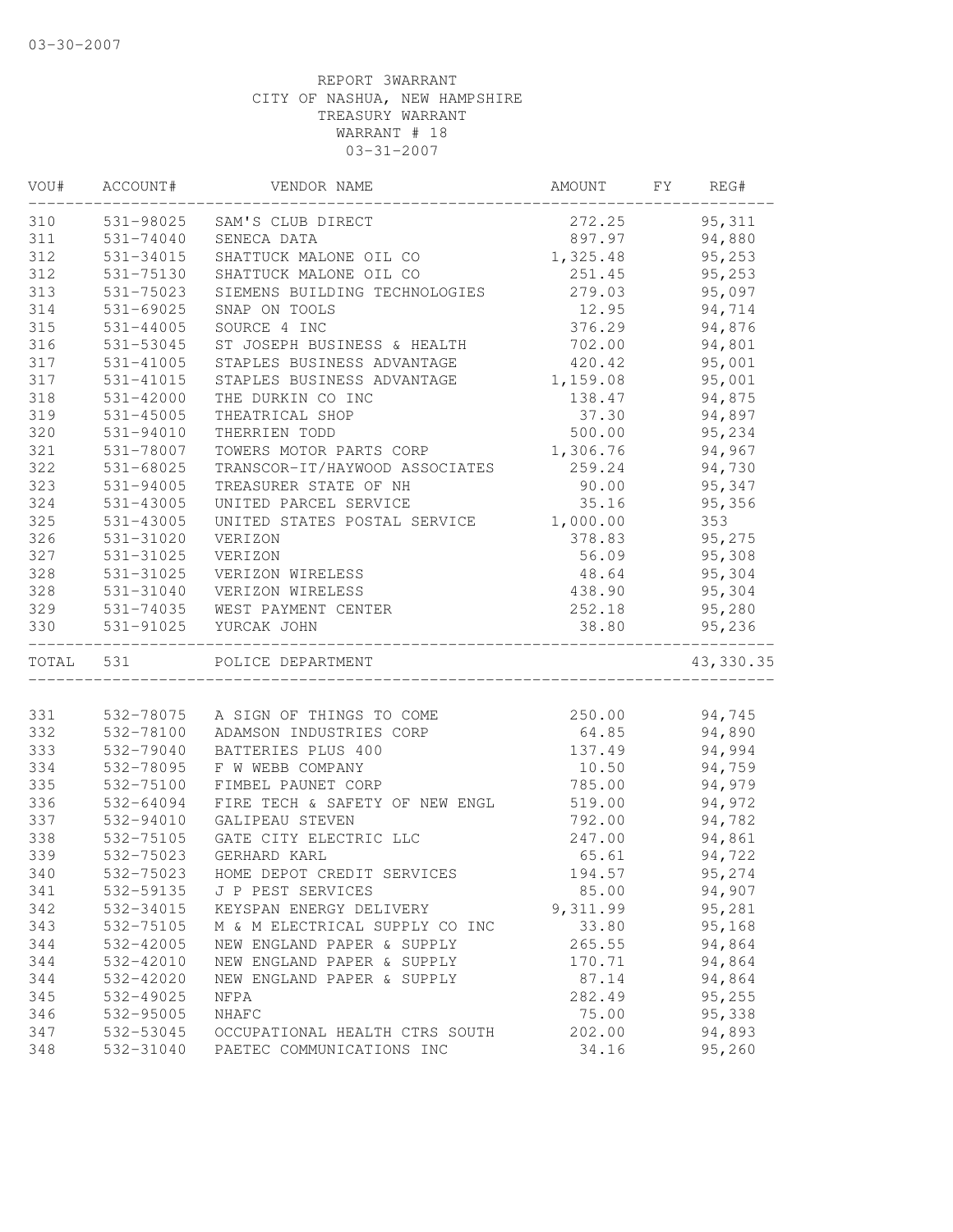03-30-2007

REPORT 3WARRANT
CITY OF NASHUA, NEW HAMPSHIRE
TREASURY WARRANT
WARRANT # 18
03-31-2007

| VOU# | ACCOUNT# | VENDOR NAME | AMOUNT | FY | REG# |
|---|---|---|---|---|---|
| 310 | 531-98025 | SAM'S CLUB DIRECT | 272.25 | | 95,311 |
| 311 | 531-74040 | SENECA DATA | 897.97 | | 94,880 |
| 312 | 531-34015 | SHATTUCK MALONE OIL CO | 1,325.48 | | 95,253 |
| 312 | 531-75130 | SHATTUCK MALONE OIL CO | 251.45 | | 95,253 |
| 313 | 531-75023 | SIEMENS BUILDING TECHNOLOGIES | 279.03 | | 95,097 |
| 314 | 531-69025 | SNAP ON TOOLS | 12.95 | | 94,714 |
| 315 | 531-44005 | SOURCE 4 INC | 376.29 | | 94,876 |
| 316 | 531-53045 | ST JOSEPH BUSINESS & HEALTH | 702.00 | | 94,801 |
| 317 | 531-41005 | STAPLES BUSINESS ADVANTAGE | 420.42 | | 95,001 |
| 317 | 531-41015 | STAPLES BUSINESS ADVANTAGE | 1,159.08 | | 95,001 |
| 318 | 531-42000 | THE DURKIN CO INC | 138.47 | | 94,875 |
| 319 | 531-45005 | THEATRICAL SHOP | 37.30 | | 94,897 |
| 320 | 531-94010 | THERRIEN TODD | 500.00 | | 95,234 |
| 321 | 531-78007 | TOWERS MOTOR PARTS CORP | 1,306.76 | | 94,967 |
| 322 | 531-68025 | TRANSCOR-IT/HAYWOOD ASSOCIATES | 259.24 | | 94,730 |
| 323 | 531-94005 | TREASURER STATE OF NH | 90.00 | | 95,347 |
| 324 | 531-43005 | UNITED PARCEL SERVICE | 35.16 | | 95,356 |
| 325 | 531-43005 | UNITED STATES POSTAL SERVICE | 1,000.00 | | 353 |
| 326 | 531-31020 | VERIZON | 378.83 | | 95,275 |
| 327 | 531-31025 | VERIZON | 56.09 | | 95,308 |
| 328 | 531-31025 | VERIZON WIRELESS | 48.64 | | 95,304 |
| 328 | 531-31040 | VERIZON WIRELESS | 438.90 | | 95,304 |
| 329 | 531-74035 | WEST PAYMENT CENTER | 252.18 | | 95,280 |
| 330 | 531-91025 | YURCAK JOHN | 38.80 | | 95,236 |
| TOTAL | 531 | POLICE DEPARTMENT | | | 43,330.35 |
| 331 | 532-78075 | A SIGN OF THINGS TO COME | 250.00 | | 94,745 |
| 332 | 532-78100 | ADAMSON INDUSTRIES CORP | 64.85 | | 94,890 |
| 333 | 532-79040 | BATTERIES PLUS 400 | 137.49 | | 94,994 |
| 334 | 532-78095 | F W WEBB COMPANY | 10.50 | | 94,759 |
| 335 | 532-75100 | FIMBEL PAUNET CORP | 785.00 | | 94,979 |
| 336 | 532-64094 | FIRE TECH & SAFETY OF NEW ENGL | 519.00 | | 94,972 |
| 337 | 532-94010 | GALIPEAU STEVEN | 792.00 | | 94,782 |
| 338 | 532-75105 | GATE CITY ELECTRIC LLC | 247.00 | | 94,861 |
| 339 | 532-75023 | GERHARD KARL | 65.61 | | 94,722 |
| 340 | 532-75023 | HOME DEPOT CREDIT SERVICES | 194.57 | | 95,274 |
| 341 | 532-59135 | J P PEST SERVICES | 85.00 | | 94,907 |
| 342 | 532-34015 | KEYSPAN ENERGY DELIVERY | 9,311.99 | | 95,281 |
| 343 | 532-75105 | M & M ELECTRICAL SUPPLY CO INC | 33.80 | | 95,168 |
| 344 | 532-42005 | NEW ENGLAND PAPER & SUPPLY | 265.55 | | 94,864 |
| 344 | 532-42010 | NEW ENGLAND PAPER & SUPPLY | 170.71 | | 94,864 |
| 344 | 532-42020 | NEW ENGLAND PAPER & SUPPLY | 87.14 | | 94,864 |
| 345 | 532-49025 | NFPA | 282.49 | | 95,255 |
| 346 | 532-95005 | NHAFC | 75.00 | | 95,338 |
| 347 | 532-53045 | OCCUPATIONAL HEALTH CTRS SOUTH | 202.00 | | 94,893 |
| 348 | 532-31040 | PAETEC COMMUNICATIONS INC | 34.16 | | 95,260 |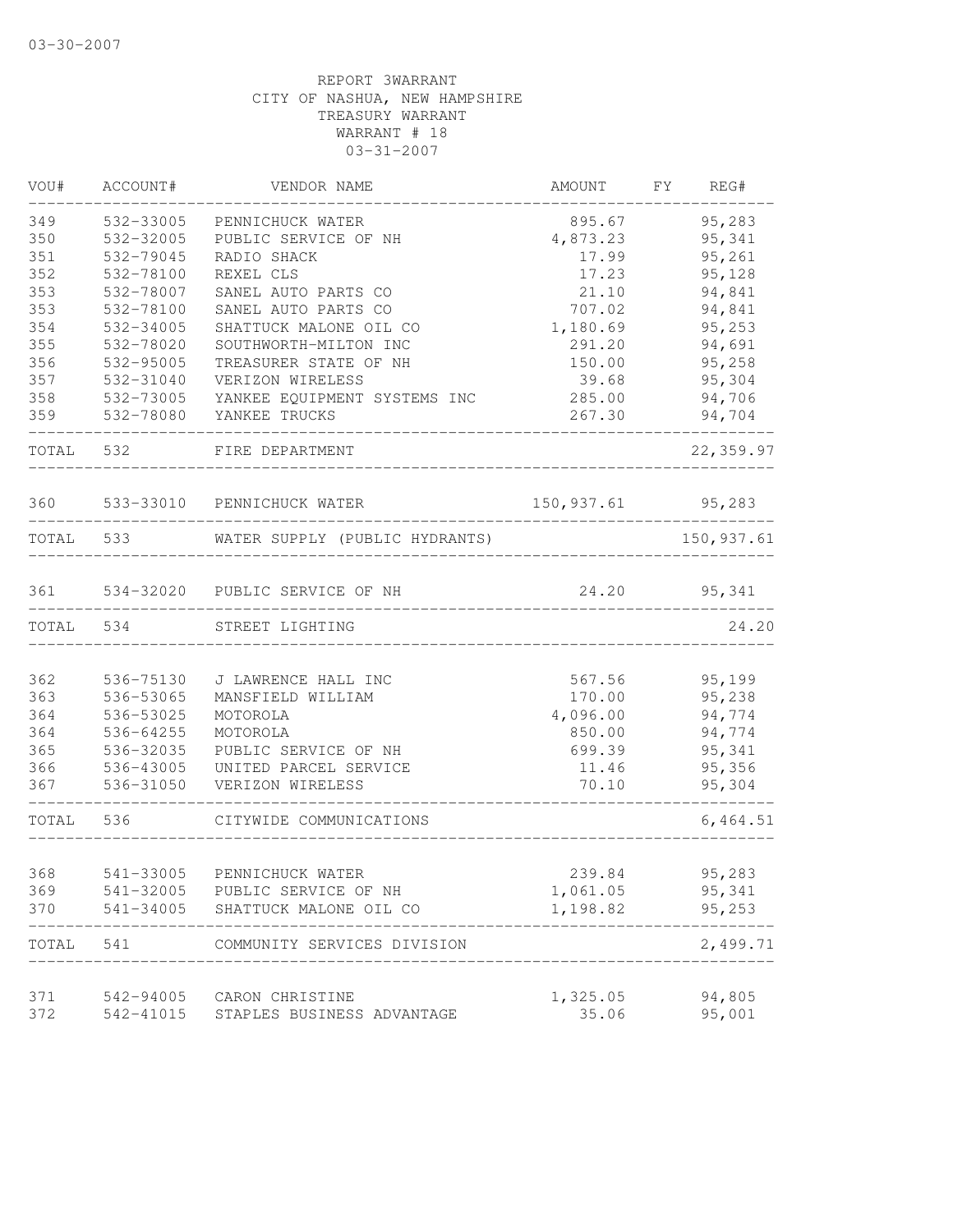03-30-2007

REPORT 3WARRANT
CITY OF NASHUA, NEW HAMPSHIRE
TREASURY WARRANT
WARRANT # 18
03-31-2007

| VOU# | ACCOUNT# | VENDOR NAME | AMOUNT | FY | REG# |
|---|---|---|---|---|---|
| 349 | 532-33005 | PENNICHUCK WATER | 895.67 | | 95,283 |
| 350 | 532-32005 | PUBLIC SERVICE OF NH | 4,873.23 | | 95,341 |
| 351 | 532-79045 | RADIO SHACK | 17.99 | | 95,261 |
| 352 | 532-78100 | REXEL CLS | 17.23 | | 95,128 |
| 353 | 532-78007 | SANEL AUTO PARTS CO | 21.10 | | 94,841 |
| 353 | 532-78100 | SANEL AUTO PARTS CO | 707.02 | | 94,841 |
| 354 | 532-34005 | SHATTUCK MALONE OIL CO | 1,180.69 | | 95,253 |
| 355 | 532-78020 | SOUTHWORTH-MILTON INC | 291.20 | | 94,691 |
| 356 | 532-95005 | TREASURER STATE OF NH | 150.00 | | 95,258 |
| 357 | 532-31040 | VERIZON WIRELESS | 39.68 | | 95,304 |
| 358 | 532-73005 | YANKEE EQUIPMENT SYSTEMS INC | 285.00 | | 94,706 |
| 359 | 532-78080 | YANKEE TRUCKS | 267.30 | | 94,704 |
| TOTAL | 532 | FIRE DEPARTMENT | | | 22,359.97 |
| 360 | 533-33010 | PENNICHUCK WATER | 150,937.61 | | 95,283 |
| TOTAL | 533 | WATER SUPPLY (PUBLIC HYDRANTS) | | | 150,937.61 |
| 361 | 534-32020 | PUBLIC SERVICE OF NH | 24.20 | | 95,341 |
| TOTAL | 534 | STREET LIGHTING | | | 24.20 |
| 362 | 536-75130 | J LAWRENCE HALL INC | 567.56 | | 95,199 |
| 363 | 536-53065 | MANSFIELD WILLIAM | 170.00 | | 95,238 |
| 364 | 536-53025 | MOTOROLA | 4,096.00 | | 94,774 |
| 364 | 536-64255 | MOTOROLA | 850.00 | | 94,774 |
| 365 | 536-32035 | PUBLIC SERVICE OF NH | 699.39 | | 95,341 |
| 366 | 536-43005 | UNITED PARCEL SERVICE | 11.46 | | 95,356 |
| 367 | 536-31050 | VERIZON WIRELESS | 70.10 | | 95,304 |
| TOTAL | 536 | CITYWIDE COMMUNICATIONS | | | 6,464.51 |
| 368 | 541-33005 | PENNICHUCK WATER | 239.84 | | 95,283 |
| 369 | 541-32005 | PUBLIC SERVICE OF NH | 1,061.05 | | 95,341 |
| 370 | 541-34005 | SHATTUCK MALONE OIL CO | 1,198.82 | | 95,253 |
| TOTAL | 541 | COMMUNITY SERVICES DIVISION | | | 2,499.71 |
| 371 | 542-94005 | CARON CHRISTINE | 1,325.05 | | 94,805 |
| 372 | 542-41015 | STAPLES BUSINESS ADVANTAGE | 35.06 | | 95,001 |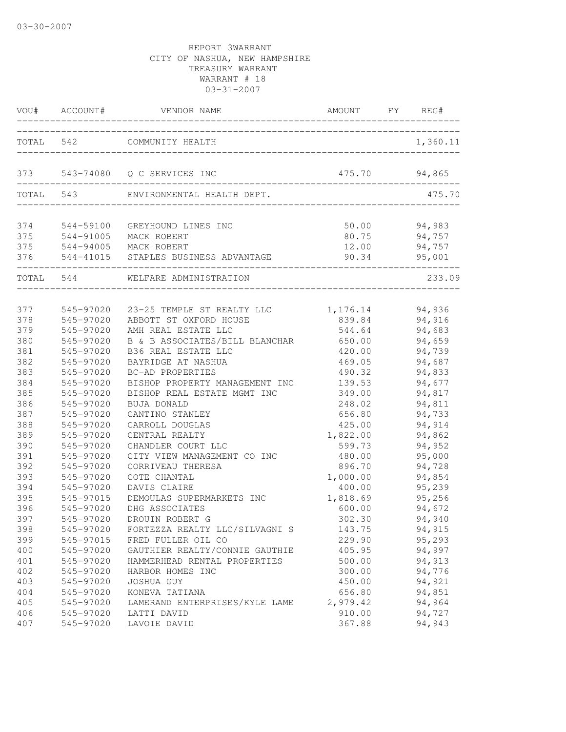03-30-2007

REPORT 3WARRANT
CITY OF NASHUA, NEW HAMPSHIRE
TREASURY WARRANT
WARRANT # 18
03-31-2007

| VOU# | ACCOUNT# | VENDOR NAME | AMOUNT | FY | REG# |
|---|---|---|---|---|---|
| TOTAL | 542 | COMMUNITY HEALTH | | | 1,360.11 |
| 373 | 543-74080 | Q C SERVICES INC | 475.70 | | 94,865 |
| TOTAL | 543 | ENVIRONMENTAL HEALTH DEPT. | | | 475.70 |
| 374 | 544-59100 | GREYHOUND LINES INC | 50.00 | | 94,983 |
| 375 | 544-91005 | MACK ROBERT | 80.75 | | 94,757 |
| 375 | 544-94005 | MACK ROBERT | 12.00 | | 94,757 |
| 376 | 544-41015 | STAPLES BUSINESS ADVANTAGE | 90.34 | | 95,001 |
| TOTAL | 544 | WELFARE ADMINISTRATION | | | 233.09 |
| 377 | 545-97020 | 23-25 TEMPLE ST REALTY LLC | 1,176.14 | | 94,936 |
| 378 | 545-97020 | ABBOTT ST OXFORD HOUSE | 839.84 | | 94,916 |
| 379 | 545-97020 | AMH REAL ESTATE LLC | 544.64 | | 94,683 |
| 380 | 545-97020 | B & B ASSOCIATES/BILL BLANCHAR | 650.00 | | 94,659 |
| 381 | 545-97020 | B36 REAL ESTATE LLC | 420.00 | | 94,739 |
| 382 | 545-97020 | BAYRIDGE AT NASHUA | 469.05 | | 94,687 |
| 383 | 545-97020 | BC-AD PROPERTIES | 490.32 | | 94,833 |
| 384 | 545-97020 | BISHOP PROPERTY MANAGEMENT INC | 139.53 | | 94,677 |
| 385 | 545-97020 | BISHOP REAL ESTATE MGMT INC | 349.00 | | 94,817 |
| 386 | 545-97020 | BUJA DONALD | 248.02 | | 94,811 |
| 387 | 545-97020 | CANTINO STANLEY | 656.80 | | 94,733 |
| 388 | 545-97020 | CARROLL DOUGLAS | 425.00 | | 94,914 |
| 389 | 545-97020 | CENTRAL REALTY | 1,822.00 | | 94,862 |
| 390 | 545-97020 | CHANDLER COURT LLC | 599.73 | | 94,952 |
| 391 | 545-97020 | CITY VIEW MANAGEMENT CO INC | 480.00 | | 95,000 |
| 392 | 545-97020 | CORRIVEAU THERESA | 896.70 | | 94,728 |
| 393 | 545-97020 | COTE CHANTAL | 1,000.00 | | 94,854 |
| 394 | 545-97020 | DAVIS CLAIRE | 400.00 | | 95,239 |
| 395 | 545-97015 | DEMOULAS SUPERMARKETS INC | 1,818.69 | | 95,256 |
| 396 | 545-97020 | DHG ASSOCIATES | 600.00 | | 94,672 |
| 397 | 545-97020 | DROUIN ROBERT G | 302.30 | | 94,940 |
| 398 | 545-97020 | FORTEZZA REALTY LLC/SILVAGNI S | 143.75 | | 94,915 |
| 399 | 545-97015 | FRED FULLER OIL CO | 229.90 | | 95,293 |
| 400 | 545-97020 | GAUTHIER REALTY/CONNIE GAUTHIE | 405.95 | | 94,997 |
| 401 | 545-97020 | HAMMERHEAD RENTAL PROPERTIES | 500.00 | | 94,913 |
| 402 | 545-97020 | HARBOR HOMES INC | 300.00 | | 94,776 |
| 403 | 545-97020 | JOSHUA GUY | 450.00 | | 94,921 |
| 404 | 545-97020 | KONEVA TATIANA | 656.80 | | 94,851 |
| 405 | 545-97020 | LAMERAND ENTERPRISES/KYLE LAME | 2,979.42 | | 94,964 |
| 406 | 545-97020 | LATTI DAVID | 910.00 | | 94,727 |
| 407 | 545-97020 | LAVOIE DAVID | 367.88 | | 94,943 |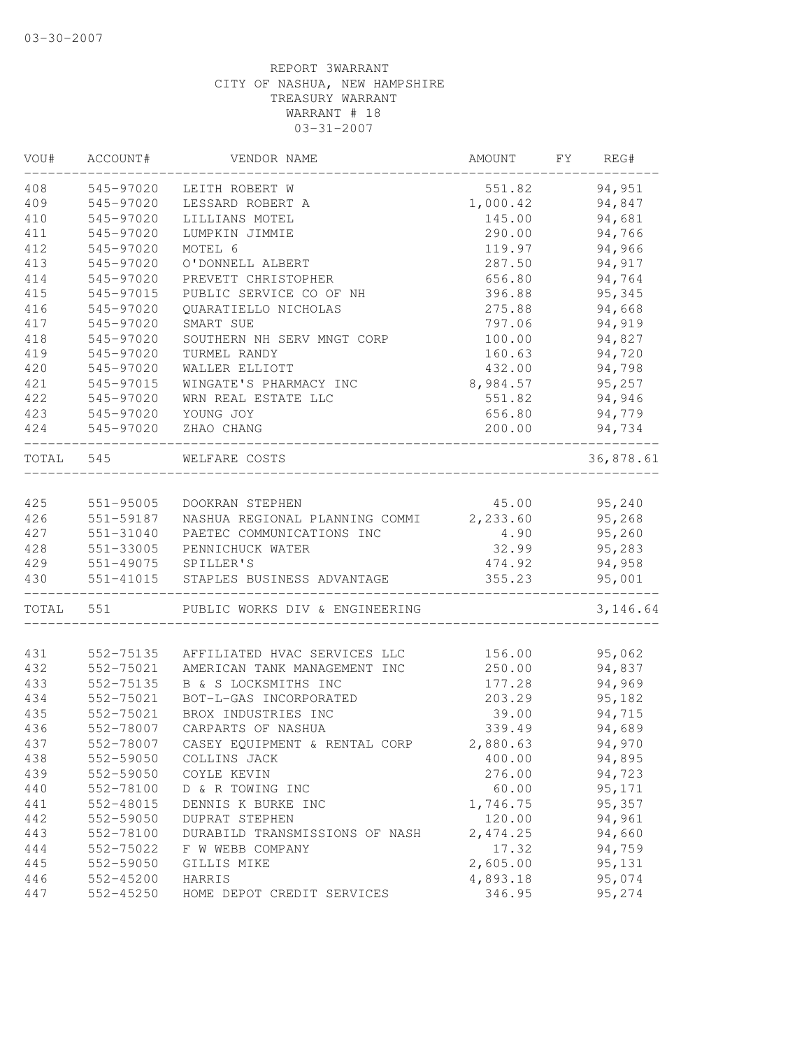03-30-2007

REPORT 3WARRANT
CITY OF NASHUA, NEW HAMPSHIRE
TREASURY WARRANT
WARRANT # 18
03-31-2007

| VOU# | ACCOUNT# | VENDOR NAME | AMOUNT | FY | REG# |
|---|---|---|---|---|---|
| 408 | 545-97020 | LEITH ROBERT W | 551.82 | | 94,951 |
| 409 | 545-97020 | LESSARD ROBERT A | 1,000.42 | | 94,847 |
| 410 | 545-97020 | LILLIANS MOTEL | 145.00 | | 94,681 |
| 411 | 545-97020 | LUMPKIN JIMMIE | 290.00 | | 94,766 |
| 412 | 545-97020 | MOTEL 6 | 119.97 | | 94,966 |
| 413 | 545-97020 | O'DONNELL ALBERT | 287.50 | | 94,917 |
| 414 | 545-97020 | PREVETT CHRISTOPHER | 656.80 | | 94,764 |
| 415 | 545-97015 | PUBLIC SERVICE CO OF NH | 396.88 | | 95,345 |
| 416 | 545-97020 | QUARATIELLO NICHOLAS | 275.88 | | 94,668 |
| 417 | 545-97020 | SMART SUE | 797.06 | | 94,919 |
| 418 | 545-97020 | SOUTHERN NH SERV MNGT CORP | 100.00 | | 94,827 |
| 419 | 545-97020 | TURMEL RANDY | 160.63 | | 94,720 |
| 420 | 545-97020 | WALLER ELLIOTT | 432.00 | | 94,798 |
| 421 | 545-97015 | WINGATE'S PHARMACY INC | 8,984.57 | | 95,257 |
| 422 | 545-97020 | WRN REAL ESTATE LLC | 551.82 | | 94,946 |
| 423 | 545-97020 | YOUNG JOY | 656.80 | | 94,779 |
| 424 | 545-97020 | ZHAO CHANG | 200.00 | | 94,734 |
| TOTAL | 545 | WELFARE COSTS | | | 36,878.61 |
| 425 | 551-95005 | DOOKRAN STEPHEN | 45.00 | | 95,240 |
| 426 | 551-59187 | NASHUA REGIONAL PLANNING COMMI | 2,233.60 | | 95,268 |
| 427 | 551-31040 | PAETEC COMMUNICATIONS INC | 4.90 | | 95,260 |
| 428 | 551-33005 | PENNICHUCK WATER | 32.99 | | 95,283 |
| 429 | 551-49075 | SPILLER'S | 474.92 | | 94,958 |
| 430 | 551-41015 | STAPLES BUSINESS ADVANTAGE | 355.23 | | 95,001 |
| TOTAL | 551 | PUBLIC WORKS DIV & ENGINEERING | | | 3,146.64 |
| 431 | 552-75135 | AFFILIATED HVAC SERVICES LLC | 156.00 | | 95,062 |
| 432 | 552-75021 | AMERICAN TANK MANAGEMENT INC | 250.00 | | 94,837 |
| 433 | 552-75135 | B & S LOCKSMITHS INC | 177.28 | | 94,969 |
| 434 | 552-75021 | BOT-L-GAS INCORPORATED | 203.29 | | 95,182 |
| 435 | 552-75021 | BROX INDUSTRIES INC | 39.00 | | 94,715 |
| 436 | 552-78007 | CARPARTS OF NASHUA | 339.49 | | 94,689 |
| 437 | 552-78007 | CASEY EQUIPMENT & RENTAL CORP | 2,880.63 | | 94,970 |
| 438 | 552-59050 | COLLINS JACK | 400.00 | | 94,895 |
| 439 | 552-59050 | COYLE KEVIN | 276.00 | | 94,723 |
| 440 | 552-78100 | D & R TOWING INC | 60.00 | | 95,171 |
| 441 | 552-48015 | DENNIS K BURKE INC | 1,746.75 | | 95,357 |
| 442 | 552-59050 | DUPRAT STEPHEN | 120.00 | | 94,961 |
| 443 | 552-78100 | DURABILD TRANSMISSIONS OF NASH | 2,474.25 | | 94,660 |
| 444 | 552-75022 | F W WEBB COMPANY | 17.32 | | 94,759 |
| 445 | 552-59050 | GILLIS MIKE | 2,605.00 | | 95,131 |
| 446 | 552-45200 | HARRIS | 4,893.18 | | 95,074 |
| 447 | 552-45250 | HOME DEPOT CREDIT SERVICES | 346.95 | | 95,274 |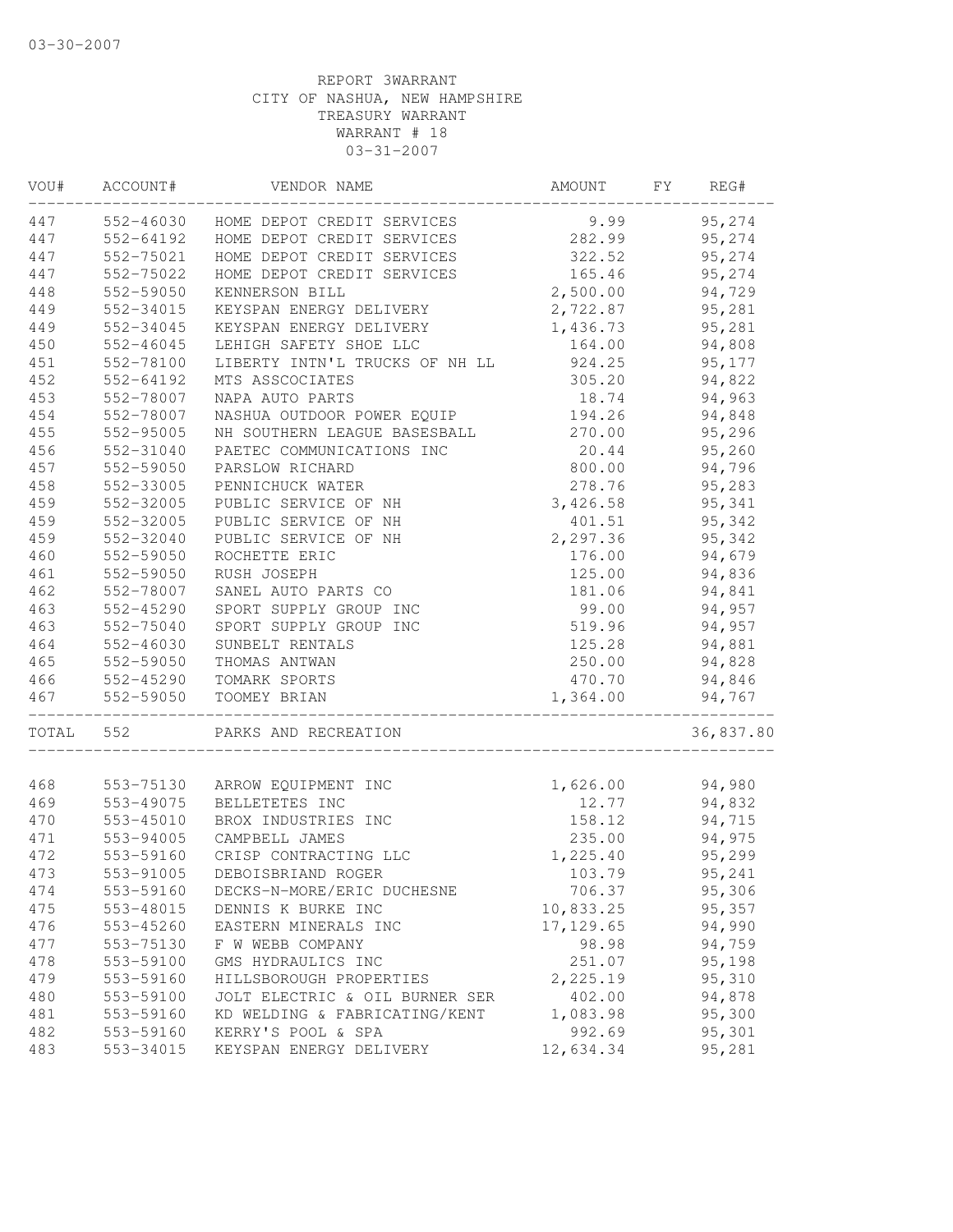03-30-2007

REPORT 3WARRANT
CITY OF NASHUA, NEW HAMPSHIRE
TREASURY WARRANT
WARRANT # 18
03-31-2007

| VOU# | ACCOUNT# | VENDOR NAME | AMOUNT | FY | REG# |
|---|---|---|---|---|---|
| 447 | 552-46030 | HOME DEPOT CREDIT SERVICES | 9.99 | | 95,274 |
| 447 | 552-64192 | HOME DEPOT CREDIT SERVICES | 282.99 | | 95,274 |
| 447 | 552-75021 | HOME DEPOT CREDIT SERVICES | 322.52 | | 95,274 |
| 447 | 552-75022 | HOME DEPOT CREDIT SERVICES | 165.46 | | 95,274 |
| 448 | 552-59050 | KENNERSON BILL | 2,500.00 | | 94,729 |
| 449 | 552-34015 | KEYSPAN ENERGY DELIVERY | 2,722.87 | | 95,281 |
| 449 | 552-34045 | KEYSPAN ENERGY DELIVERY | 1,436.73 | | 95,281 |
| 450 | 552-46045 | LEHIGH SAFETY SHOE LLC | 164.00 | | 94,808 |
| 451 | 552-78100 | LIBERTY INTN'L TRUCKS OF NH LL | 924.25 | | 95,177 |
| 452 | 552-64192 | MTS ASSCOCIATES | 305.20 | | 94,822 |
| 453 | 552-78007 | NAPA AUTO PARTS | 18.74 | | 94,963 |
| 454 | 552-78007 | NASHUA OUTDOOR POWER EQUIP | 194.26 | | 94,848 |
| 455 | 552-95005 | NH SOUTHERN LEAGUE BASESBALL | 270.00 | | 95,296 |
| 456 | 552-31040 | PAETEC COMMUNICATIONS INC | 20.44 | | 95,260 |
| 457 | 552-59050 | PARSLOW RICHARD | 800.00 | | 94,796 |
| 458 | 552-33005 | PENNICHUCK WATER | 278.76 | | 95,283 |
| 459 | 552-32005 | PUBLIC SERVICE OF NH | 3,426.58 | | 95,341 |
| 459 | 552-32005 | PUBLIC SERVICE OF NH | 401.51 | | 95,342 |
| 459 | 552-32040 | PUBLIC SERVICE OF NH | 2,297.36 | | 95,342 |
| 460 | 552-59050 | ROCHETTE ERIC | 176.00 | | 94,679 |
| 461 | 552-59050 | RUSH JOSEPH | 125.00 | | 94,836 |
| 462 | 552-78007 | SANEL AUTO PARTS CO | 181.06 | | 94,841 |
| 463 | 552-45290 | SPORT SUPPLY GROUP INC | 99.00 | | 94,957 |
| 463 | 552-75040 | SPORT SUPPLY GROUP INC | 519.96 | | 94,957 |
| 464 | 552-46030 | SUNBELT RENTALS | 125.28 | | 94,881 |
| 465 | 552-59050 | THOMAS ANTWAN | 250.00 | | 94,828 |
| 466 | 552-45290 | TOMARK SPORTS | 470.70 | | 94,846 |
| 467 | 552-59050 | TOOMEY BRIAN | 1,364.00 | | 94,767 |
| TOTAL | 552 | PARKS AND RECREATION | | | 36,837.80 |
| 468 | 553-75130 | ARROW EQUIPMENT INC | 1,626.00 | | 94,980 |
| 469 | 553-49075 | BELLETETES INC | 12.77 | | 94,832 |
| 470 | 553-45010 | BROX INDUSTRIES INC | 158.12 | | 94,715 |
| 471 | 553-94005 | CAMPBELL JAMES | 235.00 | | 94,975 |
| 472 | 553-59160 | CRISP CONTRACTING LLC | 1,225.40 | | 95,299 |
| 473 | 553-91005 | DEBOISBRIAND ROGER | 103.79 | | 95,241 |
| 474 | 553-59160 | DECKS-N-MORE/ERIC DUCHESNE | 706.37 | | 95,306 |
| 475 | 553-48015 | DENNIS K BURKE INC | 10,833.25 | | 95,357 |
| 476 | 553-45260 | EASTERN MINERALS INC | 17,129.65 | | 94,990 |
| 477 | 553-75130 | F W WEBB COMPANY | 98.98 | | 94,759 |
| 478 | 553-59100 | GMS HYDRAULICS INC | 251.07 | | 95,198 |
| 479 | 553-59160 | HILLSBOROUGH PROPERTIES | 2,225.19 | | 95,310 |
| 480 | 553-59100 | JOLT ELECTRIC & OIL BURNER SER | 402.00 | | 94,878 |
| 481 | 553-59160 | KD WELDING & FABRICATING/KENT | 1,083.98 | | 95,300 |
| 482 | 553-59160 | KERRY'S POOL & SPA | 992.69 | | 95,301 |
| 483 | 553-34015 | KEYSPAN ENERGY DELIVERY | 12,634.34 | | 95,281 |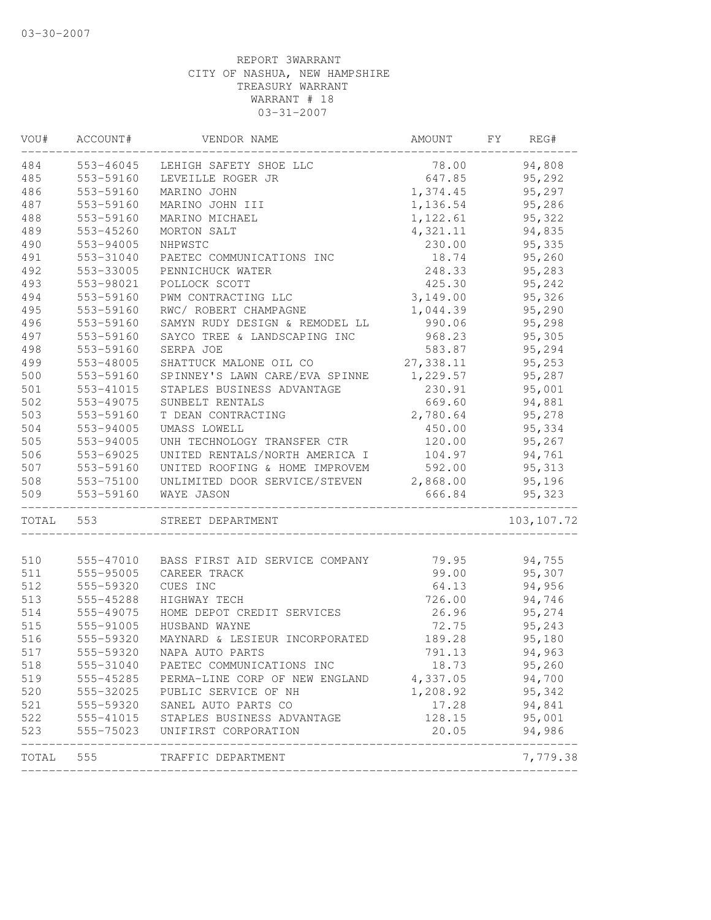03-30-2007

REPORT 3WARRANT
CITY OF NASHUA, NEW HAMPSHIRE
TREASURY WARRANT
WARRANT # 18
03-31-2007

| VOU# | ACCOUNT# | VENDOR NAME | AMOUNT | FY | REG# |
|---|---|---|---|---|---|
| 484 | 553-46045 | LEHIGH SAFETY SHOE LLC | 78.00 | | 94,808 |
| 485 | 553-59160 | LEVEILLE ROGER JR | 647.85 | | 95,292 |
| 486 | 553-59160 | MARINO JOHN | 1,374.45 | | 95,297 |
| 487 | 553-59160 | MARINO JOHN III | 1,136.54 | | 95,286 |
| 488 | 553-59160 | MARINO MICHAEL | 1,122.61 | | 95,322 |
| 489 | 553-45260 | MORTON SALT | 4,321.11 | | 94,835 |
| 490 | 553-94005 | NHPWSTC | 230.00 | | 95,335 |
| 491 | 553-31040 | PAETEC COMMUNICATIONS INC | 18.74 | | 95,260 |
| 492 | 553-33005 | PENNICHUCK WATER | 248.33 | | 95,283 |
| 493 | 553-98021 | POLLOCK SCOTT | 425.30 | | 95,242 |
| 494 | 553-59160 | PWM CONTRACTING LLC | 3,149.00 | | 95,326 |
| 495 | 553-59160 | RWC/ ROBERT CHAMPAGNE | 1,044.39 | | 95,290 |
| 496 | 553-59160 | SAMYN RUDY DESIGN & REMODEL LL | 990.06 | | 95,298 |
| 497 | 553-59160 | SAYCO TREE & LANDSCAPING INC | 968.23 | | 95,305 |
| 498 | 553-59160 | SERPA JOE | 583.87 | | 95,294 |
| 499 | 553-48005 | SHATTUCK MALONE OIL CO | 27,338.11 | | 95,253 |
| 500 | 553-59160 | SPINNEY'S LAWN CARE/EVA SPINNE | 1,229.57 | | 95,287 |
| 501 | 553-41015 | STAPLES BUSINESS ADVANTAGE | 230.91 | | 95,001 |
| 502 | 553-49075 | SUNBELT RENTALS | 669.60 | | 94,881 |
| 503 | 553-59160 | T DEAN CONTRACTING | 2,780.64 | | 95,278 |
| 504 | 553-94005 | UMASS LOWELL | 450.00 | | 95,334 |
| 505 | 553-94005 | UNH TECHNOLOGY TRANSFER CTR | 120.00 | | 95,267 |
| 506 | 553-69025 | UNITED RENTALS/NORTH AMERICA I | 104.97 | | 94,761 |
| 507 | 553-59160 | UNITED ROOFING & HOME IMPROVEM | 592.00 | | 95,313 |
| 508 | 553-75100 | UNLIMITED DOOR SERVICE/STEVEN | 2,868.00 | | 95,196 |
| 509 | 553-59160 | WAYE JASON | 666.84 | | 95,323 |
| TOTAL | 553 | STREET DEPARTMENT | | | 103,107.72 |
| 510 | 555-47010 | BASS FIRST AID SERVICE COMPANY | 79.95 | | 94,755 |
| 511 | 555-95005 | CAREER TRACK | 99.00 | | 95,307 |
| 512 | 555-59320 | CUES INC | 64.13 | | 94,956 |
| 513 | 555-45288 | HIGHWAY TECH | 726.00 | | 94,746 |
| 514 | 555-49075 | HOME DEPOT CREDIT SERVICES | 26.96 | | 95,274 |
| 515 | 555-91005 | HUSBAND WAYNE | 72.75 | | 95,243 |
| 516 | 555-59320 | MAYNARD & LESIEUR INCORPORATED | 189.28 | | 95,180 |
| 517 | 555-59320 | NAPA AUTO PARTS | 791.13 | | 94,963 |
| 518 | 555-31040 | PAETEC COMMUNICATIONS INC | 18.73 | | 95,260 |
| 519 | 555-45285 | PERMA-LINE CORP OF NEW ENGLAND | 4,337.05 | | 94,700 |
| 520 | 555-32025 | PUBLIC SERVICE OF NH | 1,208.92 | | 95,342 |
| 521 | 555-59320 | SANEL AUTO PARTS CO | 17.28 | | 94,841 |
| 522 | 555-41015 | STAPLES BUSINESS ADVANTAGE | 128.15 | | 95,001 |
| 523 | 555-75023 | UNIFIRST CORPORATION | 20.05 | | 94,986 |
| TOTAL | 555 | TRAFFIC DEPARTMENT | | | 7,779.38 |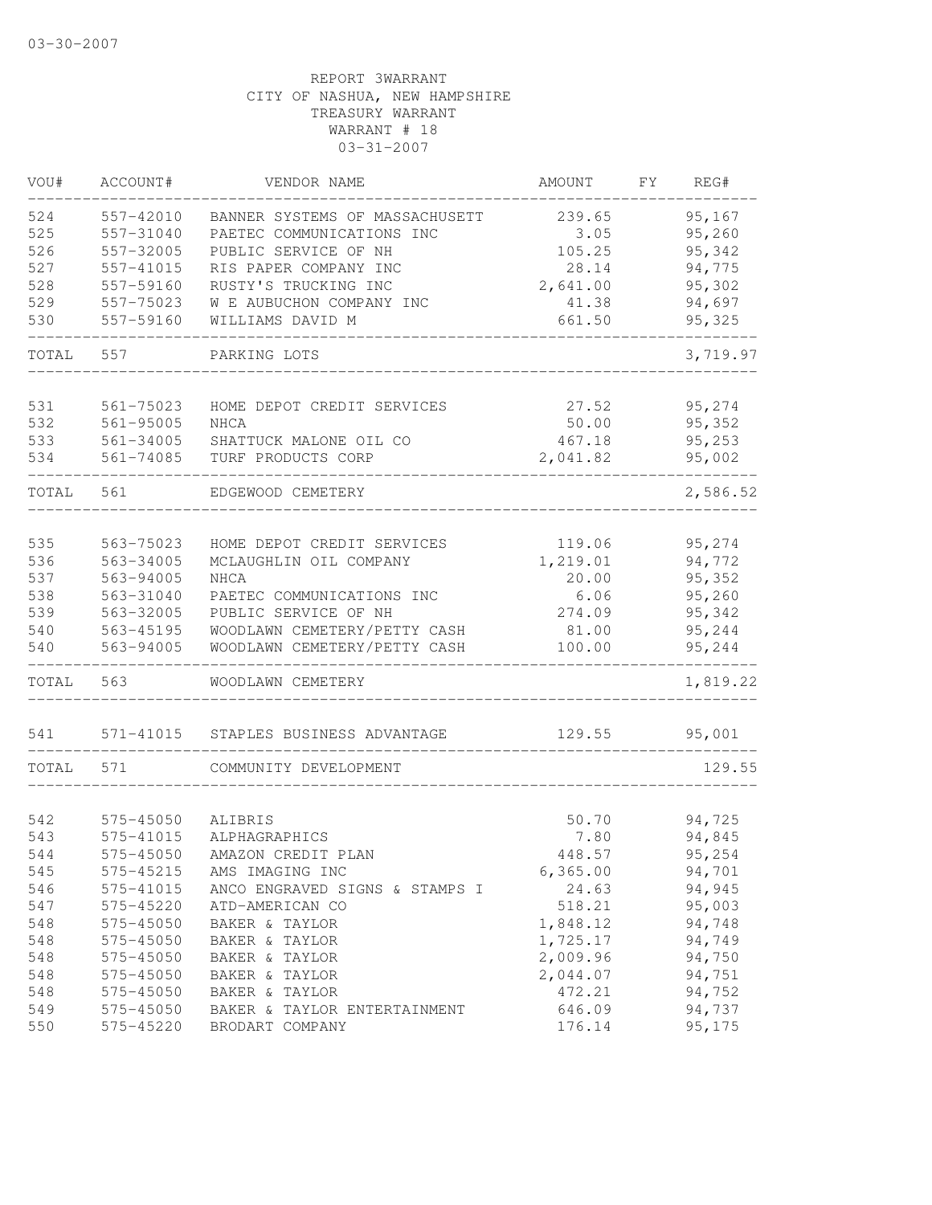03-30-2007

REPORT 3WARRANT
CITY OF NASHUA, NEW HAMPSHIRE
TREASURY WARRANT
WARRANT # 18
03-31-2007

| VOU# | ACCOUNT# | VENDOR NAME | AMOUNT | FY | REG# |
|---|---|---|---|---|---|
| 524 | 557-42010 | BANNER SYSTEMS OF MASSACHUSETT | 239.65 | | 95,167 |
| 525 | 557-31040 | PAETEC COMMUNICATIONS INC | 3.05 | | 95,260 |
| 526 | 557-32005 | PUBLIC SERVICE OF NH | 105.25 | | 95,342 |
| 527 | 557-41015 | RIS PAPER COMPANY INC | 28.14 | | 94,775 |
| 528 | 557-59160 | RUSTY'S TRUCKING INC | 2,641.00 | | 95,302 |
| 529 | 557-75023 | W E AUBUCHON COMPANY INC | 41.38 | | 94,697 |
| 530 | 557-59160 | WILLIAMS DAVID M | 661.50 | | 95,325 |
| TOTAL | 557 | PARKING LOTS | | | 3,719.97 |
| 531 | 561-75023 | HOME DEPOT CREDIT SERVICES | 27.52 | | 95,274 |
| 532 | 561-95005 | NHCA | 50.00 | | 95,352 |
| 533 | 561-34005 | SHATTUCK MALONE OIL CO | 467.18 | | 95,253 |
| 534 | 561-74085 | TURF PRODUCTS CORP | 2,041.82 | | 95,002 |
| TOTAL | 561 | EDGEWOOD CEMETERY | | | 2,586.52 |
| 535 | 563-75023 | HOME DEPOT CREDIT SERVICES | 119.06 | | 95,274 |
| 536 | 563-34005 | MCLAUGHLIN OIL COMPANY | 1,219.01 | | 94,772 |
| 537 | 563-94005 | NHCA | 20.00 | | 95,352 |
| 538 | 563-31040 | PAETEC COMMUNICATIONS INC | 6.06 | | 95,260 |
| 539 | 563-32005 | PUBLIC SERVICE OF NH | 274.09 | | 95,342 |
| 540 | 563-45195 | WOODLAWN CEMETERY/PETTY CASH | 81.00 | | 95,244 |
| 540 | 563-94005 | WOODLAWN CEMETERY/PETTY CASH | 100.00 | | 95,244 |
| TOTAL | 563 | WOODLAWN CEMETERY | | | 1,819.22 |
| 541 | 571-41015 | STAPLES BUSINESS ADVANTAGE | 129.55 | | 95,001 |
| TOTAL | 571 | COMMUNITY DEVELOPMENT | | | 129.55 |
| 542 | 575-45050 | ALIBRIS | 50.70 | | 94,725 |
| 543 | 575-41015 | ALPHAGRAPHICS | 7.80 | | 94,845 |
| 544 | 575-45050 | AMAZON CREDIT PLAN | 448.57 | | 95,254 |
| 545 | 575-45215 | AMS IMAGING INC | 6,365.00 | | 94,701 |
| 546 | 575-41015 | ANCO ENGRAVED SIGNS & STAMPS I | 24.63 | | 94,945 |
| 547 | 575-45220 | ATD-AMERICAN CO | 518.21 | | 95,003 |
| 548 | 575-45050 | BAKER & TAYLOR | 1,848.12 | | 94,748 |
| 548 | 575-45050 | BAKER & TAYLOR | 1,725.17 | | 94,749 |
| 548 | 575-45050 | BAKER & TAYLOR | 2,009.96 | | 94,750 |
| 548 | 575-45050 | BAKER & TAYLOR | 2,044.07 | | 94,751 |
| 548 | 575-45050 | BAKER & TAYLOR | 472.21 | | 94,752 |
| 549 | 575-45050 | BAKER & TAYLOR ENTERTAINMENT | 646.09 | | 94,737 |
| 550 | 575-45220 | BRODART COMPANY | 176.14 | | 95,175 |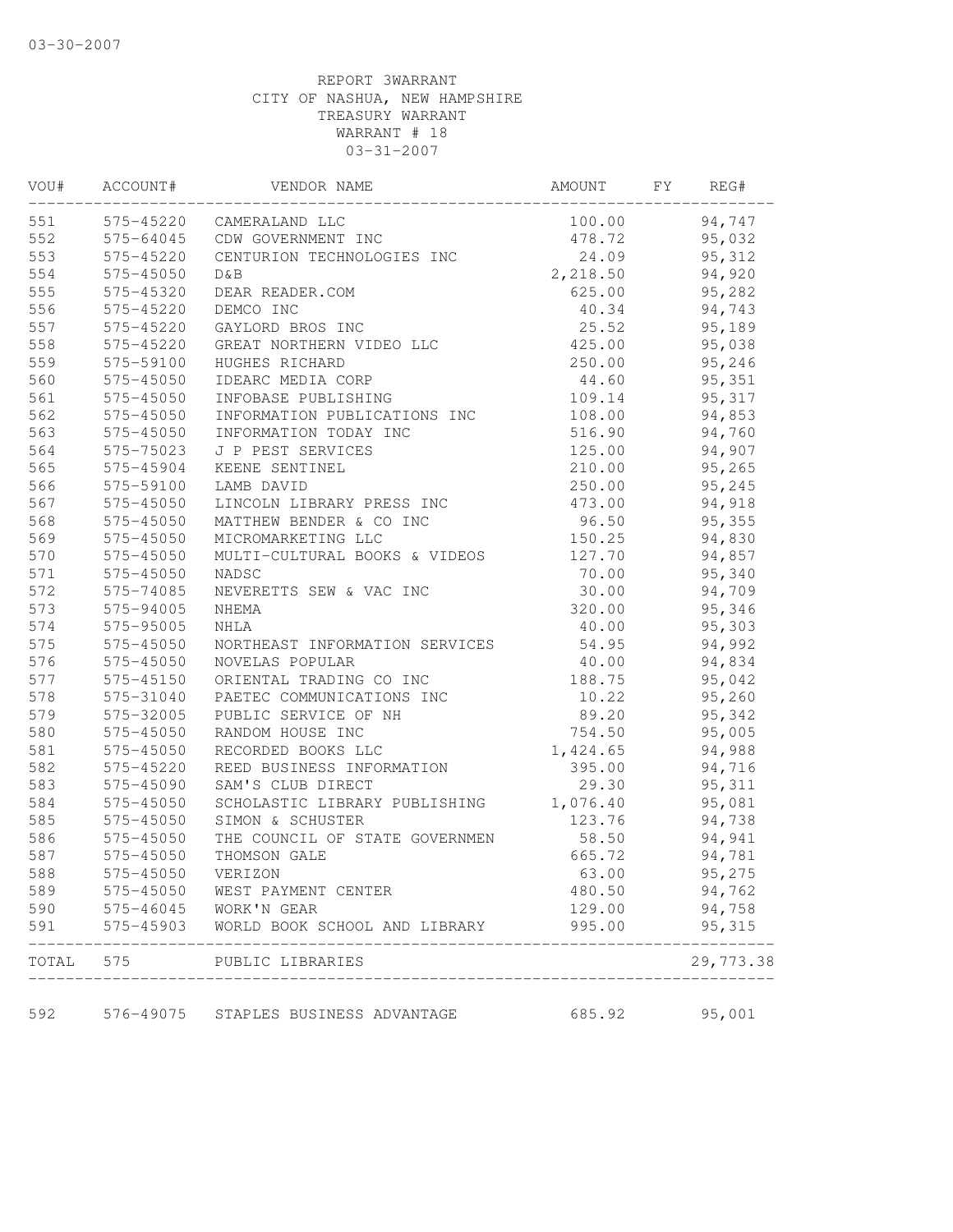03-30-2007

REPORT 3WARRANT
CITY OF NASHUA, NEW HAMPSHIRE
TREASURY WARRANT
WARRANT # 18
03-31-2007

| VOU# | ACCOUNT# | VENDOR NAME | AMOUNT | FY | REG# |
|---|---|---|---|---|---|
| 551 | 575-45220 | CAMERALAND LLC | 100.00 | | 94,747 |
| 552 | 575-64045 | CDW GOVERNMENT INC | 478.72 | | 95,032 |
| 553 | 575-45220 | CENTURION TECHNOLOGIES INC | 24.09 | | 95,312 |
| 554 | 575-45050 | D&B | 2,218.50 | | 94,920 |
| 555 | 575-45320 | DEAR READER.COM | 625.00 | | 95,282 |
| 556 | 575-45220 | DEMCO INC | 40.34 | | 94,743 |
| 557 | 575-45220 | GAYLORD BROS INC | 25.52 | | 95,189 |
| 558 | 575-45220 | GREAT NORTHERN VIDEO LLC | 425.00 | | 95,038 |
| 559 | 575-59100 | HUGHES RICHARD | 250.00 | | 95,246 |
| 560 | 575-45050 | IDEARC MEDIA CORP | 44.60 | | 95,351 |
| 561 | 575-45050 | INFOBASE PUBLISHING | 109.14 | | 95,317 |
| 562 | 575-45050 | INFORMATION PUBLICATIONS INC | 108.00 | | 94,853 |
| 563 | 575-45050 | INFORMATION TODAY INC | 516.90 | | 94,760 |
| 564 | 575-75023 | J P PEST SERVICES | 125.00 | | 94,907 |
| 565 | 575-45904 | KEENE SENTINEL | 210.00 | | 95,265 |
| 566 | 575-59100 | LAMB DAVID | 250.00 | | 95,245 |
| 567 | 575-45050 | LINCOLN LIBRARY PRESS INC | 473.00 | | 94,918 |
| 568 | 575-45050 | MATTHEW BENDER & CO INC | 96.50 | | 95,355 |
| 569 | 575-45050 | MICROMARKETING LLC | 150.25 | | 94,830 |
| 570 | 575-45050 | MULTI-CULTURAL BOOKS & VIDEOS | 127.70 | | 94,857 |
| 571 | 575-45050 | NADSC | 70.00 | | 95,340 |
| 572 | 575-74085 | NEVERETTS SEW & VAC INC | 30.00 | | 94,709 |
| 573 | 575-94005 | NHEMA | 320.00 | | 95,346 |
| 574 | 575-95005 | NHLA | 40.00 | | 95,303 |
| 575 | 575-45050 | NORTHEAST INFORMATION SERVICES | 54.95 | | 94,992 |
| 576 | 575-45050 | NOVELAS POPULAR | 40.00 | | 94,834 |
| 577 | 575-45150 | ORIENTAL TRADING CO INC | 188.75 | | 95,042 |
| 578 | 575-31040 | PAETEC COMMUNICATIONS INC | 10.22 | | 95,260 |
| 579 | 575-32005 | PUBLIC SERVICE OF NH | 89.20 | | 95,342 |
| 580 | 575-45050 | RANDOM HOUSE INC | 754.50 | | 95,005 |
| 581 | 575-45050 | RECORDED BOOKS LLC | 1,424.65 | | 94,988 |
| 582 | 575-45220 | REED BUSINESS INFORMATION | 395.00 | | 94,716 |
| 583 | 575-45090 | SAM'S CLUB DIRECT | 29.30 | | 95,311 |
| 584 | 575-45050 | SCHOLASTIC LIBRARY PUBLISHING | 1,076.40 | | 95,081 |
| 585 | 575-45050 | SIMON & SCHUSTER | 123.76 | | 94,738 |
| 586 | 575-45050 | THE COUNCIL OF STATE GOVERNMEN | 58.50 | | 94,941 |
| 587 | 575-45050 | THOMSON GALE | 665.72 | | 94,781 |
| 588 | 575-45050 | VERIZON | 63.00 | | 95,275 |
| 589 | 575-45050 | WEST PAYMENT CENTER | 480.50 | | 94,762 |
| 590 | 575-46045 | WORK'N GEAR | 129.00 | | 94,758 |
| 591 | 575-45903 | WORLD BOOK SCHOOL AND LIBRARY | 995.00 | | 95,315 |
| TOTAL | 575 | PUBLIC LIBRARIES | | | 29,773.38 |
| 592 | 576-49075 | STAPLES BUSINESS ADVANTAGE | 685.92 | | 95,001 |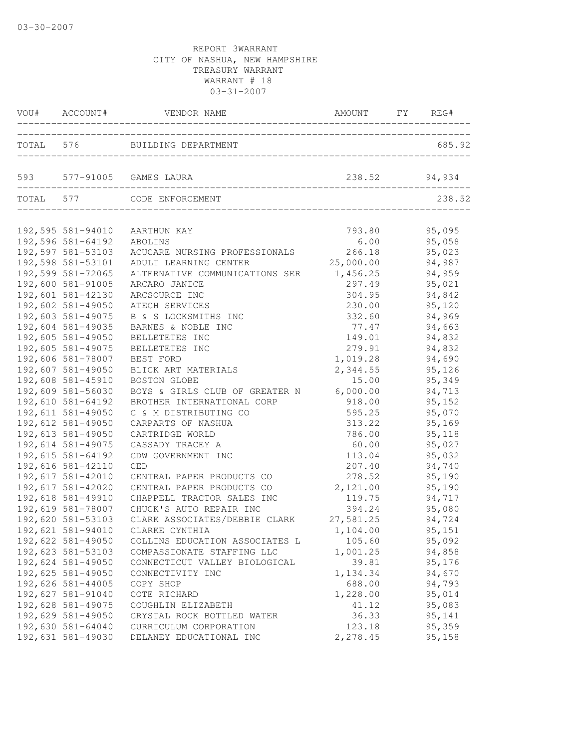03-30-2007

REPORT 3WARRANT
CITY OF NASHUA, NEW HAMPSHIRE
TREASURY WARRANT
WARRANT # 18
03-31-2007

| VOU# | ACCOUNT# | VENDOR NAME | AMOUNT | FY | REG# |
|---|---|---|---|---|---|
| TOTAL | 576 | BUILDING DEPARTMENT | | | 685.92 |
| 593 | 577-91005 | GAMES LAURA | 238.52 | | 94,934 |
| TOTAL | 577 | CODE ENFORCEMENT | | | 238.52 |
| 192,595 | 581-94010 | AARTHUN KAY | 793.80 | | 95,095 |
| 192,596 | 581-64192 | ABOLINS | 6.00 | | 95,058 |
| 192,597 | 581-53103 | ACUCARE NURSING PROFESSIONALS | 266.18 | | 95,023 |
| 192,598 | 581-53101 | ADULT LEARNING CENTER | 25,000.00 | | 94,987 |
| 192,599 | 581-72065 | ALTERNATIVE COMMUNICATIONS SER | 1,456.25 | | 94,959 |
| 192,600 | 581-91005 | ARCARO JANICE | 297.49 | | 95,021 |
| 192,601 | 581-42130 | ARCSOURCE INC | 304.95 | | 94,842 |
| 192,602 | 581-49050 | ATECH SERVICES | 230.00 | | 95,120 |
| 192,603 | 581-49075 | B & S LOCKSMITHS INC | 332.60 | | 94,969 |
| 192,604 | 581-49035 | BARNES & NOBLE INC | 77.47 | | 94,663 |
| 192,605 | 581-49050 | BELLETETES INC | 149.01 | | 94,832 |
| 192,605 | 581-49075 | BELLETETES INC | 279.91 | | 94,832 |
| 192,606 | 581-78007 | BEST FORD | 1,019.28 | | 94,690 |
| 192,607 | 581-49050 | BLICK ART MATERIALS | 2,344.55 | | 95,126 |
| 192,608 | 581-45910 | BOSTON GLOBE | 15.00 | | 95,349 |
| 192,609 | 581-56030 | BOYS & GIRLS CLUB OF GREATER N | 6,000.00 | | 94,713 |
| 192,610 | 581-64192 | BROTHER INTERNATIONAL CORP | 918.00 | | 95,152 |
| 192,611 | 581-49050 | C & M DISTRIBUTING CO | 595.25 | | 95,070 |
| 192,612 | 581-49050 | CARPARTS OF NASHUA | 313.22 | | 95,169 |
| 192,613 | 581-49050 | CARTRIDGE WORLD | 786.00 | | 95,118 |
| 192,614 | 581-49075 | CASSADY TRACEY A | 60.00 | | 95,027 |
| 192,615 | 581-64192 | CDW GOVERNMENT INC | 113.04 | | 95,032 |
| 192,616 | 581-42110 | CED | 207.40 | | 94,740 |
| 192,617 | 581-42010 | CENTRAL PAPER PRODUCTS CO | 278.52 | | 95,190 |
| 192,617 | 581-42020 | CENTRAL PAPER PRODUCTS CO | 2,121.00 | | 95,190 |
| 192,618 | 581-49910 | CHAPPELL TRACTOR SALES INC | 119.75 | | 94,717 |
| 192,619 | 581-78007 | CHUCK'S AUTO REPAIR INC | 394.24 | | 95,080 |
| 192,620 | 581-53103 | CLARK ASSOCIATES/DEBBIE CLARK | 27,581.25 | | 94,724 |
| 192,621 | 581-94010 | CLARKE CYNTHIA | 1,104.00 | | 95,151 |
| 192,622 | 581-49050 | COLLINS EDUCATION ASSOCIATES L | 105.60 | | 95,092 |
| 192,623 | 581-53103 | COMPASSIONATE STAFFING LLC | 1,001.25 | | 94,858 |
| 192,624 | 581-49050 | CONNECTICUT VALLEY BIOLOGICAL | 39.81 | | 95,176 |
| 192,625 | 581-49050 | CONNECTIVITY INC | 1,134.34 | | 94,670 |
| 192,626 | 581-44005 | COPY SHOP | 688.00 | | 94,793 |
| 192,627 | 581-91040 | COTE RICHARD | 1,228.00 | | 95,014 |
| 192,628 | 581-49075 | COUGHLIN ELIZABETH | 41.12 | | 95,083 |
| 192,629 | 581-49050 | CRYSTAL ROCK BOTTLED WATER | 36.33 | | 95,141 |
| 192,630 | 581-64040 | CURRICULUM CORPORATION | 123.18 | | 95,359 |
| 192,631 | 581-49030 | DELANEY EDUCATIONAL INC | 2,278.45 | | 95,158 |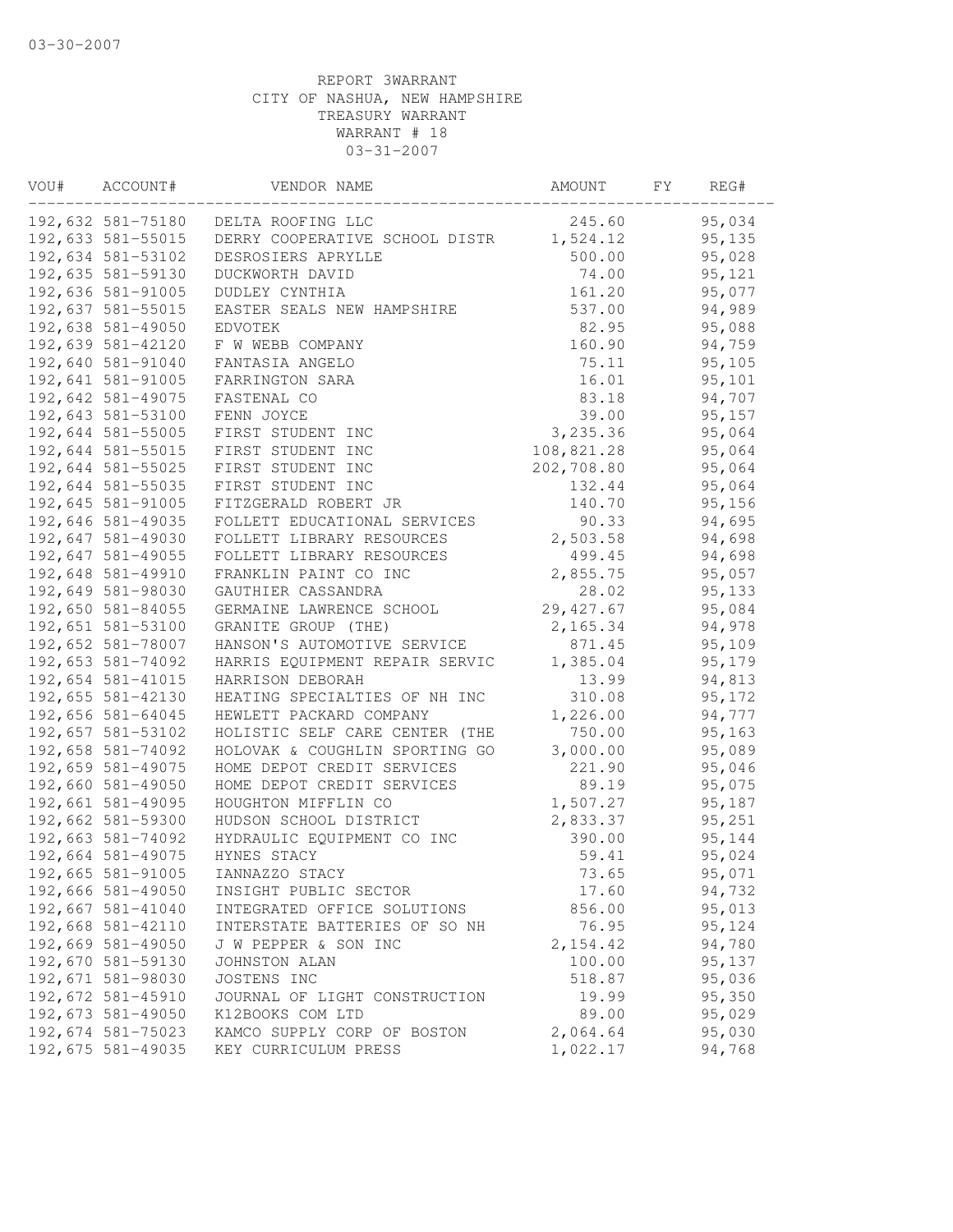03-30-2007

REPORT 3WARRANT
CITY OF NASHUA, NEW HAMPSHIRE
TREASURY WARRANT
WARRANT # 18
03-31-2007

| VOU# | ACCOUNT# | VENDOR NAME | AMOUNT | FY | REG# |
|---|---|---|---|---|---|
| 192,632 | 581-75180 | DELTA ROOFING LLC | 245.60 | | 95,034 |
| 192,633 | 581-55015 | DERRY COOPERATIVE SCHOOL DISTR | 1,524.12 | | 95,135 |
| 192,634 | 581-53102 | DESROSIERS APRYLLE | 500.00 | | 95,028 |
| 192,635 | 581-59130 | DUCKWORTH DAVID | 74.00 | | 95,121 |
| 192,636 | 581-91005 | DUDLEY CYNTHIA | 161.20 | | 95,077 |
| 192,637 | 581-55015 | EASTER SEALS NEW HAMPSHIRE | 537.00 | | 94,989 |
| 192,638 | 581-49050 | EDVOTEK | 82.95 | | 95,088 |
| 192,639 | 581-42120 | F W WEBB COMPANY | 160.90 | | 94,759 |
| 192,640 | 581-91040 | FANTASIA ANGELO | 75.11 | | 95,105 |
| 192,641 | 581-91005 | FARRINGTON SARA | 16.01 | | 95,101 |
| 192,642 | 581-49075 | FASTENAL CO | 83.18 | | 94,707 |
| 192,643 | 581-53100 | FENN JOYCE | 39.00 | | 95,157 |
| 192,644 | 581-55005 | FIRST STUDENT INC | 3,235.36 | | 95,064 |
| 192,644 | 581-55015 | FIRST STUDENT INC | 108,821.28 | | 95,064 |
| 192,644 | 581-55025 | FIRST STUDENT INC | 202,708.80 | | 95,064 |
| 192,644 | 581-55035 | FIRST STUDENT INC | 132.44 | | 95,064 |
| 192,645 | 581-91005 | FITZGERALD ROBERT JR | 140.70 | | 95,156 |
| 192,646 | 581-49035 | FOLLETT EDUCATIONAL SERVICES | 90.33 | | 94,695 |
| 192,647 | 581-49030 | FOLLETT LIBRARY RESOURCES | 2,503.58 | | 94,698 |
| 192,647 | 581-49055 | FOLLETT LIBRARY RESOURCES | 499.45 | | 94,698 |
| 192,648 | 581-49910 | FRANKLIN PAINT CO INC | 2,855.75 | | 95,057 |
| 192,649 | 581-98030 | GAUTHIER CASSANDRA | 28.02 | | 95,133 |
| 192,650 | 581-84055 | GERMAINE LAWRENCE SCHOOL | 29,427.67 | | 95,084 |
| 192,651 | 581-53100 | GRANITE GROUP (THE) | 2,165.34 | | 94,978 |
| 192,652 | 581-78007 | HANSON'S AUTOMOTIVE SERVICE | 871.45 | | 95,109 |
| 192,653 | 581-74092 | HARRIS EQUIPMENT REPAIR SERVIC | 1,385.04 | | 95,179 |
| 192,654 | 581-41015 | HARRISON DEBORAH | 13.99 | | 94,813 |
| 192,655 | 581-42130 | HEATING SPECIALTIES OF NH INC | 310.08 | | 95,172 |
| 192,656 | 581-64045 | HEWLETT PACKARD COMPANY | 1,226.00 | | 94,777 |
| 192,657 | 581-53102 | HOLISTIC SELF CARE CENTER (THE | 750.00 | | 95,163 |
| 192,658 | 581-74092 | HOLOVAK & COUGHLIN SPORTING GO | 3,000.00 | | 95,089 |
| 192,659 | 581-49075 | HOME DEPOT CREDIT SERVICES | 221.90 | | 95,046 |
| 192,660 | 581-49050 | HOME DEPOT CREDIT SERVICES | 89.19 | | 95,075 |
| 192,661 | 581-49095 | HOUGHTON MIFFLIN CO | 1,507.27 | | 95,187 |
| 192,662 | 581-59300 | HUDSON SCHOOL DISTRICT | 2,833.37 | | 95,251 |
| 192,663 | 581-74092 | HYDRAULIC EQUIPMENT CO INC | 390.00 | | 95,144 |
| 192,664 | 581-49075 | HYNES STACY | 59.41 | | 95,024 |
| 192,665 | 581-91005 | IANNAZZO STACY | 73.65 | | 95,071 |
| 192,666 | 581-49050 | INSIGHT PUBLIC SECTOR | 17.60 | | 94,732 |
| 192,667 | 581-41040 | INTEGRATED OFFICE SOLUTIONS | 856.00 | | 95,013 |
| 192,668 | 581-42110 | INTERSTATE BATTERIES OF SO NH | 76.95 | | 95,124 |
| 192,669 | 581-49050 | J W PEPPER & SON INC | 2,154.42 | | 94,780 |
| 192,670 | 581-59130 | JOHNSTON ALAN | 100.00 | | 95,137 |
| 192,671 | 581-98030 | JOSTENS INC | 518.87 | | 95,036 |
| 192,672 | 581-45910 | JOURNAL OF LIGHT CONSTRUCTION | 19.99 | | 95,350 |
| 192,673 | 581-49050 | K12BOOKS COM LTD | 89.00 | | 95,029 |
| 192,674 | 581-75023 | KAMCO SUPPLY CORP OF BOSTON | 2,064.64 | | 95,030 |
| 192,675 | 581-49035 | KEY CURRICULUM PRESS | 1,022.17 | | 94,768 |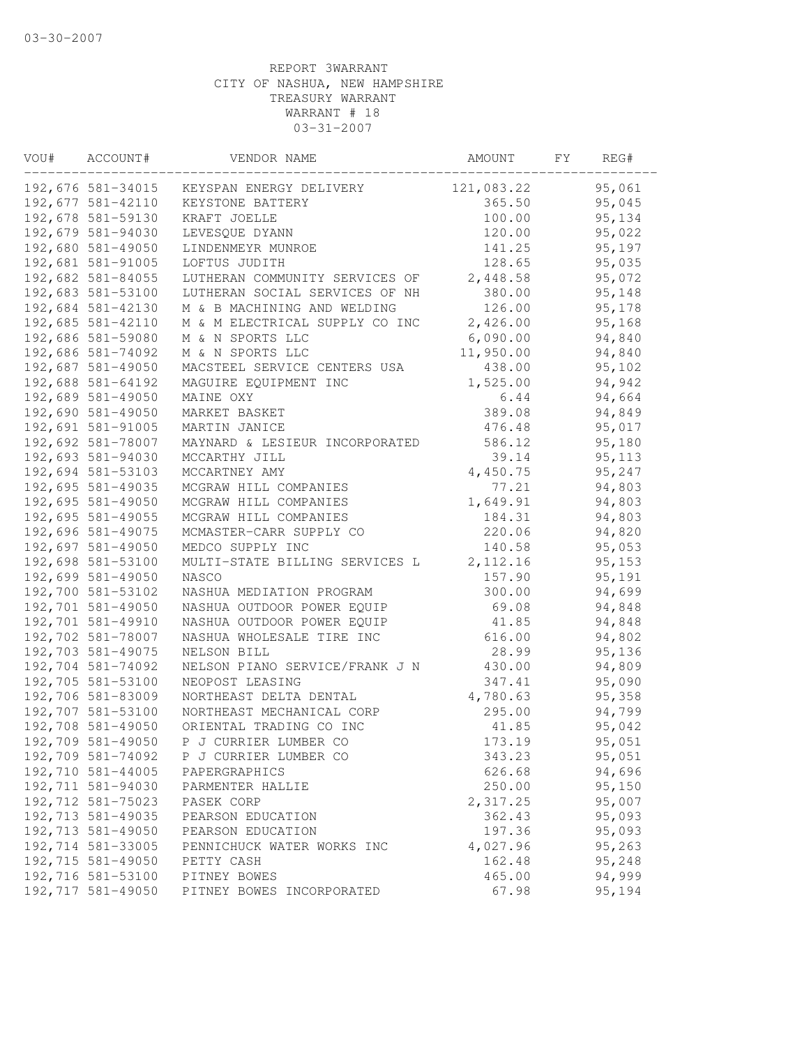03-30-2007

REPORT 3WARRANT
CITY OF NASHUA, NEW HAMPSHIRE
TREASURY WARRANT
WARRANT # 18
03-31-2007

| VOU# | ACCOUNT# | VENDOR NAME | AMOUNT | FY | REG# |
|---|---|---|---|---|---|
| 192,676 | 581-34015 | KEYSPAN ENERGY DELIVERY | 121,083.22 | | 95,061 |
| 192,677 | 581-42110 | KEYSTONE BATTERY | 365.50 | | 95,045 |
| 192,678 | 581-59130 | KRAFT JOELLE | 100.00 | | 95,134 |
| 192,679 | 581-94030 | LEVESQUE DYANN | 120.00 | | 95,022 |
| 192,680 | 581-49050 | LINDENMEYR MUNROE | 141.25 | | 95,197 |
| 192,681 | 581-91005 | LOFTUS JUDITH | 128.65 | | 95,035 |
| 192,682 | 581-84055 | LUTHERAN COMMUNITY SERVICES OF | 2,448.58 | | 95,072 |
| 192,683 | 581-53100 | LUTHERAN SOCIAL SERVICES OF NH | 380.00 | | 95,148 |
| 192,684 | 581-42130 | M & B MACHINING AND WELDING | 126.00 | | 95,178 |
| 192,685 | 581-42110 | M & M ELECTRICAL SUPPLY CO INC | 2,426.00 | | 95,168 |
| 192,686 | 581-59080 | M & N SPORTS LLC | 6,090.00 | | 94,840 |
| 192,686 | 581-74092 | M & N SPORTS LLC | 11,950.00 | | 94,840 |
| 192,687 | 581-49050 | MACSTEEL SERVICE CENTERS USA | 438.00 | | 95,102 |
| 192,688 | 581-64192 | MAGUIRE EQUIPMENT INC | 1,525.00 | | 94,942 |
| 192,689 | 581-49050 | MAINE OXY | 6.44 | | 94,664 |
| 192,690 | 581-49050 | MARKET BASKET | 389.08 | | 94,849 |
| 192,691 | 581-91005 | MARTIN JANICE | 476.48 | | 95,017 |
| 192,692 | 581-78007 | MAYNARD & LESIEUR INCORPORATED | 586.12 | | 95,180 |
| 192,693 | 581-94030 | MCCARTHY JILL | 39.14 | | 95,113 |
| 192,694 | 581-53103 | MCCARTNEY AMY | 4,450.75 | | 95,247 |
| 192,695 | 581-49035 | MCGRAW HILL COMPANIES | 77.21 | | 94,803 |
| 192,695 | 581-49050 | MCGRAW HILL COMPANIES | 1,649.91 | | 94,803 |
| 192,695 | 581-49055 | MCGRAW HILL COMPANIES | 184.31 | | 94,803 |
| 192,696 | 581-49075 | MCMASTER-CARR SUPPLY CO | 220.06 | | 94,820 |
| 192,697 | 581-49050 | MEDCO SUPPLY INC | 140.58 | | 95,053 |
| 192,698 | 581-53100 | MULTI-STATE BILLING SERVICES L | 2,112.16 | | 95,153 |
| 192,699 | 581-49050 | NASCO | 157.90 | | 95,191 |
| 192,700 | 581-53102 | NASHUA MEDIATION PROGRAM | 300.00 | | 94,699 |
| 192,701 | 581-49050 | NASHUA OUTDOOR POWER EQUIP | 69.08 | | 94,848 |
| 192,701 | 581-49910 | NASHUA OUTDOOR POWER EQUIP | 41.85 | | 94,848 |
| 192,702 | 581-78007 | NASHUA WHOLESALE TIRE INC | 616.00 | | 94,802 |
| 192,703 | 581-49075 | NELSON BILL | 28.99 | | 95,136 |
| 192,704 | 581-74092 | NELSON PIANO SERVICE/FRANK J N | 430.00 | | 94,809 |
| 192,705 | 581-53100 | NEOPOST LEASING | 347.41 | | 95,090 |
| 192,706 | 581-83009 | NORTHEAST DELTA DENTAL | 4,780.63 | | 95,358 |
| 192,707 | 581-53100 | NORTHEAST MECHANICAL CORP | 295.00 | | 94,799 |
| 192,708 | 581-49050 | ORIENTAL TRADING CO INC | 41.85 | | 95,042 |
| 192,709 | 581-49050 | P J CURRIER LUMBER CO | 173.19 | | 95,051 |
| 192,709 | 581-74092 | P J CURRIER LUMBER CO | 343.23 | | 95,051 |
| 192,710 | 581-44005 | PAPERGRAPHICS | 626.68 | | 94,696 |
| 192,711 | 581-94030 | PARMENTER HALLIE | 250.00 | | 95,150 |
| 192,712 | 581-75023 | PASEK CORP | 2,317.25 | | 95,007 |
| 192,713 | 581-49035 | PEARSON EDUCATION | 362.43 | | 95,093 |
| 192,713 | 581-49050 | PEARSON EDUCATION | 197.36 | | 95,093 |
| 192,714 | 581-33005 | PENNICHUCK WATER WORKS INC | 4,027.96 | | 95,263 |
| 192,715 | 581-49050 | PETTY CASH | 162.48 | | 95,248 |
| 192,716 | 581-53100 | PITNEY BOWES | 465.00 | | 94,999 |
| 192,717 | 581-49050 | PITNEY BOWES INCORPORATED | 67.98 | | 95,194 |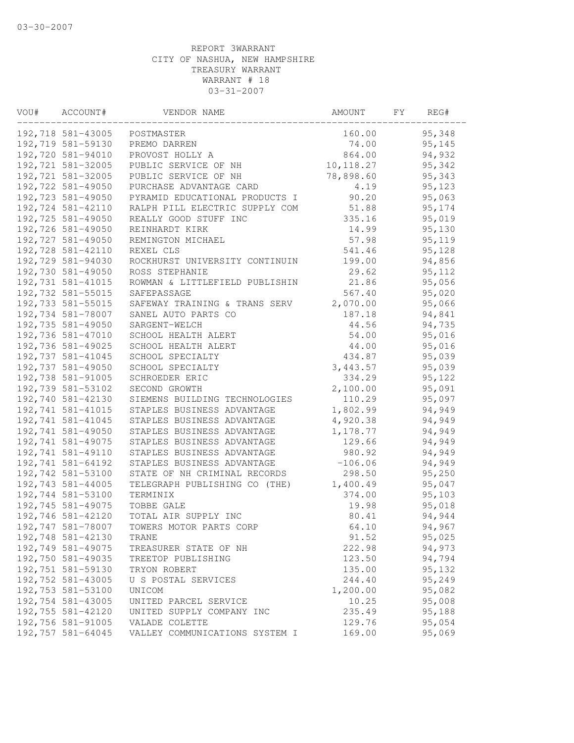REPORT 3WARRANT
CITY OF NASHUA, NEW HAMPSHIRE
TREASURY WARRANT
WARRANT # 18
03-31-2007

| VOU# | ACCOUNT# | VENDOR NAME | AMOUNT | FY | REG# |
|---|---|---|---|---|---|
| 192,718 | 581-43005 | POSTMASTER | 160.00 | | 95,348 |
| 192,719 | 581-59130 | PREMO DARREN | 74.00 | | 95,145 |
| 192,720 | 581-94010 | PROVOST HOLLY A | 864.00 | | 94,932 |
| 192,721 | 581-32005 | PUBLIC SERVICE OF NH | 10,118.27 | | 95,342 |
| 192,721 | 581-32005 | PUBLIC SERVICE OF NH | 78,898.60 | | 95,343 |
| 192,722 | 581-49050 | PURCHASE ADVANTAGE CARD | 4.19 | | 95,123 |
| 192,723 | 581-49050 | PYRAMID EDUCATIONAL PRODUCTS I | 90.20 | | 95,063 |
| 192,724 | 581-42110 | RALPH PILL ELECTRIC SUPPLY COM | 51.88 | | 95,174 |
| 192,725 | 581-49050 | REALLY GOOD STUFF INC | 335.16 | | 95,019 |
| 192,726 | 581-49050 | REINHARDT KIRK | 14.99 | | 95,130 |
| 192,727 | 581-49050 | REMINGTON MICHAEL | 57.98 | | 95,119 |
| 192,728 | 581-42110 | REXEL CLS | 541.46 | | 95,128 |
| 192,729 | 581-94030 | ROCKHURST UNIVERSITY CONTINUIN | 199.00 | | 94,856 |
| 192,730 | 581-49050 | ROSS STEPHANIE | 29.62 | | 95,112 |
| 192,731 | 581-41015 | ROWMAN & LITTLEFIELD PUBLISHIN | 21.86 | | 95,056 |
| 192,732 | 581-55015 | SAFEPASSAGE | 567.40 | | 95,020 |
| 192,733 | 581-55015 | SAFEWAY TRAINING & TRANS SERV | 2,070.00 | | 95,066 |
| 192,734 | 581-78007 | SANEL AUTO PARTS CO | 187.18 | | 94,841 |
| 192,735 | 581-49050 | SARGENT-WELCH | 44.56 | | 94,735 |
| 192,736 | 581-47010 | SCHOOL HEALTH ALERT | 54.00 | | 95,016 |
| 192,736 | 581-49025 | SCHOOL HEALTH ALERT | 44.00 | | 95,016 |
| 192,737 | 581-41045 | SCHOOL SPECIALTY | 434.87 | | 95,039 |
| 192,737 | 581-49050 | SCHOOL SPECIALTY | 3,443.57 | | 95,039 |
| 192,738 | 581-91005 | SCHROEDER ERIC | 334.29 | | 95,122 |
| 192,739 | 581-53102 | SECOND GROWTH | 2,100.00 | | 95,091 |
| 192,740 | 581-42130 | SIEMENS BUILDING TECHNOLOGIES | 110.29 | | 95,097 |
| 192,741 | 581-41015 | STAPLES BUSINESS ADVANTAGE | 1,802.99 | | 94,949 |
| 192,741 | 581-41045 | STAPLES BUSINESS ADVANTAGE | 4,920.38 | | 94,949 |
| 192,741 | 581-49050 | STAPLES BUSINESS ADVANTAGE | 1,178.77 | | 94,949 |
| 192,741 | 581-49075 | STAPLES BUSINESS ADVANTAGE | 129.66 | | 94,949 |
| 192,741 | 581-49110 | STAPLES BUSINESS ADVANTAGE | 980.92 | | 94,949 |
| 192,741 | 581-64192 | STAPLES BUSINESS ADVANTAGE | -106.06 | | 94,949 |
| 192,742 | 581-53100 | STATE OF NH CRIMINAL RECORDS | 298.50 | | 95,250 |
| 192,743 | 581-44005 | TELEGRAPH PUBLISHING CO (THE) | 1,400.49 | | 95,047 |
| 192,744 | 581-53100 | TERMINIX | 374.00 | | 95,103 |
| 192,745 | 581-49075 | TOBBE GALE | 19.98 | | 95,018 |
| 192,746 | 581-42120 | TOTAL AIR SUPPLY INC | 80.41 | | 94,944 |
| 192,747 | 581-78007 | TOWERS MOTOR PARTS CORP | 64.10 | | 94,967 |
| 192,748 | 581-42130 | TRANE | 91.52 | | 95,025 |
| 192,749 | 581-49075 | TREASURER STATE OF NH | 222.98 | | 94,973 |
| 192,750 | 581-49035 | TREETOP PUBLISHING | 123.50 | | 94,794 |
| 192,751 | 581-59130 | TRYON ROBERT | 135.00 | | 95,132 |
| 192,752 | 581-43005 | U S POSTAL SERVICES | 244.40 | | 95,249 |
| 192,753 | 581-53100 | UNICOM | 1,200.00 | | 95,082 |
| 192,754 | 581-43005 | UNITED PARCEL SERVICE | 10.25 | | 95,008 |
| 192,755 | 581-42120 | UNITED SUPPLY COMPANY INC | 235.49 | | 95,188 |
| 192,756 | 581-91005 | VALADE COLETTE | 129.76 | | 95,054 |
| 192,757 | 581-64045 | VALLEY COMMUNICATIONS SYSTEM I | 169.00 | | 95,069 |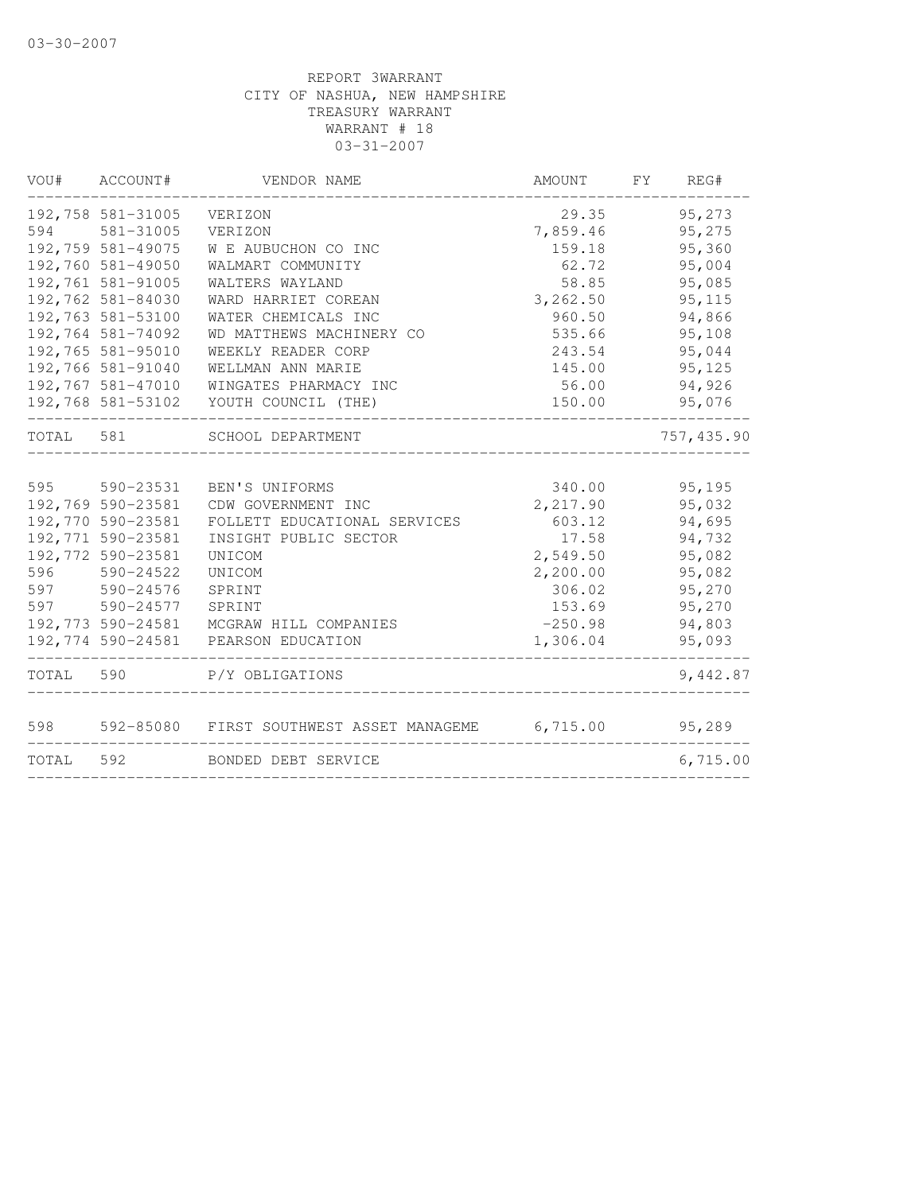03-30-2007

REPORT 3WARRANT
CITY OF NASHUA, NEW HAMPSHIRE
TREASURY WARRANT
WARRANT # 18
03-31-2007

| VOU# | ACCOUNT# | VENDOR NAME | AMOUNT | FY | REG# |
|---|---|---|---|---|---|
| 192,758 | 581-31005 | VERIZON | 29.35 | | 95,273 |
| 594 | 581-31005 | VERIZON | 7,859.46 | | 95,275 |
| 192,759 | 581-49075 | W E AUBUCHON CO INC | 159.18 | | 95,360 |
| 192,760 | 581-49050 | WALMART COMMUNITY | 62.72 | | 95,004 |
| 192,761 | 581-91005 | WALTERS WAYLAND | 58.85 | | 95,085 |
| 192,762 | 581-84030 | WARD HARRIET COREAN | 3,262.50 | | 95,115 |
| 192,763 | 581-53100 | WATER CHEMICALS INC | 960.50 | | 94,866 |
| 192,764 | 581-74092 | WD MATTHEWS MACHINERY CO | 535.66 | | 95,108 |
| 192,765 | 581-95010 | WEEKLY READER CORP | 243.54 | | 95,044 |
| 192,766 | 581-91040 | WELLMAN ANN MARIE | 145.00 | | 95,125 |
| 192,767 | 581-47010 | WINGATES PHARMACY INC | 56.00 | | 94,926 |
| 192,768 | 581-53102 | YOUTH COUNCIL (THE) | 150.00 | | 95,076 |
| TOTAL | 581 | SCHOOL DEPARTMENT | | | 757,435.90 |
| 595 | 590-23531 | BEN'S UNIFORMS | 340.00 | | 95,195 |
| 192,769 | 590-23581 | CDW GOVERNMENT INC | 2,217.90 | | 95,032 |
| 192,770 | 590-23581 | FOLLETT EDUCATIONAL SERVICES | 603.12 | | 94,695 |
| 192,771 | 590-23581 | INSIGHT PUBLIC SECTOR | 17.58 | | 94,732 |
| 192,772 | 590-23581 | UNICOM | 2,549.50 | | 95,082 |
| 596 | 590-24522 | UNICOM | 2,200.00 | | 95,082 |
| 597 | 590-24576 | SPRINT | 306.02 | | 95,270 |
| 597 | 590-24577 | SPRINT | 153.69 | | 95,270 |
| 192,773 | 590-24581 | MCGRAW HILL COMPANIES | -250.98 | | 94,803 |
| 192,774 | 590-24581 | PEARSON EDUCATION | 1,306.04 | | 95,093 |
| TOTAL | 590 | P/Y OBLIGATIONS | | | 9,442.87 |
| 598 | 592-85080 | FIRST SOUTHWEST ASSET MANAGEME | 6,715.00 | | 95,289 |
| TOTAL | 592 | BONDED DEBT SERVICE | | | 6,715.00 |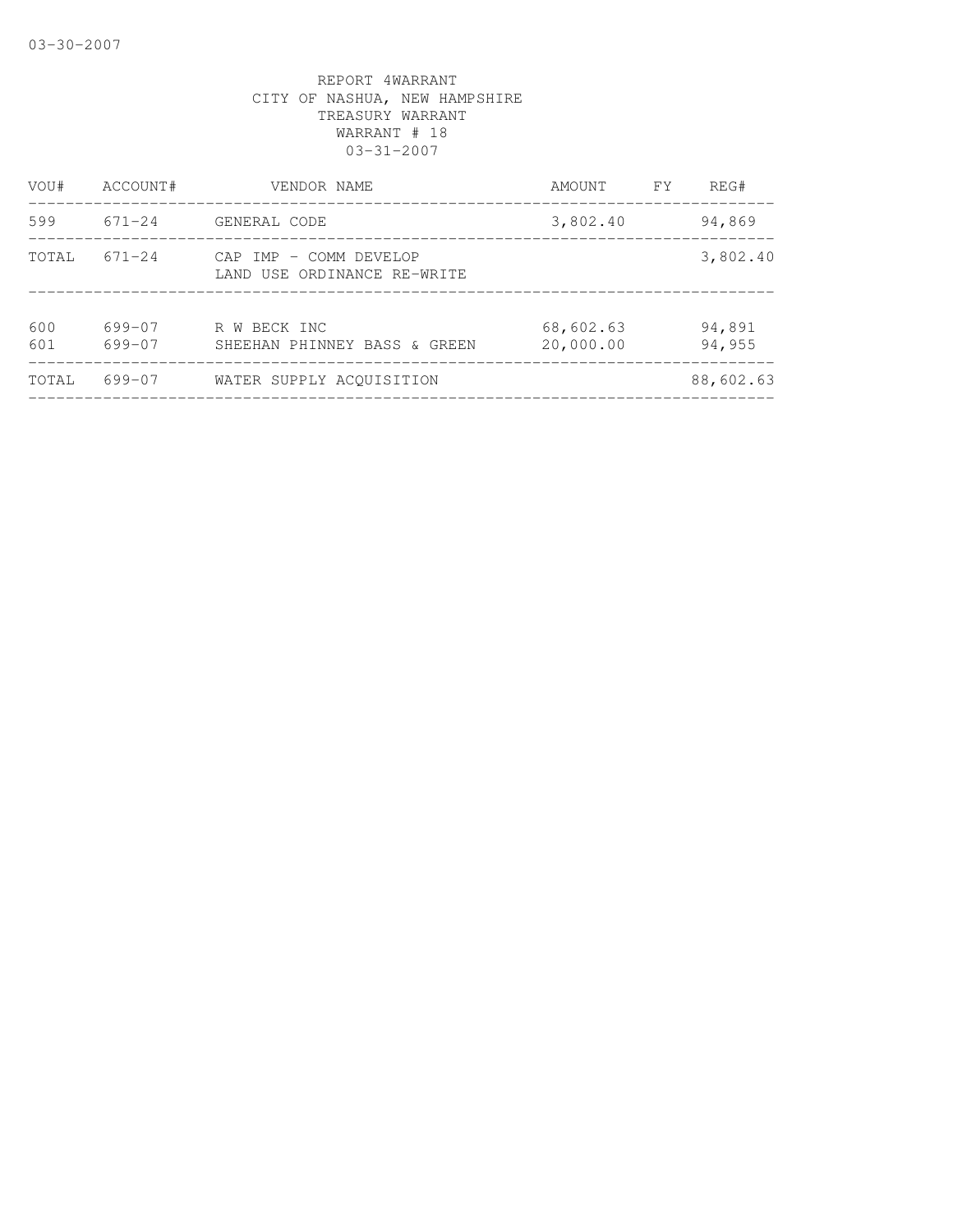03-30-2007

REPORT 4WARRANT
CITY OF NASHUA, NEW HAMPSHIRE
TREASURY WARRANT
WARRANT # 18
03-31-2007

| VOU# | ACCOUNT# | VENDOR NAME | AMOUNT | FY | REG# |
|---|---|---|---|---|---|
| 599 | 671-24 | GENERAL CODE | 3,802.40 | | 94,869 |
| TOTAL | 671-24 | CAP IMP - COMM DEVELOP<br>LAND USE ORDINANCE RE-WRITE | | | 3,802.40 |
| 600 | 699-07 | R W BECK INC | 68,602.63 | | 94,891 |
| 601 | 699-07 | SHEEHAN PHINNEY BASS & GREEN | 20,000.00 | | 94,955 |
| TOTAL | 699-07 | WATER SUPPLY ACQUISITION | | | 88,602.63 |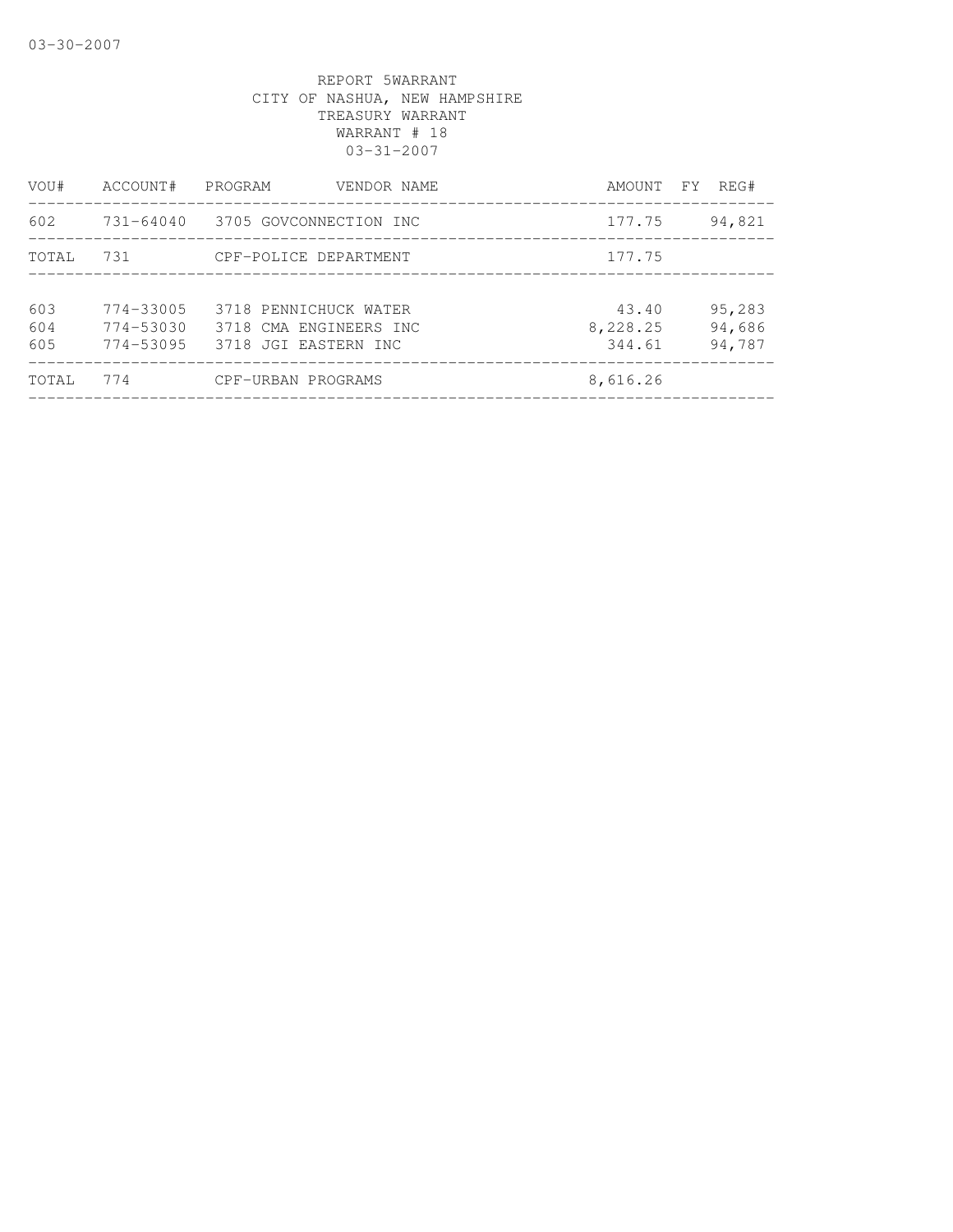03-30-2007

REPORT 5WARRANT
CITY OF NASHUA, NEW HAMPSHIRE
TREASURY WARRANT
WARRANT # 18
03-31-2007

| VOU# | ACCOUNT# | PROGRAM | VENDOR NAME | AMOUNT | FY | REG# |
|---|---|---|---|---|---|---|
| 602 | 731-64040 | 3705 | GOVCONNECTION INC | 177.75 | | 94,821 |
| TOTAL | 731 | | CPF-POLICE DEPARTMENT | 177.75 | | |
| 603 | 774-33005 | 3718 | PENNICHUCK WATER | 43.40 | | 95,283 |
| 604 | 774-53030 | 3718 | CMA ENGINEERS INC | 8,228.25 | | 94,686 |
| 605 | 774-53095 | 3718 | JGI EASTERN INC | 344.61 | | 94,787 |
| TOTAL | 774 | | CPF-URBAN PROGRAMS | 8,616.26 | | |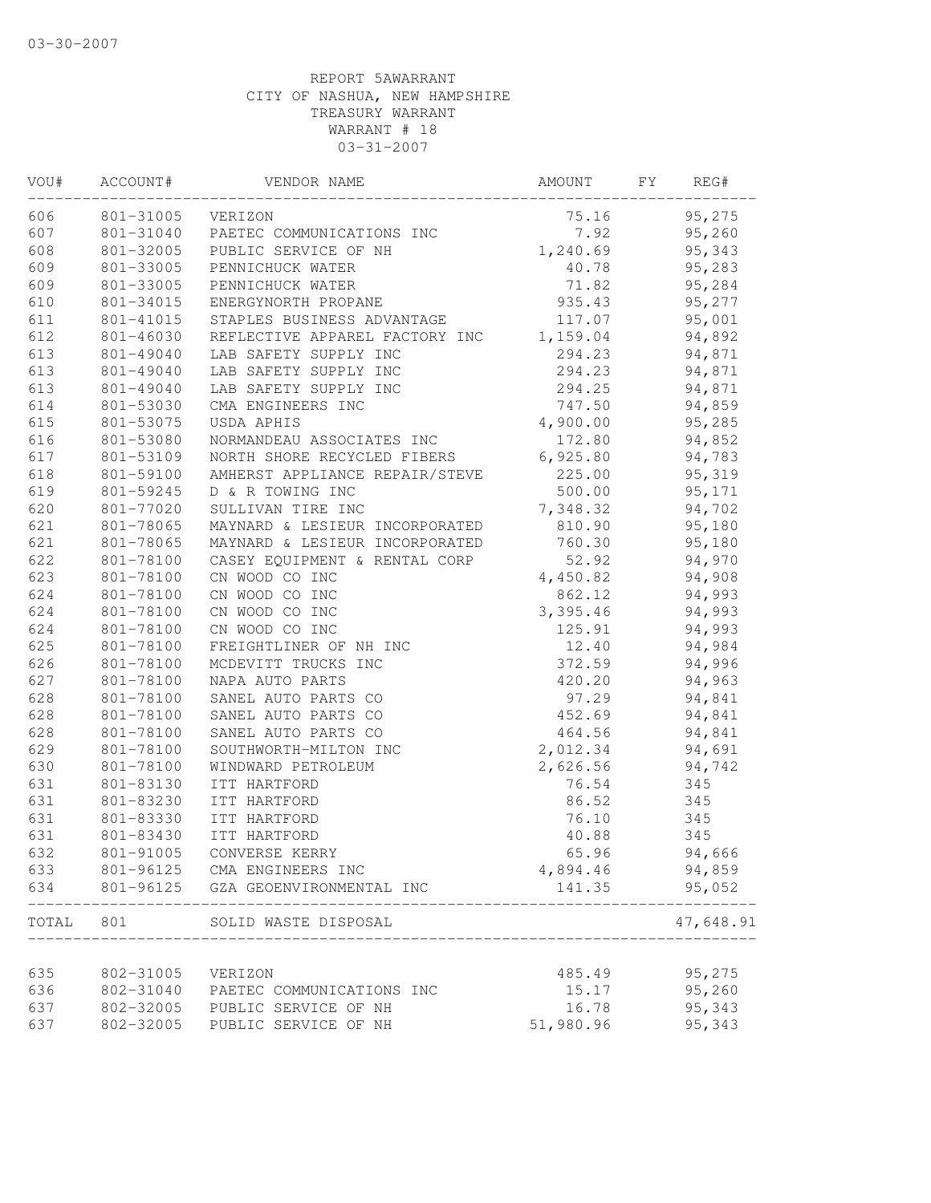03-30-2007

REPORT 5AWARRANT
CITY OF NASHUA, NEW HAMPSHIRE
TREASURY WARRANT
WARRANT # 18
03-31-2007

| VOU# | ACCOUNT# | VENDOR NAME | AMOUNT | FY | REG# |
|---|---|---|---|---|---|
| 606 | 801-31005 | VERIZON | 75.16 | | 95,275 |
| 607 | 801-31040 | PAETEC COMMUNICATIONS INC | 7.92 | | 95,260 |
| 608 | 801-32005 | PUBLIC SERVICE OF NH | 1,240.69 | | 95,343 |
| 609 | 801-33005 | PENNICHUCK WATER | 40.78 | | 95,283 |
| 609 | 801-33005 | PENNICHUCK WATER | 71.82 | | 95,284 |
| 610 | 801-34015 | ENERGYNORTH PROPANE | 935.43 | | 95,277 |
| 611 | 801-41015 | STAPLES BUSINESS ADVANTAGE | 117.07 | | 95,001 |
| 612 | 801-46030 | REFLECTIVE APPAREL FACTORY INC | 1,159.04 | | 94,892 |
| 613 | 801-49040 | LAB SAFETY SUPPLY INC | 294.23 | | 94,871 |
| 613 | 801-49040 | LAB SAFETY SUPPLY INC | 294.23 | | 94,871 |
| 613 | 801-49040 | LAB SAFETY SUPPLY INC | 294.25 | | 94,871 |
| 614 | 801-53030 | CMA ENGINEERS INC | 747.50 | | 94,859 |
| 615 | 801-53075 | USDA APHIS | 4,900.00 | | 95,285 |
| 616 | 801-53080 | NORMANDEAU ASSOCIATES INC | 172.80 | | 94,852 |
| 617 | 801-53109 | NORTH SHORE RECYCLED FIBERS | 6,925.80 | | 94,783 |
| 618 | 801-59100 | AMHERST APPLIANCE REPAIR/STEVE | 225.00 | | 95,319 |
| 619 | 801-59245 | D & R TOWING INC | 500.00 | | 95,171 |
| 620 | 801-77020 | SULLIVAN TIRE INC | 7,348.32 | | 94,702 |
| 621 | 801-78065 | MAYNARD & LESIEUR INCORPORATED | 810.90 | | 95,180 |
| 621 | 801-78065 | MAYNARD & LESIEUR INCORPORATED | 760.30 | | 95,180 |
| 622 | 801-78100 | CASEY EQUIPMENT & RENTAL CORP | 52.92 | | 94,970 |
| 623 | 801-78100 | CN WOOD CO INC | 4,450.82 | | 94,908 |
| 624 | 801-78100 | CN WOOD CO INC | 862.12 | | 94,993 |
| 624 | 801-78100 | CN WOOD CO INC | 3,395.46 | | 94,993 |
| 624 | 801-78100 | CN WOOD CO INC | 125.91 | | 94,993 |
| 625 | 801-78100 | FREIGHTLINER OF NH INC | 12.40 | | 94,984 |
| 626 | 801-78100 | MCDEVITT TRUCKS INC | 372.59 | | 94,996 |
| 627 | 801-78100 | NAPA AUTO PARTS | 420.20 | | 94,963 |
| 628 | 801-78100 | SANEL AUTO PARTS CO | 97.29 | | 94,841 |
| 628 | 801-78100 | SANEL AUTO PARTS CO | 452.69 | | 94,841 |
| 628 | 801-78100 | SANEL AUTO PARTS CO | 464.56 | | 94,841 |
| 629 | 801-78100 | SOUTHWORTH-MILTON INC | 2,012.34 | | 94,691 |
| 630 | 801-78100 | WINDWARD PETROLEUM | 2,626.56 | | 94,742 |
| 631 | 801-83130 | ITT HARTFORD | 76.54 | | 345 |
| 631 | 801-83230 | ITT HARTFORD | 86.52 | | 345 |
| 631 | 801-83330 | ITT HARTFORD | 76.10 | | 345 |
| 631 | 801-83430 | ITT HARTFORD | 40.88 | | 345 |
| 632 | 801-91005 | CONVERSE KERRY | 65.96 | | 94,666 |
| 633 | 801-96125 | CMA ENGINEERS INC | 4,894.46 | | 94,859 |
| 634 | 801-96125 | GZA GEOENVIRONMENTAL INC | 141.35 | | 95,052 |
| TOTAL | 801 | SOLID WASTE DISPOSAL | | | 47,648.91 |
| 635 | 802-31005 | VERIZON | 485.49 | | 95,275 |
| 636 | 802-31040 | PAETEC COMMUNICATIONS INC | 15.17 | | 95,260 |
| 637 | 802-32005 | PUBLIC SERVICE OF NH | 16.78 | | 95,343 |
| 637 | 802-32005 | PUBLIC SERVICE OF NH | 51,980.96 | | 95,343 |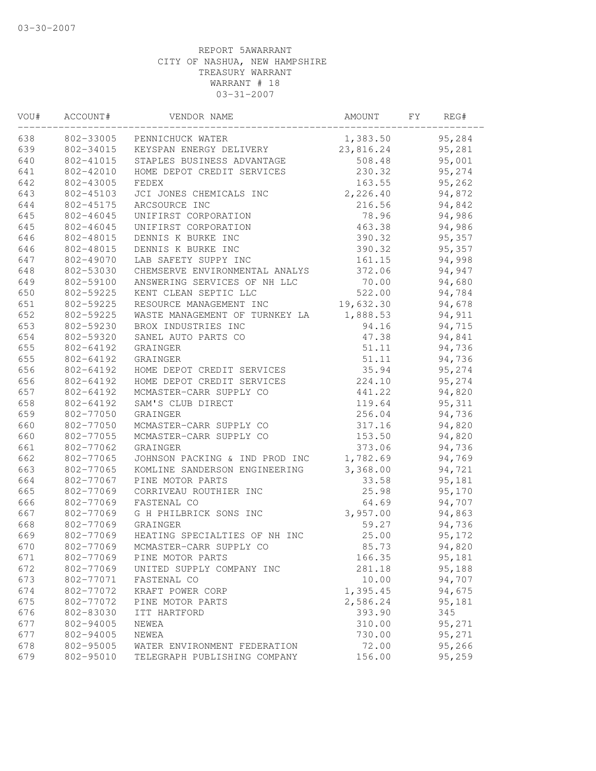03-30-2007

REPORT 5AWARRANT
CITY OF NASHUA, NEW HAMPSHIRE
TREASURY WARRANT
WARRANT # 18
03-31-2007

| VOU# | ACCOUNT# | VENDOR NAME | AMOUNT | FY | REG# |
|---|---|---|---|---|---|
| 638 | 802-33005 | PENNICHUCK WATER | 1,383.50 | | 95,284 |
| 639 | 802-34015 | KEYSPAN ENERGY DELIVERY | 23,816.24 | | 95,281 |
| 640 | 802-41015 | STAPLES BUSINESS ADVANTAGE | 508.48 | | 95,001 |
| 641 | 802-42010 | HOME DEPOT CREDIT SERVICES | 230.32 | | 95,274 |
| 642 | 802-43005 | FEDEX | 163.55 | | 95,262 |
| 643 | 802-45103 | JCI JONES CHEMICALS INC | 2,226.40 | | 94,872 |
| 644 | 802-45175 | ARCSOURCE INC | 216.56 | | 94,842 |
| 645 | 802-46045 | UNIFIRST CORPORATION | 78.96 | | 94,986 |
| 645 | 802-46045 | UNIFIRST CORPORATION | 463.38 | | 94,986 |
| 646 | 802-48015 | DENNIS K BURKE INC | 390.32 | | 95,357 |
| 646 | 802-48015 | DENNIS K BURKE INC | 390.32 | | 95,357 |
| 647 | 802-49070 | LAB SAFETY SUPPY INC | 161.15 | | 94,998 |
| 648 | 802-53030 | CHEMSERVE ENVIRONMENTAL ANALYS | 372.06 | | 94,947 |
| 649 | 802-59100 | ANSWERING SERVICES OF NH LLC | 70.00 | | 94,680 |
| 650 | 802-59225 | KENT CLEAN SEPTIC LLC | 522.00 | | 94,784 |
| 651 | 802-59225 | RESOURCE MANAGEMENT INC | 19,632.30 | | 94,678 |
| 652 | 802-59225 | WASTE MANAGEMENT OF TURNKEY LA | 1,888.53 | | 94,911 |
| 653 | 802-59230 | BROX INDUSTRIES INC | 94.16 | | 94,715 |
| 654 | 802-59320 | SANEL AUTO PARTS CO | 47.38 | | 94,841 |
| 655 | 802-64192 | GRAINGER | 51.11 | | 94,736 |
| 655 | 802-64192 | GRAINGER | 51.11 | | 94,736 |
| 656 | 802-64192 | HOME DEPOT CREDIT SERVICES | 35.94 | | 95,274 |
| 656 | 802-64192 | HOME DEPOT CREDIT SERVICES | 224.10 | | 95,274 |
| 657 | 802-64192 | MCMASTER-CARR SUPPLY CO | 441.22 | | 94,820 |
| 658 | 802-64192 | SAM'S CLUB DIRECT | 119.64 | | 95,311 |
| 659 | 802-77050 | GRAINGER | 256.04 | | 94,736 |
| 660 | 802-77050 | MCMASTER-CARR SUPPLY CO | 317.16 | | 94,820 |
| 660 | 802-77055 | MCMASTER-CARR SUPPLY CO | 153.50 | | 94,820 |
| 661 | 802-77062 | GRAINGER | 373.06 | | 94,736 |
| 662 | 802-77065 | JOHNSON PACKING & IND PROD INC | 1,782.69 | | 94,769 |
| 663 | 802-77065 | KOMLINE SANDERSON ENGINEERING | 3,368.00 | | 94,721 |
| 664 | 802-77067 | PINE MOTOR PARTS | 33.58 | | 95,181 |
| 665 | 802-77069 | CORRIVEAU ROUTHIER INC | 25.98 | | 95,170 |
| 666 | 802-77069 | FASTENAL CO | 64.69 | | 94,707 |
| 667 | 802-77069 | G H PHILBRICK SONS INC | 3,957.00 | | 94,863 |
| 668 | 802-77069 | GRAINGER | 59.27 | | 94,736 |
| 669 | 802-77069 | HEATING SPECIALTIES OF NH INC | 25.00 | | 95,172 |
| 670 | 802-77069 | MCMASTER-CARR SUPPLY CO | 85.73 | | 94,820 |
| 671 | 802-77069 | PINE MOTOR PARTS | 166.35 | | 95,181 |
| 672 | 802-77069 | UNITED SUPPLY COMPANY INC | 281.18 | | 95,188 |
| 673 | 802-77071 | FASTENAL CO | 10.00 | | 94,707 |
| 674 | 802-77072 | KRAFT POWER CORP | 1,395.45 | | 94,675 |
| 675 | 802-77072 | PINE MOTOR PARTS | 2,586.24 | | 95,181 |
| 676 | 802-83030 | ITT HARTFORD | 393.90 | | 345 |
| 677 | 802-94005 | NEWEA | 310.00 | | 95,271 |
| 677 | 802-94005 | NEWEA | 730.00 | | 95,271 |
| 678 | 802-95005 | WATER ENVIRONMENT FEDERATION | 72.00 | | 95,266 |
| 679 | 802-95010 | TELEGRAPH PUBLISHING COMPANY | 156.00 | | 95,259 |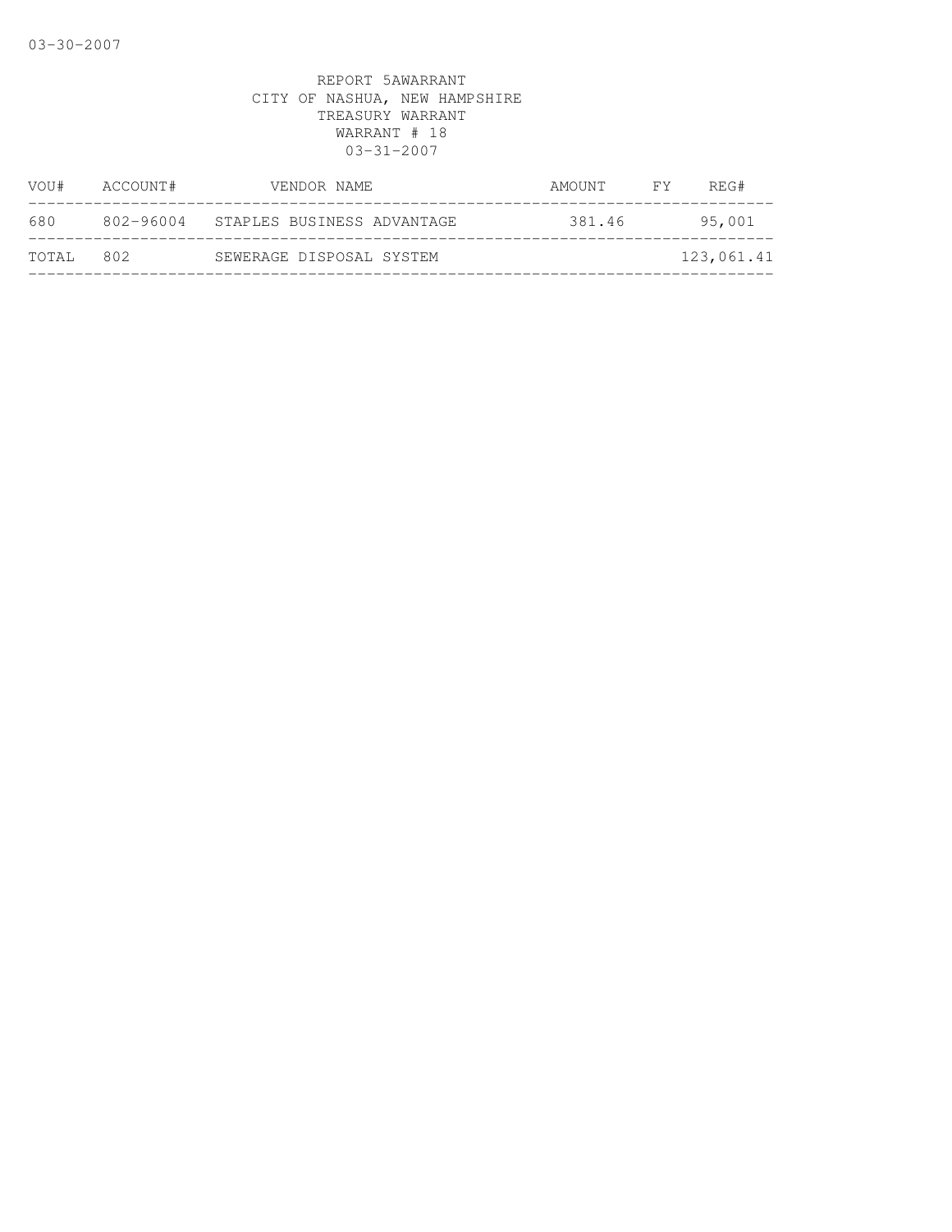REPORT 5AWARRANT
CITY OF NASHUA, NEW HAMPSHIRE
TREASURY WARRANT
WARRANT # 18
03-31-2007

| VOU# | ACCOUNT# | VENDOR NAME | AMOUNT | FY | REG# |
|---|---|---|---|---|---|
| 680 | 802-96004 | STAPLES BUSINESS ADVANTAGE | 381.46 | | 95,001 |
| TOTAL | 802 | SEWERAGE DISPOSAL SYSTEM | | | 123,061.41 |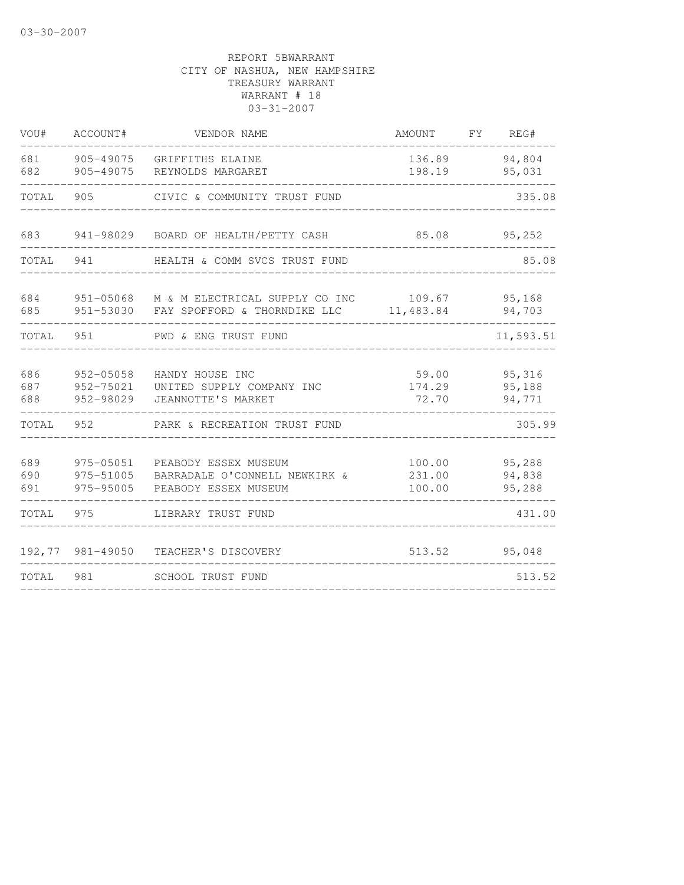03-30-2007

REPORT 5BWARRANT
CITY OF NASHUA, NEW HAMPSHIRE
TREASURY WARRANT
WARRANT # 18
03-31-2007

| VOU# | ACCOUNT# | VENDOR NAME | AMOUNT | FY | REG# |
|---|---|---|---|---|---|
| 681 | 905-49075 | GRIFFITHS ELAINE | 136.89 | | 94,804 |
| 682 | 905-49075 | REYNOLDS MARGARET | 198.19 | | 95,031 |
| TOTAL | 905 | CIVIC & COMMUNITY TRUST FUND | | | 335.08 |
| 683 | 941-98029 | BOARD OF HEALTH/PETTY CASH | 85.08 | | 95,252 |
| TOTAL | 941 | HEALTH & COMM SVCS TRUST FUND | | | 85.08 |
| 684 | 951-05068 | M & M ELECTRICAL SUPPLY CO INC | 109.67 | | 95,168 |
| 685 | 951-53030 | FAY SPOFFORD & THORNDIKE LLC | 11,483.84 | | 94,703 |
| TOTAL | 951 | PWD & ENG TRUST FUND | | | 11,593.51 |
| 686 | 952-05058 | HANDY HOUSE INC | 59.00 | | 95,316 |
| 687 | 952-75021 | UNITED SUPPLY COMPANY INC | 174.29 | | 95,188 |
| 688 | 952-98029 | JEANNOTTE'S MARKET | 72.70 | | 94,771 |
| TOTAL | 952 | PARK & RECREATION TRUST FUND | | | 305.99 |
| 689 | 975-05051 | PEABODY ESSEX MUSEUM | 100.00 | | 95,288 |
| 690 | 975-51005 | BARRADALE O'CONNELL NEWKIRK & | 231.00 | | 94,838 |
| 691 | 975-95005 | PEABODY ESSEX MUSEUM | 100.00 | | 95,288 |
| TOTAL | 975 | LIBRARY TRUST FUND | | | 431.00 |
| 192,77 | 981-49050 | TEACHER'S DISCOVERY | 513.52 | | 95,048 |
| TOTAL | 981 | SCHOOL TRUST FUND | | | 513.52 |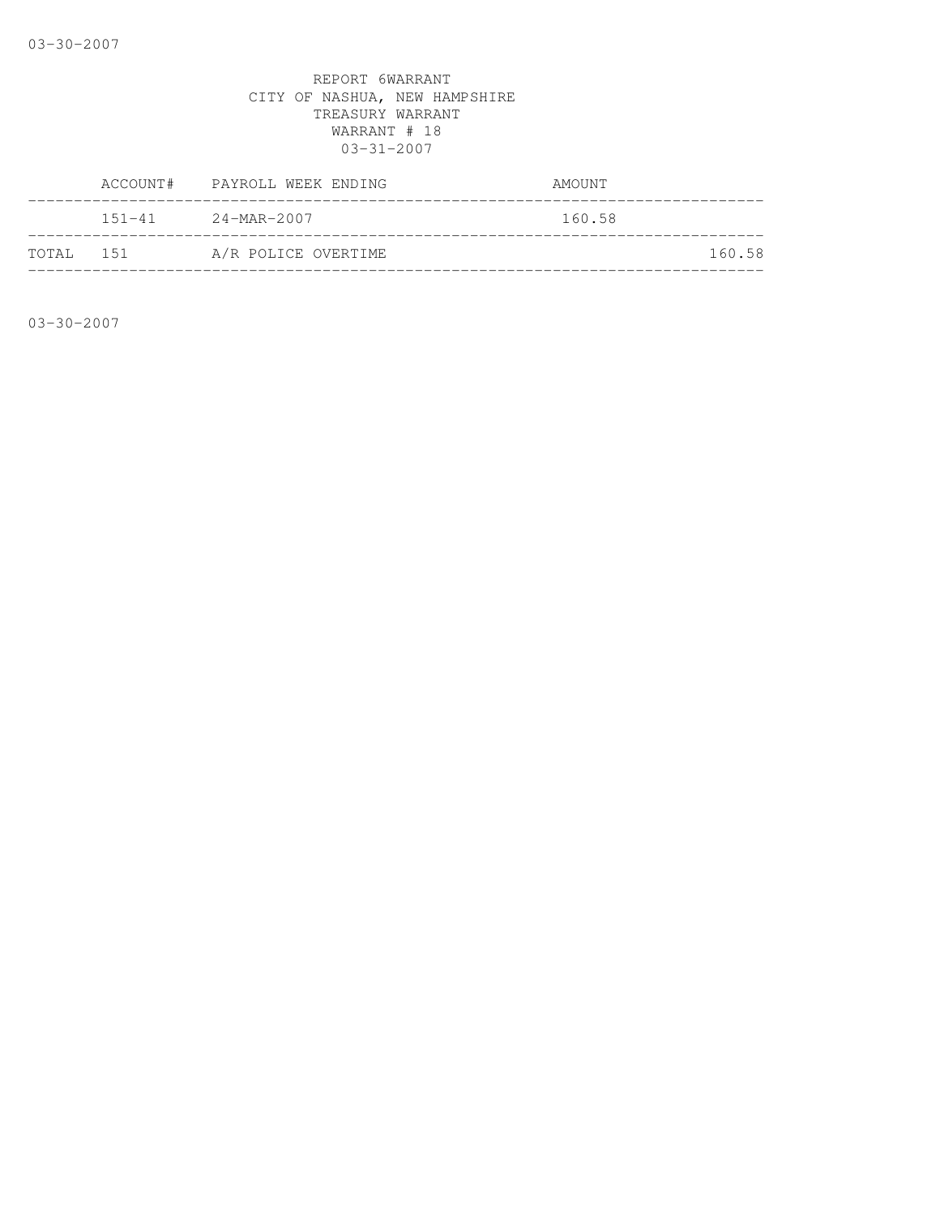REPORT 6WARRANT
CITY OF NASHUA, NEW HAMPSHIRE
TREASURY WARRANT
WARRANT # 18
03-31-2007

| | ACCOUNT# | PAYROLL WEEK ENDING | AMOUNT | |
|---|---|---|---|---|
| | 151-41 | 24-MAR-2007 | 160.58 | |
| TOTAL | 151 | A/R POLICE OVERTIME | | 160.58 |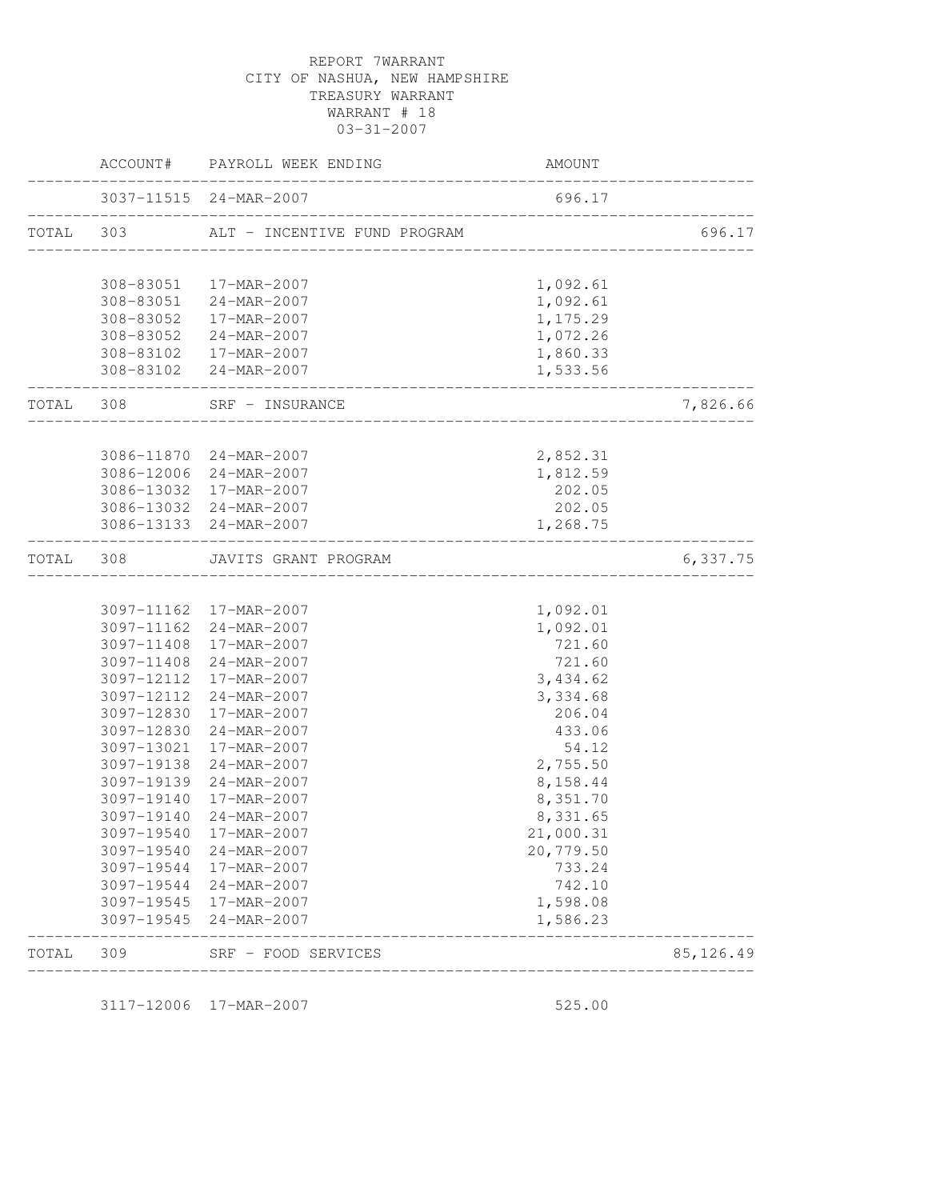REPORT 7WARRANT
CITY OF NASHUA, NEW HAMPSHIRE
TREASURY WARRANT
WARRANT # 18
03-31-2007

| ACCOUNT# | PAYROLL WEEK ENDING | AMOUNT | |
|---|---|---|---|
| 3037-11515 | 24-MAR-2007 | 696.17 | |
| TOTAL 303 | ALT - INCENTIVE FUND PROGRAM | | 696.17 |
| 308-83051 | 17-MAR-2007 | 1,092.61 | |
| 308-83051 | 24-MAR-2007 | 1,092.61 | |
| 308-83052 | 17-MAR-2007 | 1,175.29 | |
| 308-83052 | 24-MAR-2007 | 1,072.26 | |
| 308-83102 | 17-MAR-2007 | 1,860.33 | |
| 308-83102 | 24-MAR-2007 | 1,533.56 | |
| TOTAL 308 | SRF - INSURANCE | | 7,826.66 |
| 3086-11870 | 24-MAR-2007 | 2,852.31 | |
| 3086-12006 | 24-MAR-2007 | 1,812.59 | |
| 3086-13032 | 17-MAR-2007 | 202.05 | |
| 3086-13032 | 24-MAR-2007 | 202.05 | |
| 3086-13133 | 24-MAR-2007 | 1,268.75 | |
| TOTAL 308 | JAVITS GRANT PROGRAM | | 6,337.75 |
| 3097-11162 | 17-MAR-2007 | 1,092.01 | |
| 3097-11162 | 24-MAR-2007 | 1,092.01 | |
| 3097-11408 | 17-MAR-2007 | 721.60 | |
| 3097-11408 | 24-MAR-2007 | 721.60 | |
| 3097-12112 | 17-MAR-2007 | 3,434.62 | |
| 3097-12112 | 24-MAR-2007 | 3,334.68 | |
| 3097-12830 | 17-MAR-2007 | 206.04 | |
| 3097-12830 | 24-MAR-2007 | 433.06 | |
| 3097-13021 | 17-MAR-2007 | 54.12 | |
| 3097-19138 | 24-MAR-2007 | 2,755.50 | |
| 3097-19139 | 24-MAR-2007 | 8,158.44 | |
| 3097-19140 | 17-MAR-2007 | 8,351.70 | |
| 3097-19140 | 24-MAR-2007 | 8,331.65 | |
| 3097-19540 | 17-MAR-2007 | 21,000.31 | |
| 3097-19540 | 24-MAR-2007 | 20,779.50 | |
| 3097-19544 | 17-MAR-2007 | 733.24 | |
| 3097-19544 | 24-MAR-2007 | 742.10 | |
| 3097-19545 | 17-MAR-2007 | 1,598.08 | |
| 3097-19545 | 24-MAR-2007 | 1,586.23 | |
| TOTAL 309 | SRF - FOOD SERVICES | | 85,126.49 |
| 3117-12006 | 17-MAR-2007 | 525.00 | |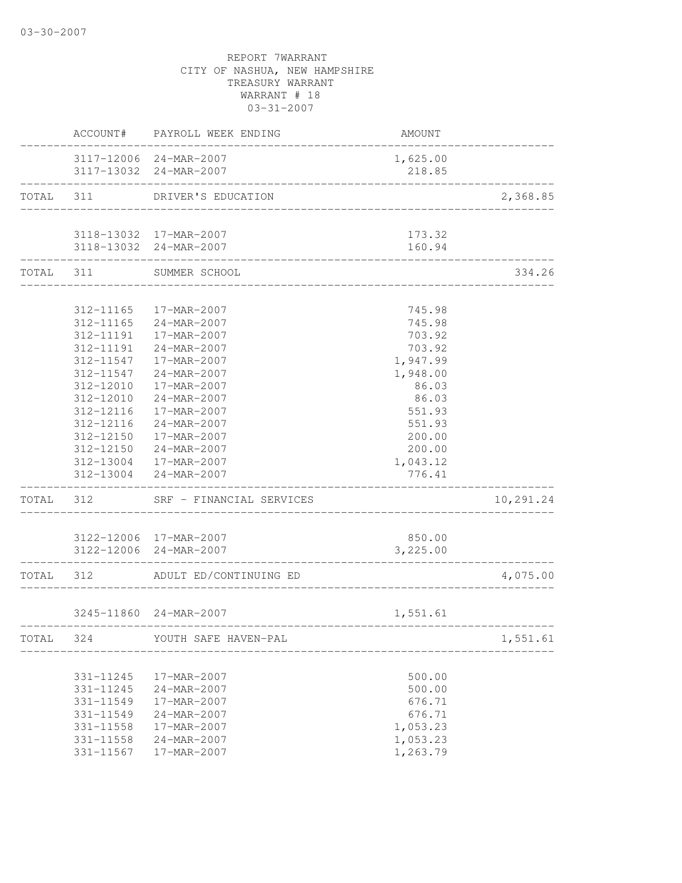03-30-2007

REPORT 7WARRANT
CITY OF NASHUA, NEW HAMPSHIRE
TREASURY WARRANT
WARRANT # 18
03-31-2007

| | ACCOUNT# | PAYROLL WEEK ENDING | AMOUNT | |
|---|---|---|---|---|
| | 3117-12006 | 24-MAR-2007 | 1,625.00 | |
| | 3117-13032 | 24-MAR-2007 | 218.85 | |
| TOTAL | 311 | DRIVER'S EDUCATION | | 2,368.85 |
| | 3118-13032 | 17-MAR-2007 | 173.32 | |
| | 3118-13032 | 24-MAR-2007 | 160.94 | |
| TOTAL | 311 | SUMMER SCHOOL | | 334.26 |
| | 312-11165 | 17-MAR-2007 | 745.98 | |
| | 312-11165 | 24-MAR-2007 | 745.98 | |
| | 312-11191 | 17-MAR-2007 | 703.92 | |
| | 312-11191 | 24-MAR-2007 | 703.92 | |
| | 312-11547 | 17-MAR-2007 | 1,947.99 | |
| | 312-11547 | 24-MAR-2007 | 1,948.00 | |
| | 312-12010 | 17-MAR-2007 | 86.03 | |
| | 312-12010 | 24-MAR-2007 | 86.03 | |
| | 312-12116 | 17-MAR-2007 | 551.93 | |
| | 312-12116 | 24-MAR-2007 | 551.93 | |
| | 312-12150 | 17-MAR-2007 | 200.00 | |
| | 312-12150 | 24-MAR-2007 | 200.00 | |
| | 312-13004 | 17-MAR-2007 | 1,043.12 | |
| | 312-13004 | 24-MAR-2007 | 776.41 | |
| TOTAL | 312 | SRF - FINANCIAL SERVICES | | 10,291.24 |
| | 3122-12006 | 17-MAR-2007 | 850.00 | |
| | 3122-12006 | 24-MAR-2007 | 3,225.00 | |
| TOTAL | 312 | ADULT ED/CONTINUING ED | | 4,075.00 |
| | 3245-11860 | 24-MAR-2007 | 1,551.61 | |
| TOTAL | 324 | YOUTH SAFE HAVEN-PAL | | 1,551.61 |
| | 331-11245 | 17-MAR-2007 | 500.00 | |
| | 331-11245 | 24-MAR-2007 | 500.00 | |
| | 331-11549 | 17-MAR-2007 | 676.71 | |
| | 331-11549 | 24-MAR-2007 | 676.71 | |
| | 331-11558 | 17-MAR-2007 | 1,053.23 | |
| | 331-11558 | 24-MAR-2007 | 1,053.23 | |
| | 331-11567 | 17-MAR-2007 | 1,263.79 | |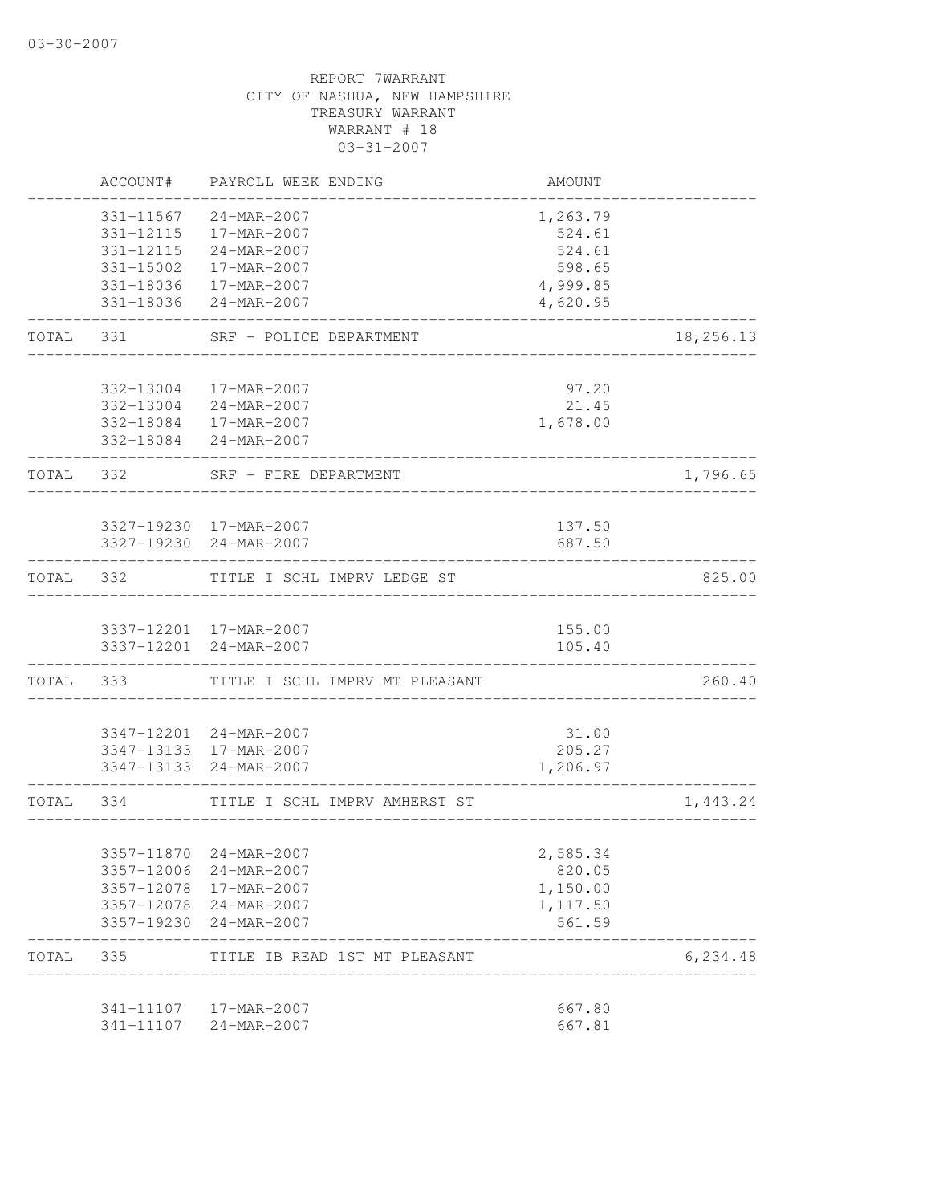03-30-2007

REPORT 7WARRANT
CITY OF NASHUA, NEW HAMPSHIRE
TREASURY WARRANT
WARRANT # 18
03-31-2007

| | ACCOUNT# | PAYROLL WEEK ENDING | AMOUNT | |
|---|---|---|---|---|
| | 331-11567 | 24-MAR-2007 | 1,263.79 | |
| | 331-12115 | 17-MAR-2007 | 524.61 | |
| | 331-12115 | 24-MAR-2007 | 524.61 | |
| | 331-15002 | 17-MAR-2007 | 598.65 | |
| | 331-18036 | 17-MAR-2007 | 4,999.85 | |
| | 331-18036 | 24-MAR-2007 | 4,620.95 | |
| TOTAL | 331 | SRF - POLICE DEPARTMENT | | 18,256.13 |
| | 332-13004 | 17-MAR-2007 | 97.20 | |
| | 332-13004 | 24-MAR-2007 | 21.45 | |
| | 332-18084 | 17-MAR-2007 | 1,678.00 | |
| | 332-18084 | 24-MAR-2007 | | |
| TOTAL | 332 | SRF - FIRE DEPARTMENT | | 1,796.65 |
| | 3327-19230 | 17-MAR-2007 | 137.50 | |
| | 3327-19230 | 24-MAR-2007 | 687.50 | |
| TOTAL | 332 | TITLE I SCHL IMPRV LEDGE ST | | 825.00 |
| | 3337-12201 | 17-MAR-2007 | 155.00 | |
| | 3337-12201 | 24-MAR-2007 | 105.40 | |
| TOTAL | 333 | TITLE I SCHL IMPRV MT PLEASANT | | 260.40 |
| | 3347-12201 | 24-MAR-2007 | 31.00 | |
| | 3347-13133 | 17-MAR-2007 | 205.27 | |
| | 3347-13133 | 24-MAR-2007 | 1,206.97 | |
| TOTAL | 334 | TITLE I SCHL IMPRV AMHERST ST | | 1,443.24 |
| | 3357-11870 | 24-MAR-2007 | 2,585.34 | |
| | 3357-12006 | 24-MAR-2007 | 820.05 | |
| | 3357-12078 | 17-MAR-2007 | 1,150.00 | |
| | 3357-12078 | 24-MAR-2007 | 1,117.50 | |
| | 3357-19230 | 24-MAR-2007 | 561.59 | |
| TOTAL | 335 | TITLE IB READ 1ST MT PLEASANT | | 6,234.48 |
| | 341-11107 | 17-MAR-2007 | 667.80 | |
| | 341-11107 | 24-MAR-2007 | 667.81 | |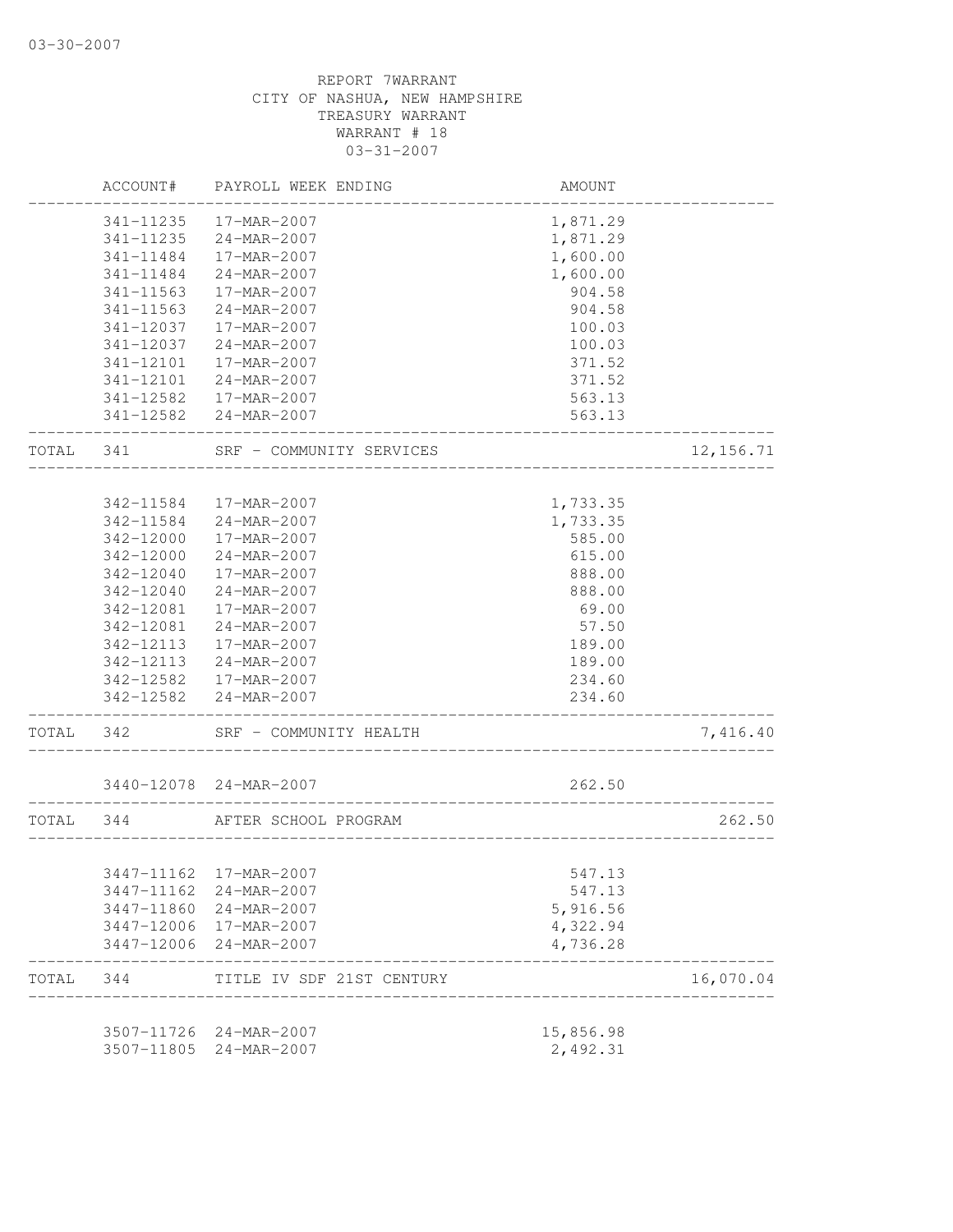03-30-2007

REPORT 7WARRANT
CITY OF NASHUA, NEW HAMPSHIRE
TREASURY WARRANT
WARRANT # 18
03-31-2007

| | ACCOUNT# | PAYROLL WEEK ENDING | AMOUNT | |
|---|---|---|---|---|
| | 341-11235 | 17-MAR-2007 | 1,871.29 | |
| | 341-11235 | 24-MAR-2007 | 1,871.29 | |
| | 341-11484 | 17-MAR-2007 | 1,600.00 | |
| | 341-11484 | 24-MAR-2007 | 1,600.00 | |
| | 341-11563 | 17-MAR-2007 | 904.58 | |
| | 341-11563 | 24-MAR-2007 | 904.58 | |
| | 341-12037 | 17-MAR-2007 | 100.03 | |
| | 341-12037 | 24-MAR-2007 | 100.03 | |
| | 341-12101 | 17-MAR-2007 | 371.52 | |
| | 341-12101 | 24-MAR-2007 | 371.52 | |
| | 341-12582 | 17-MAR-2007 | 563.13 | |
| | 341-12582 | 24-MAR-2007 | 563.13 | |
| TOTAL | 341 | SRF - COMMUNITY SERVICES | | 12,156.71 |
| | 342-11584 | 17-MAR-2007 | 1,733.35 | |
| | 342-11584 | 24-MAR-2007 | 1,733.35 | |
| | 342-12000 | 17-MAR-2007 | 585.00 | |
| | 342-12000 | 24-MAR-2007 | 615.00 | |
| | 342-12040 | 17-MAR-2007 | 888.00 | |
| | 342-12040 | 24-MAR-2007 | 888.00 | |
| | 342-12081 | 17-MAR-2007 | 69.00 | |
| | 342-12081 | 24-MAR-2007 | 57.50 | |
| | 342-12113 | 17-MAR-2007 | 189.00 | |
| | 342-12113 | 24-MAR-2007 | 189.00 | |
| | 342-12582 | 17-MAR-2007 | 234.60 | |
| | 342-12582 | 24-MAR-2007 | 234.60 | |
| TOTAL | 342 | SRF - COMMUNITY HEALTH | | 7,416.40 |
| | 3440-12078 | 24-MAR-2007 | 262.50 | |
| TOTAL | 344 | AFTER SCHOOL PROGRAM | | 262.50 |
| | 3447-11162 | 17-MAR-2007 | 547.13 | |
| | 3447-11162 | 24-MAR-2007 | 547.13 | |
| | 3447-11860 | 24-MAR-2007 | 5,916.56 | |
| | 3447-12006 | 17-MAR-2007 | 4,322.94 | |
| | 3447-12006 | 24-MAR-2007 | 4,736.28 | |
| TOTAL | 344 | TITLE IV SDF 21ST CENTURY | | 16,070.04 |
| | 3507-11726 | 24-MAR-2007 | 15,856.98 | |
| | 3507-11805 | 24-MAR-2007 | 2,492.31 | |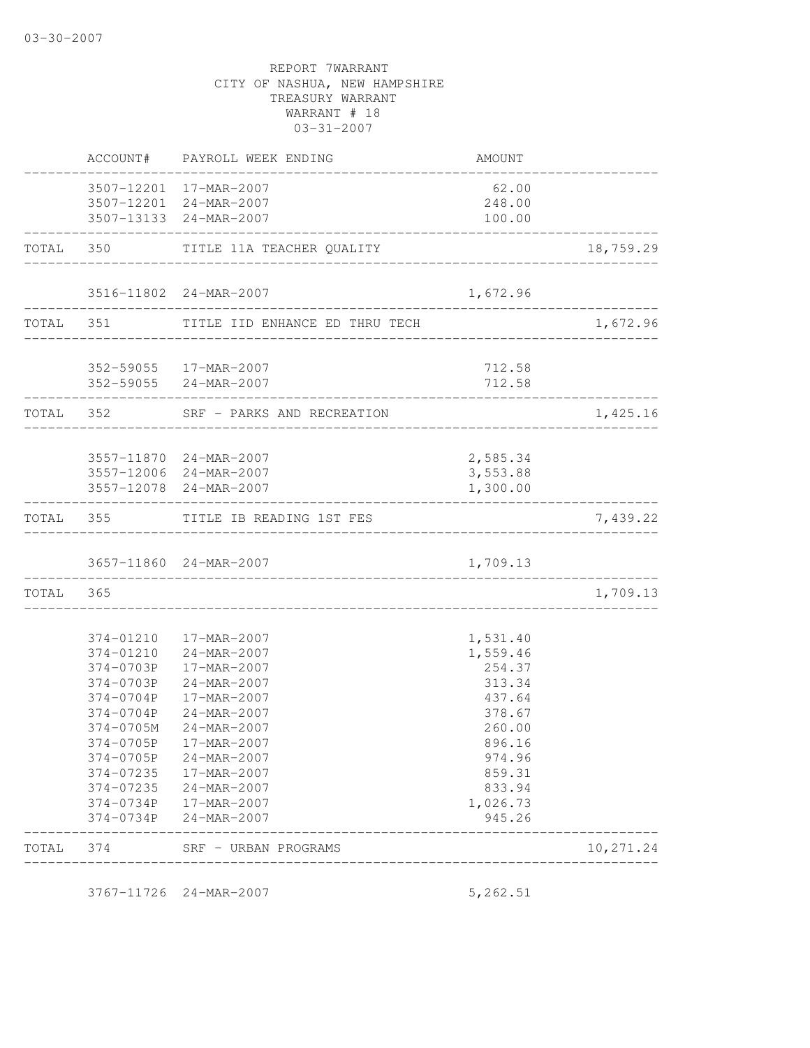03-30-2007

REPORT 7WARRANT
CITY OF NASHUA, NEW HAMPSHIRE
TREASURY WARRANT
WARRANT # 18
03-31-2007

| | ACCOUNT# | PAYROLL WEEK ENDING | AMOUNT | |
|---|---|---|---|---|
| | 3507-12201 | 17-MAR-2007 | 62.00 | |
| | 3507-12201 | 24-MAR-2007 | 248.00 | |
| | 3507-13133 | 24-MAR-2007 | 100.00 | |
| TOTAL | 350 | TITLE 11A TEACHER QUALITY | | 18,759.29 |
| | 3516-11802 | 24-MAR-2007 | 1,672.96 | |
| TOTAL | 351 | TITLE IID ENHANCE ED THRU TECH | | 1,672.96 |
| | 352-59055 | 17-MAR-2007 | 712.58 | |
| | 352-59055 | 24-MAR-2007 | 712.58 | |
| TOTAL | 352 | SRF - PARKS AND RECREATION | | 1,425.16 |
| | 3557-11870 | 24-MAR-2007 | 2,585.34 | |
| | 3557-12006 | 24-MAR-2007 | 3,553.88 | |
| | 3557-12078 | 24-MAR-2007 | 1,300.00 | |
| TOTAL | 355 | TITLE IB READING 1ST FES | | 7,439.22 |
| | 3657-11860 | 24-MAR-2007 | 1,709.13 | |
| TOTAL | 365 | | | 1,709.13 |
| | 374-01210 | 17-MAR-2007 | 1,531.40 | |
| | 374-01210 | 24-MAR-2007 | 1,559.46 | |
| | 374-0703P | 17-MAR-2007 | 254.37 | |
| | 374-0703P | 24-MAR-2007 | 313.34 | |
| | 374-0704P | 17-MAR-2007 | 437.64 | |
| | 374-0704P | 24-MAR-2007 | 378.67 | |
| | 374-0705M | 24-MAR-2007 | 260.00 | |
| | 374-0705P | 17-MAR-2007 | 896.16 | |
| | 374-0705P | 24-MAR-2007 | 974.96 | |
| | 374-07235 | 17-MAR-2007 | 859.31 | |
| | 374-07235 | 24-MAR-2007 | 833.94 | |
| | 374-0734P | 17-MAR-2007 | 1,026.73 | |
| | 374-0734P | 24-MAR-2007 | 945.26 | |
| TOTAL | 374 | SRF - URBAN PROGRAMS | | 10,271.24 |
| | 3767-11726 | 24-MAR-2007 | 5,262.51 | |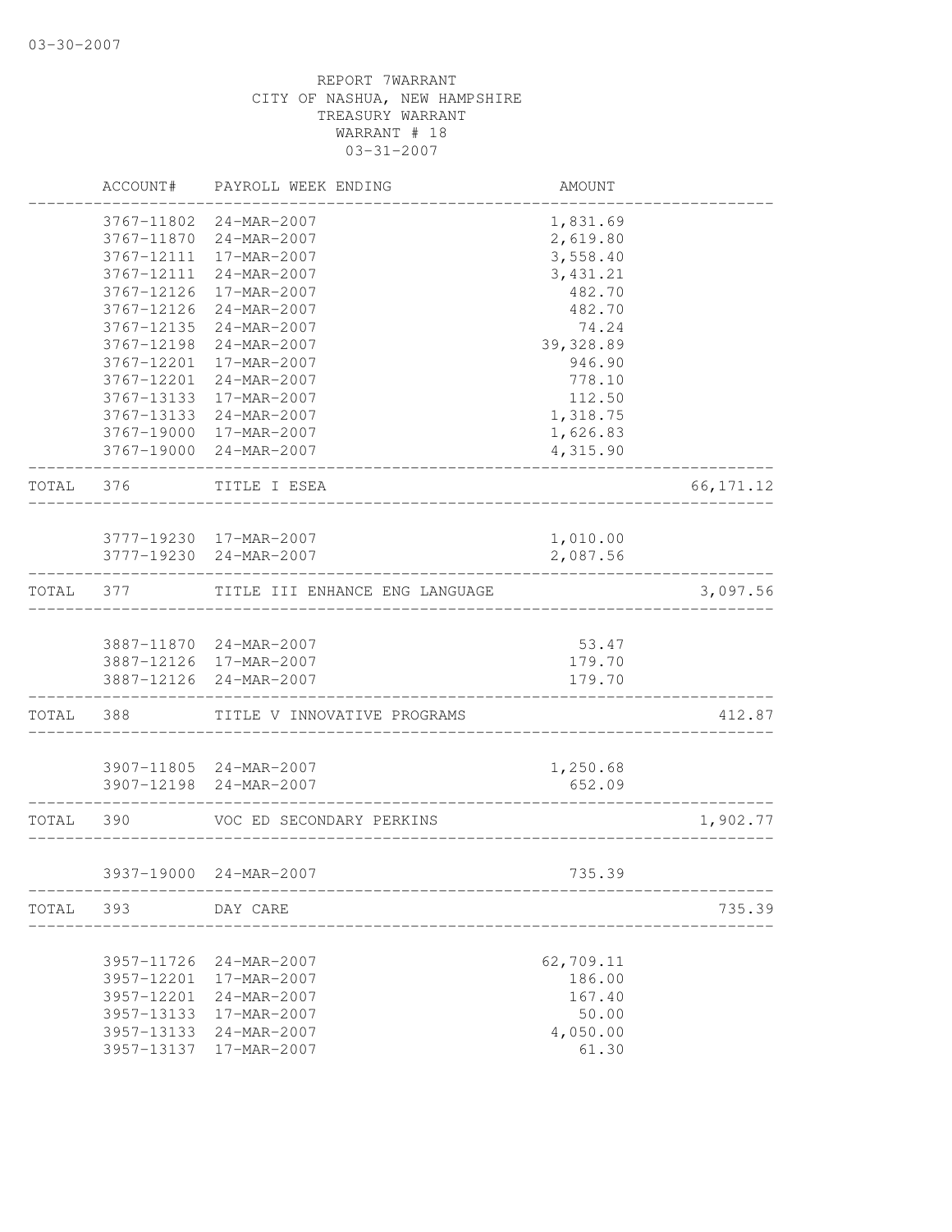03-30-2007

REPORT 7WARRANT
CITY OF NASHUA, NEW HAMPSHIRE
TREASURY WARRANT
WARRANT # 18
03-31-2007

| | ACCOUNT# | PAYROLL WEEK ENDING | AMOUNT | |
|---|---|---|---|---|
| | 3767-11802 | 24-MAR-2007 | 1,831.69 | |
| | 3767-11870 | 24-MAR-2007 | 2,619.80 | |
| | 3767-12111 | 17-MAR-2007 | 3,558.40 | |
| | 3767-12111 | 24-MAR-2007 | 3,431.21 | |
| | 3767-12126 | 17-MAR-2007 | 482.70 | |
| | 3767-12126 | 24-MAR-2007 | 482.70 | |
| | 3767-12135 | 24-MAR-2007 | 74.24 | |
| | 3767-12198 | 24-MAR-2007 | 39,328.89 | |
| | 3767-12201 | 17-MAR-2007 | 946.90 | |
| | 3767-12201 | 24-MAR-2007 | 778.10 | |
| | 3767-13133 | 17-MAR-2007 | 112.50 | |
| | 3767-13133 | 24-MAR-2007 | 1,318.75 | |
| | 3767-19000 | 17-MAR-2007 | 1,626.83 | |
| | 3767-19000 | 24-MAR-2007 | 4,315.90 | |
| TOTAL | 376 | TITLE I ESEA | | 66,171.12 |
| | 3777-19230 | 17-MAR-2007 | 1,010.00 | |
| | 3777-19230 | 24-MAR-2007 | 2,087.56 | |
| TOTAL | 377 | TITLE III ENHANCE ENG LANGUAGE | | 3,097.56 |
| | 3887-11870 | 24-MAR-2007 | 53.47 | |
| | 3887-12126 | 17-MAR-2007 | 179.70 | |
| | 3887-12126 | 24-MAR-2007 | 179.70 | |
| TOTAL | 388 | TITLE V INNOVATIVE PROGRAMS | | 412.87 |
| | 3907-11805 | 24-MAR-2007 | 1,250.68 | |
| | 3907-12198 | 24-MAR-2007 | 652.09 | |
| TOTAL | 390 | VOC ED SECONDARY PERKINS | | 1,902.77 |
| | 3937-19000 | 24-MAR-2007 | 735.39 | |
| TOTAL | 393 | DAY CARE | | 735.39 |
| | 3957-11726 | 24-MAR-2007 | 62,709.11 | |
| | 3957-12201 | 17-MAR-2007 | 186.00 | |
| | 3957-12201 | 24-MAR-2007 | 167.40 | |
| | 3957-13133 | 17-MAR-2007 | 50.00 | |
| | 3957-13133 | 24-MAR-2007 | 4,050.00 | |
| | 3957-13137 | 17-MAR-2007 | 61.30 | |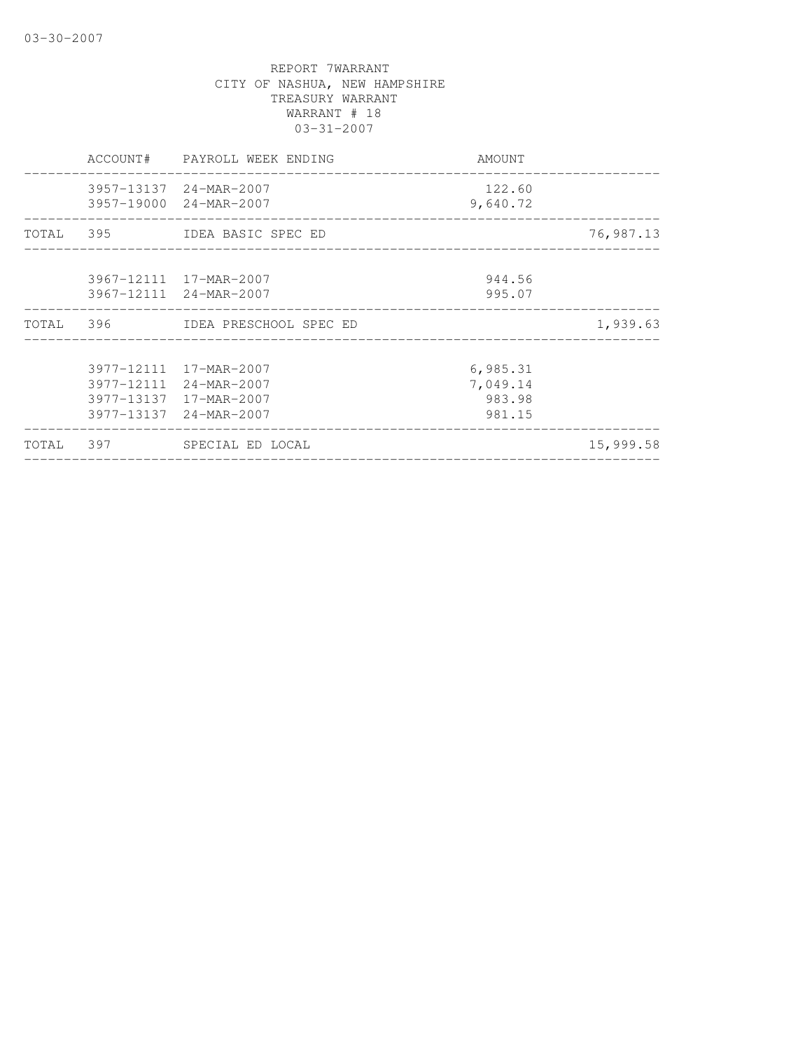REPORT 7WARRANT
CITY OF NASHUA, NEW HAMPSHIRE
TREASURY WARRANT
WARRANT # 18
03-31-2007

| | ACCOUNT# | PAYROLL WEEK ENDING | AMOUNT | |
|---|---|---|---|---|
| | 3957-13137 | 24-MAR-2007 | 122.60 | |
| | 3957-19000 | 24-MAR-2007 | 9,640.72 | |
| TOTAL | 395 | IDEA BASIC SPEC ED | | 76,987.13 |
| | 3967-12111 | 17-MAR-2007 | 944.56 | |
| | 3967-12111 | 24-MAR-2007 | 995.07 | |
| TOTAL | 396 | IDEA PRESCHOOL SPEC ED | | 1,939.63 |
| | 3977-12111 | 17-MAR-2007 | 6,985.31 | |
| | 3977-12111 | 24-MAR-2007 | 7,049.14 | |
| | 3977-13137 | 17-MAR-2007 | 983.98 | |
| | 3977-13137 | 24-MAR-2007 | 981.15 | |
| TOTAL | 397 | SPECIAL ED LOCAL | | 15,999.58 |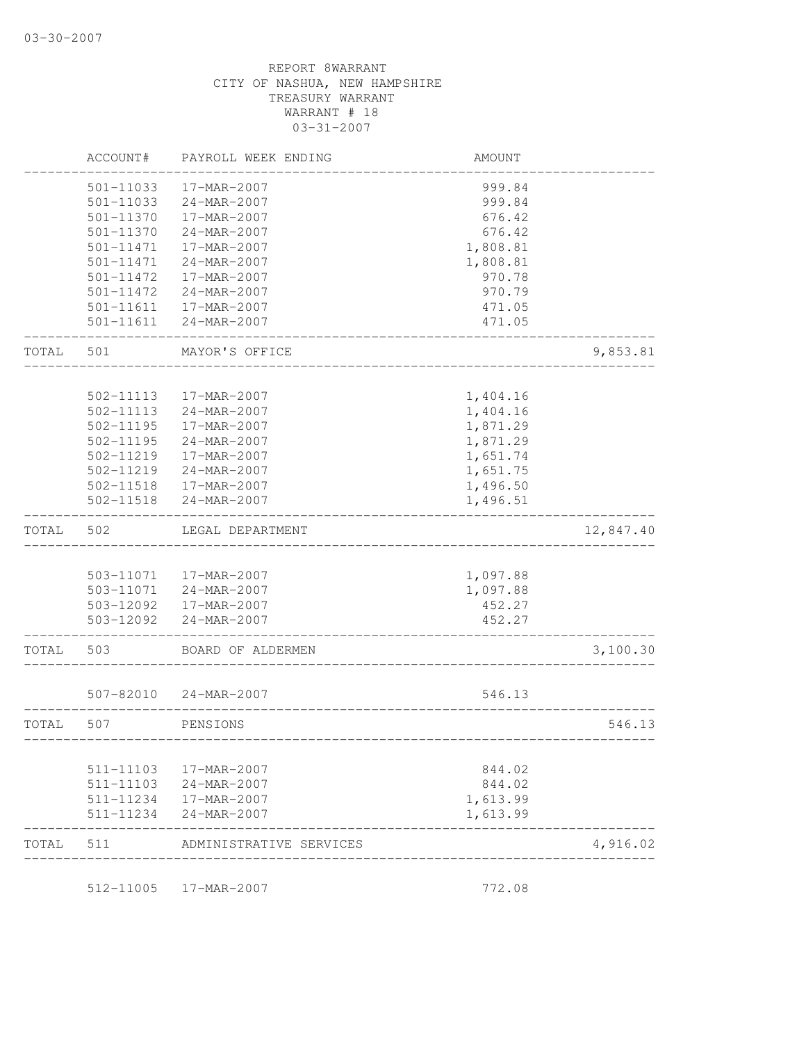03-30-2007

REPORT 8WARRANT
CITY OF NASHUA, NEW HAMPSHIRE
TREASURY WARRANT
WARRANT # 18
03-31-2007

| | ACCOUNT# | PAYROLL WEEK ENDING | AMOUNT | |
|---|---|---|---|---|
| | 501-11033 | 17-MAR-2007 | 999.84 | |
| | 501-11033 | 24-MAR-2007 | 999.84 | |
| | 501-11370 | 17-MAR-2007 | 676.42 | |
| | 501-11370 | 24-MAR-2007 | 676.42 | |
| | 501-11471 | 17-MAR-2007 | 1,808.81 | |
| | 501-11471 | 24-MAR-2007 | 1,808.81 | |
| | 501-11472 | 17-MAR-2007 | 970.78 | |
| | 501-11472 | 24-MAR-2007 | 970.79 | |
| | 501-11611 | 17-MAR-2007 | 471.05 | |
| | 501-11611 | 24-MAR-2007 | 471.05 | |
| TOTAL | 501 | MAYOR'S OFFICE | | 9,853.81 |
| | 502-11113 | 17-MAR-2007 | 1,404.16 | |
| | 502-11113 | 24-MAR-2007 | 1,404.16 | |
| | 502-11195 | 17-MAR-2007 | 1,871.29 | |
| | 502-11195 | 24-MAR-2007 | 1,871.29 | |
| | 502-11219 | 17-MAR-2007 | 1,651.74 | |
| | 502-11219 | 24-MAR-2007 | 1,651.75 | |
| | 502-11518 | 17-MAR-2007 | 1,496.50 | |
| | 502-11518 | 24-MAR-2007 | 1,496.51 | |
| TOTAL | 502 | LEGAL DEPARTMENT | | 12,847.40 |
| | 503-11071 | 17-MAR-2007 | 1,097.88 | |
| | 503-11071 | 24-MAR-2007 | 1,097.88 | |
| | 503-12092 | 17-MAR-2007 | 452.27 | |
| | 503-12092 | 24-MAR-2007 | 452.27 | |
| TOTAL | 503 | BOARD OF ALDERMEN | | 3,100.30 |
| | 507-82010 | 24-MAR-2007 | 546.13 | |
| TOTAL | 507 | PENSIONS | | 546.13 |
| | 511-11103 | 17-MAR-2007 | 844.02 | |
| | 511-11103 | 24-MAR-2007 | 844.02 | |
| | 511-11234 | 17-MAR-2007 | 1,613.99 | |
| | 511-11234 | 24-MAR-2007 | 1,613.99 | |
| TOTAL | 511 | ADMINISTRATIVE SERVICES | | 4,916.02 |
| | 512-11005 | 17-MAR-2007 | 772.08 | |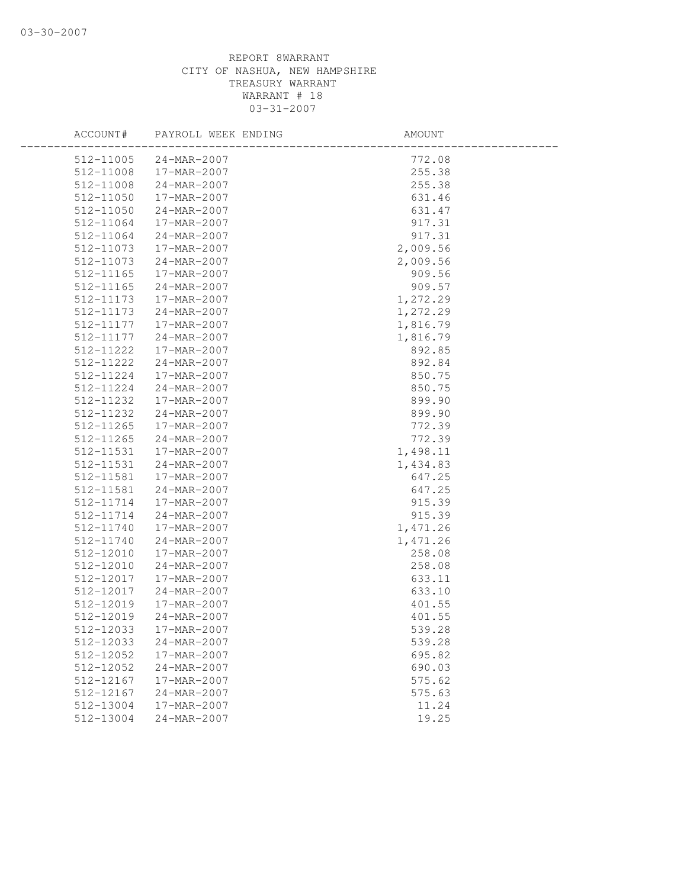REPORT 8WARRANT
CITY OF NASHUA, NEW HAMPSHIRE
TREASURY WARRANT
WARRANT # 18
03-31-2007

| ACCOUNT# | PAYROLL WEEK ENDING | AMOUNT |
|---|---|---|
| 512-11005 | 24-MAR-2007 | 772.08 |
| 512-11008 | 17-MAR-2007 | 255.38 |
| 512-11008 | 24-MAR-2007 | 255.38 |
| 512-11050 | 17-MAR-2007 | 631.46 |
| 512-11050 | 24-MAR-2007 | 631.47 |
| 512-11064 | 17-MAR-2007 | 917.31 |
| 512-11064 | 24-MAR-2007 | 917.31 |
| 512-11073 | 17-MAR-2007 | 2,009.56 |
| 512-11073 | 24-MAR-2007 | 2,009.56 |
| 512-11165 | 17-MAR-2007 | 909.56 |
| 512-11165 | 24-MAR-2007 | 909.57 |
| 512-11173 | 17-MAR-2007 | 1,272.29 |
| 512-11173 | 24-MAR-2007 | 1,272.29 |
| 512-11177 | 17-MAR-2007 | 1,816.79 |
| 512-11177 | 24-MAR-2007 | 1,816.79 |
| 512-11222 | 17-MAR-2007 | 892.85 |
| 512-11222 | 24-MAR-2007 | 892.84 |
| 512-11224 | 17-MAR-2007 | 850.75 |
| 512-11224 | 24-MAR-2007 | 850.75 |
| 512-11232 | 17-MAR-2007 | 899.90 |
| 512-11232 | 24-MAR-2007 | 899.90 |
| 512-11265 | 17-MAR-2007 | 772.39 |
| 512-11265 | 24-MAR-2007 | 772.39 |
| 512-11531 | 17-MAR-2007 | 1,498.11 |
| 512-11531 | 24-MAR-2007 | 1,434.83 |
| 512-11581 | 17-MAR-2007 | 647.25 |
| 512-11581 | 24-MAR-2007 | 647.25 |
| 512-11714 | 17-MAR-2007 | 915.39 |
| 512-11714 | 24-MAR-2007 | 915.39 |
| 512-11740 | 17-MAR-2007 | 1,471.26 |
| 512-11740 | 24-MAR-2007 | 1,471.26 |
| 512-12010 | 17-MAR-2007 | 258.08 |
| 512-12010 | 24-MAR-2007 | 258.08 |
| 512-12017 | 17-MAR-2007 | 633.11 |
| 512-12017 | 24-MAR-2007 | 633.10 |
| 512-12019 | 17-MAR-2007 | 401.55 |
| 512-12019 | 24-MAR-2007 | 401.55 |
| 512-12033 | 17-MAR-2007 | 539.28 |
| 512-12033 | 24-MAR-2007 | 539.28 |
| 512-12052 | 17-MAR-2007 | 695.82 |
| 512-12052 | 24-MAR-2007 | 690.03 |
| 512-12167 | 17-MAR-2007 | 575.62 |
| 512-12167 | 24-MAR-2007 | 575.63 |
| 512-13004 | 17-MAR-2007 | 11.24 |
| 512-13004 | 24-MAR-2007 | 19.25 |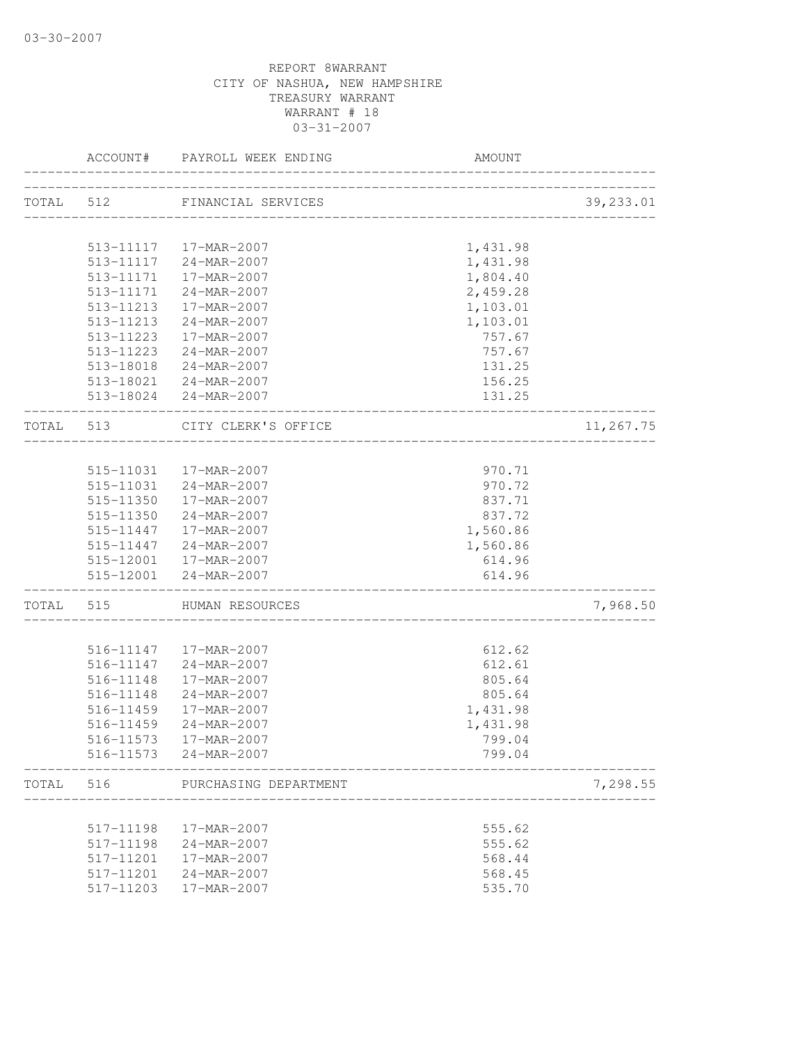03-30-2007

REPORT 8WARRANT
CITY OF NASHUA, NEW HAMPSHIRE
TREASURY WARRANT
WARRANT # 18
03-31-2007

| ACCOUNT# | PAYROLL WEEK ENDING | AMOUNT | |
|---|---|---|---|
| TOTAL 512 | FINANCIAL SERVICES | | 39,233.01 |
| 513-11117 | 17-MAR-2007 | 1,431.98 | |
| 513-11117 | 24-MAR-2007 | 1,431.98 | |
| 513-11171 | 17-MAR-2007 | 1,804.40 | |
| 513-11171 | 24-MAR-2007 | 2,459.28 | |
| 513-11213 | 17-MAR-2007 | 1,103.01 | |
| 513-11213 | 24-MAR-2007 | 1,103.01 | |
| 513-11223 | 17-MAR-2007 | 757.67 | |
| 513-11223 | 24-MAR-2007 | 757.67 | |
| 513-18018 | 24-MAR-2007 | 131.25 | |
| 513-18021 | 24-MAR-2007 | 156.25 | |
| 513-18024 | 24-MAR-2007 | 131.25 | |
| TOTAL 513 | CITY CLERK'S OFFICE | | 11,267.75 |
| 515-11031 | 17-MAR-2007 | 970.71 | |
| 515-11031 | 24-MAR-2007 | 970.72 | |
| 515-11350 | 17-MAR-2007 | 837.71 | |
| 515-11350 | 24-MAR-2007 | 837.72 | |
| 515-11447 | 17-MAR-2007 | 1,560.86 | |
| 515-11447 | 24-MAR-2007 | 1,560.86 | |
| 515-12001 | 17-MAR-2007 | 614.96 | |
| 515-12001 | 24-MAR-2007 | 614.96 | |
| TOTAL 515 | HUMAN RESOURCES | | 7,968.50 |
| 516-11147 | 17-MAR-2007 | 612.62 | |
| 516-11147 | 24-MAR-2007 | 612.61 | |
| 516-11148 | 17-MAR-2007 | 805.64 | |
| 516-11148 | 24-MAR-2007 | 805.64 | |
| 516-11459 | 17-MAR-2007 | 1,431.98 | |
| 516-11459 | 24-MAR-2007 | 1,431.98 | |
| 516-11573 | 17-MAR-2007 | 799.04 | |
| 516-11573 | 24-MAR-2007 | 799.04 | |
| TOTAL 516 | PURCHASING DEPARTMENT | | 7,298.55 |
| 517-11198 | 17-MAR-2007 | 555.62 | |
| 517-11198 | 24-MAR-2007 | 555.62 | |
| 517-11201 | 17-MAR-2007 | 568.44 | |
| 517-11201 | 24-MAR-2007 | 568.45 | |
| 517-11203 | 17-MAR-2007 | 535.70 | |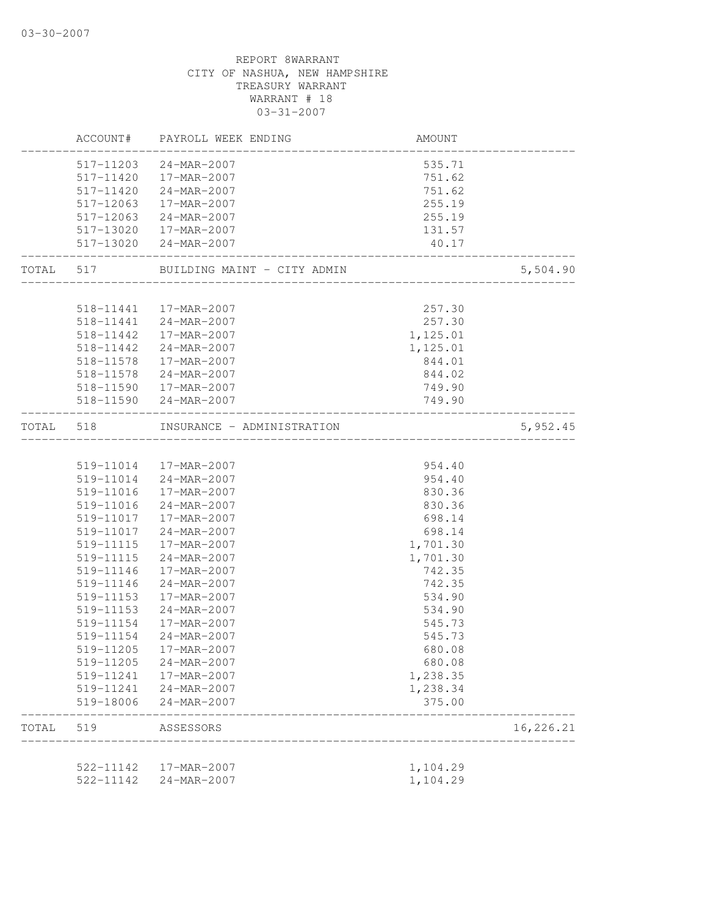REPORT 8WARRANT
CITY OF NASHUA, NEW HAMPSHIRE
TREASURY WARRANT
WARRANT # 18
03-31-2007

| | ACCOUNT# | PAYROLL WEEK ENDING | AMOUNT | |
|---|---|---|---|---|
| | 517-11203 | 24-MAR-2007 | 535.71 | |
| | 517-11420 | 17-MAR-2007 | 751.62 | |
| | 517-11420 | 24-MAR-2007 | 751.62 | |
| | 517-12063 | 17-MAR-2007 | 255.19 | |
| | 517-12063 | 24-MAR-2007 | 255.19 | |
| | 517-13020 | 17-MAR-2007 | 131.57 | |
| | 517-13020 | 24-MAR-2007 | 40.17 | |
| TOTAL | 517 | BUILDING MAINT - CITY ADMIN | | 5,504.90 |
| | 518-11441 | 17-MAR-2007 | 257.30 | |
| | 518-11441 | 24-MAR-2007 | 257.30 | |
| | 518-11442 | 17-MAR-2007 | 1,125.01 | |
| | 518-11442 | 24-MAR-2007 | 1,125.01 | |
| | 518-11578 | 17-MAR-2007 | 844.01 | |
| | 518-11578 | 24-MAR-2007 | 844.02 | |
| | 518-11590 | 17-MAR-2007 | 749.90 | |
| | 518-11590 | 24-MAR-2007 | 749.90 | |
| TOTAL | 518 | INSURANCE - ADMINISTRATION | | 5,952.45 |
| | 519-11014 | 17-MAR-2007 | 954.40 | |
| | 519-11014 | 24-MAR-2007 | 954.40 | |
| | 519-11016 | 17-MAR-2007 | 830.36 | |
| | 519-11016 | 24-MAR-2007 | 830.36 | |
| | 519-11017 | 17-MAR-2007 | 698.14 | |
| | 519-11017 | 24-MAR-2007 | 698.14 | |
| | 519-11115 | 17-MAR-2007 | 1,701.30 | |
| | 519-11115 | 24-MAR-2007 | 1,701.30 | |
| | 519-11146 | 17-MAR-2007 | 742.35 | |
| | 519-11146 | 24-MAR-2007 | 742.35 | |
| | 519-11153 | 17-MAR-2007 | 534.90 | |
| | 519-11153 | 24-MAR-2007 | 534.90 | |
| | 519-11154 | 17-MAR-2007 | 545.73 | |
| | 519-11154 | 24-MAR-2007 | 545.73 | |
| | 519-11205 | 17-MAR-2007 | 680.08 | |
| | 519-11205 | 24-MAR-2007 | 680.08 | |
| | 519-11241 | 17-MAR-2007 | 1,238.35 | |
| | 519-11241 | 24-MAR-2007 | 1,238.34 | |
| | 519-18006 | 24-MAR-2007 | 375.00 | |
| TOTAL | 519 | ASSESSORS | | 16,226.21 |
| | 522-11142 | 17-MAR-2007 | 1,104.29 | |
| | 522-11142 | 24-MAR-2007 | 1,104.29 | |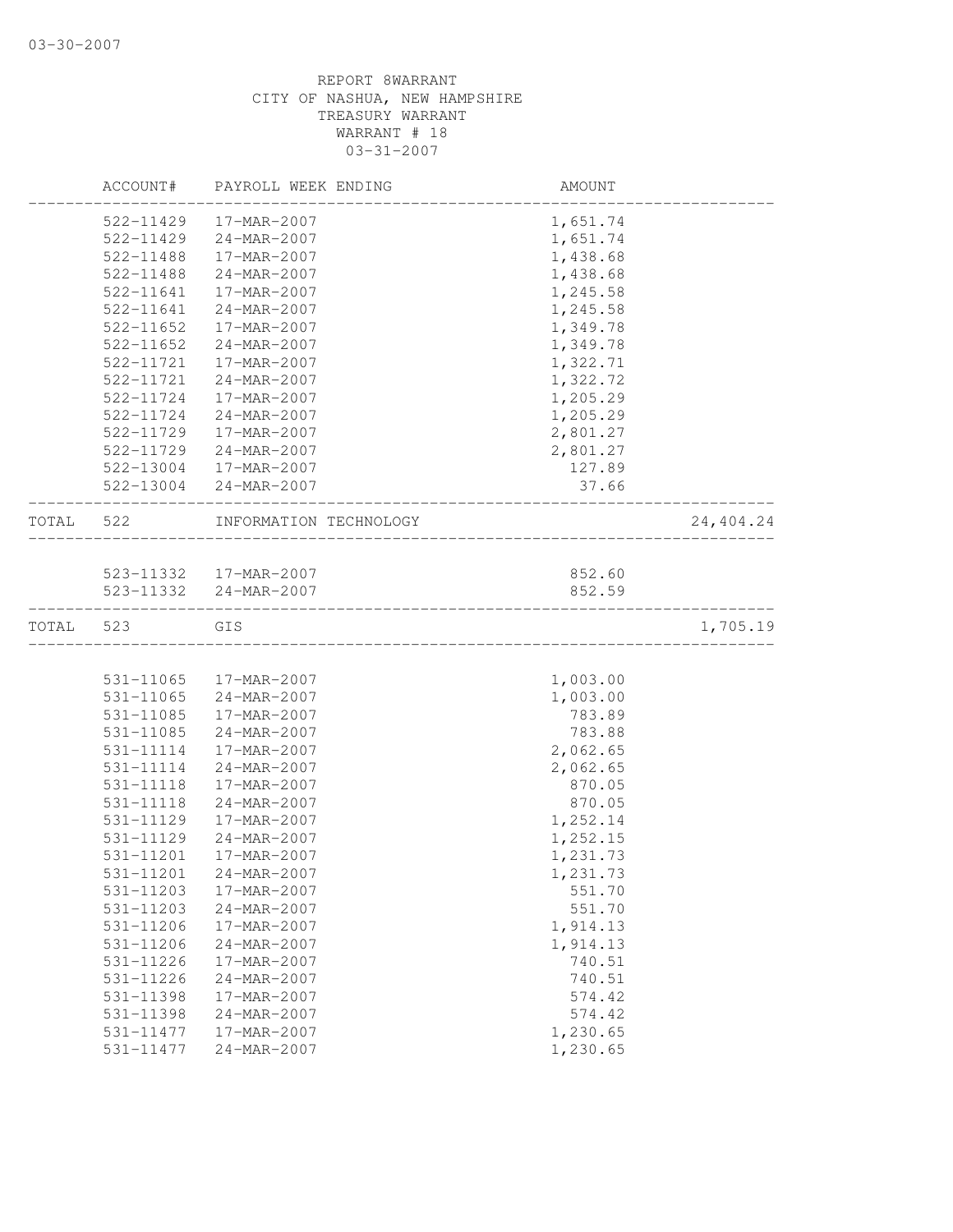REPORT 8WARRANT
CITY OF NASHUA, NEW HAMPSHIRE
TREASURY WARRANT
WARRANT # 18
03-31-2007

| | ACCOUNT# | PAYROLL WEEK ENDING | AMOUNT | |
|---|---|---|---|---|
| | 522-11429 | 17-MAR-2007 | 1,651.74 | |
| | 522-11429 | 24-MAR-2007 | 1,651.74 | |
| | 522-11488 | 17-MAR-2007 | 1,438.68 | |
| | 522-11488 | 24-MAR-2007 | 1,438.68 | |
| | 522-11641 | 17-MAR-2007 | 1,245.58 | |
| | 522-11641 | 24-MAR-2007 | 1,245.58 | |
| | 522-11652 | 17-MAR-2007 | 1,349.78 | |
| | 522-11652 | 24-MAR-2007 | 1,349.78 | |
| | 522-11721 | 17-MAR-2007 | 1,322.71 | |
| | 522-11721 | 24-MAR-2007 | 1,322.72 | |
| | 522-11724 | 17-MAR-2007 | 1,205.29 | |
| | 522-11724 | 24-MAR-2007 | 1,205.29 | |
| | 522-11729 | 17-MAR-2007 | 2,801.27 | |
| | 522-11729 | 24-MAR-2007 | 2,801.27 | |
| | 522-13004 | 17-MAR-2007 | 127.89 | |
| | 522-13004 | 24-MAR-2007 | 37.66 | |
| TOTAL | 522 | INFORMATION TECHNOLOGY | | 24,404.24 |
| | 523-11332 | 17-MAR-2007 | 852.60 | |
| | 523-11332 | 24-MAR-2007 | 852.59 | |
| TOTAL | 523 | GIS | | 1,705.19 |
| | 531-11065 | 17-MAR-2007 | 1,003.00 | |
| | 531-11065 | 24-MAR-2007 | 1,003.00 | |
| | 531-11085 | 17-MAR-2007 | 783.89 | |
| | 531-11085 | 24-MAR-2007 | 783.88 | |
| | 531-11114 | 17-MAR-2007 | 2,062.65 | |
| | 531-11114 | 24-MAR-2007 | 2,062.65 | |
| | 531-11118 | 17-MAR-2007 | 870.05 | |
| | 531-11118 | 24-MAR-2007 | 870.05 | |
| | 531-11129 | 17-MAR-2007 | 1,252.14 | |
| | 531-11129 | 24-MAR-2007 | 1,252.15 | |
| | 531-11201 | 17-MAR-2007 | 1,231.73 | |
| | 531-11201 | 24-MAR-2007 | 1,231.73 | |
| | 531-11203 | 17-MAR-2007 | 551.70 | |
| | 531-11203 | 24-MAR-2007 | 551.70 | |
| | 531-11206 | 17-MAR-2007 | 1,914.13 | |
| | 531-11206 | 24-MAR-2007 | 1,914.13 | |
| | 531-11226 | 17-MAR-2007 | 740.51 | |
| | 531-11226 | 24-MAR-2007 | 740.51 | |
| | 531-11398 | 17-MAR-2007 | 574.42 | |
| | 531-11398 | 24-MAR-2007 | 574.42 | |
| | 531-11477 | 17-MAR-2007 | 1,230.65 | |
| | 531-11477 | 24-MAR-2007 | 1,230.65 | |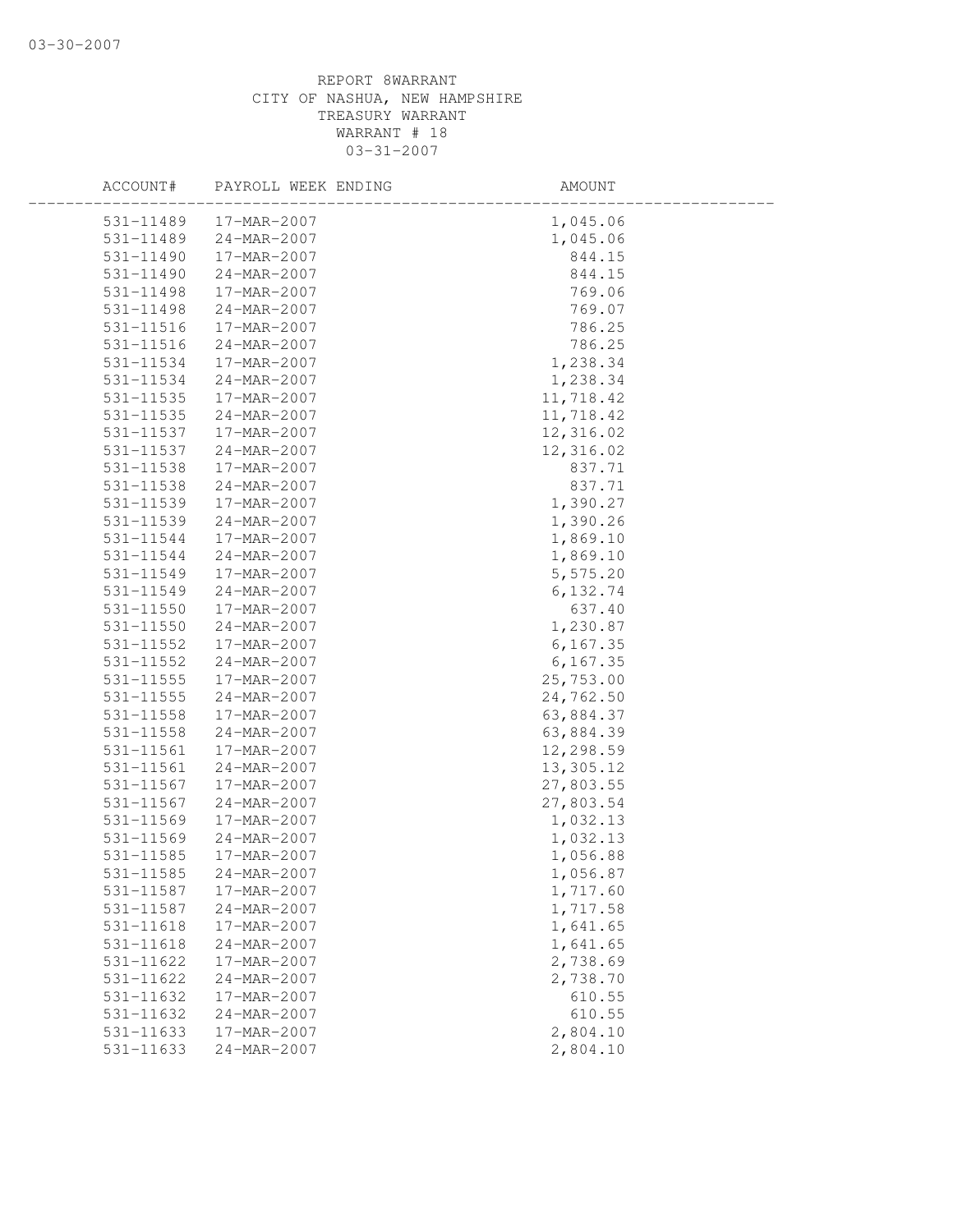REPORT 8WARRANT
CITY OF NASHUA, NEW HAMPSHIRE
TREASURY WARRANT
WARRANT # 18
03-31-2007

| ACCOUNT# | PAYROLL WEEK ENDING | AMOUNT |
|---|---|---|
| 531-11489 | 17-MAR-2007 | 1,045.06 |
| 531-11489 | 24-MAR-2007 | 1,045.06 |
| 531-11490 | 17-MAR-2007 | 844.15 |
| 531-11490 | 24-MAR-2007 | 844.15 |
| 531-11498 | 17-MAR-2007 | 769.06 |
| 531-11498 | 24-MAR-2007 | 769.07 |
| 531-11516 | 17-MAR-2007 | 786.25 |
| 531-11516 | 24-MAR-2007 | 786.25 |
| 531-11534 | 17-MAR-2007 | 1,238.34 |
| 531-11534 | 24-MAR-2007 | 1,238.34 |
| 531-11535 | 17-MAR-2007 | 11,718.42 |
| 531-11535 | 24-MAR-2007 | 11,718.42 |
| 531-11537 | 17-MAR-2007 | 12,316.02 |
| 531-11537 | 24-MAR-2007 | 12,316.02 |
| 531-11538 | 17-MAR-2007 | 837.71 |
| 531-11538 | 24-MAR-2007 | 837.71 |
| 531-11539 | 17-MAR-2007 | 1,390.27 |
| 531-11539 | 24-MAR-2007 | 1,390.26 |
| 531-11544 | 17-MAR-2007 | 1,869.10 |
| 531-11544 | 24-MAR-2007 | 1,869.10 |
| 531-11549 | 17-MAR-2007 | 5,575.20 |
| 531-11549 | 24-MAR-2007 | 6,132.74 |
| 531-11550 | 17-MAR-2007 | 637.40 |
| 531-11550 | 24-MAR-2007 | 1,230.87 |
| 531-11552 | 17-MAR-2007 | 6,167.35 |
| 531-11552 | 24-MAR-2007 | 6,167.35 |
| 531-11555 | 17-MAR-2007 | 25,753.00 |
| 531-11555 | 24-MAR-2007 | 24,762.50 |
| 531-11558 | 17-MAR-2007 | 63,884.37 |
| 531-11558 | 24-MAR-2007 | 63,884.39 |
| 531-11561 | 17-MAR-2007 | 12,298.59 |
| 531-11561 | 24-MAR-2007 | 13,305.12 |
| 531-11567 | 17-MAR-2007 | 27,803.55 |
| 531-11567 | 24-MAR-2007 | 27,803.54 |
| 531-11569 | 17-MAR-2007 | 1,032.13 |
| 531-11569 | 24-MAR-2007 | 1,032.13 |
| 531-11585 | 17-MAR-2007 | 1,056.88 |
| 531-11585 | 24-MAR-2007 | 1,056.87 |
| 531-11587 | 17-MAR-2007 | 1,717.60 |
| 531-11587 | 24-MAR-2007 | 1,717.58 |
| 531-11618 | 17-MAR-2007 | 1,641.65 |
| 531-11618 | 24-MAR-2007 | 1,641.65 |
| 531-11622 | 17-MAR-2007 | 2,738.69 |
| 531-11622 | 24-MAR-2007 | 2,738.70 |
| 531-11632 | 17-MAR-2007 | 610.55 |
| 531-11632 | 24-MAR-2007 | 610.55 |
| 531-11633 | 17-MAR-2007 | 2,804.10 |
| 531-11633 | 24-MAR-2007 | 2,804.10 |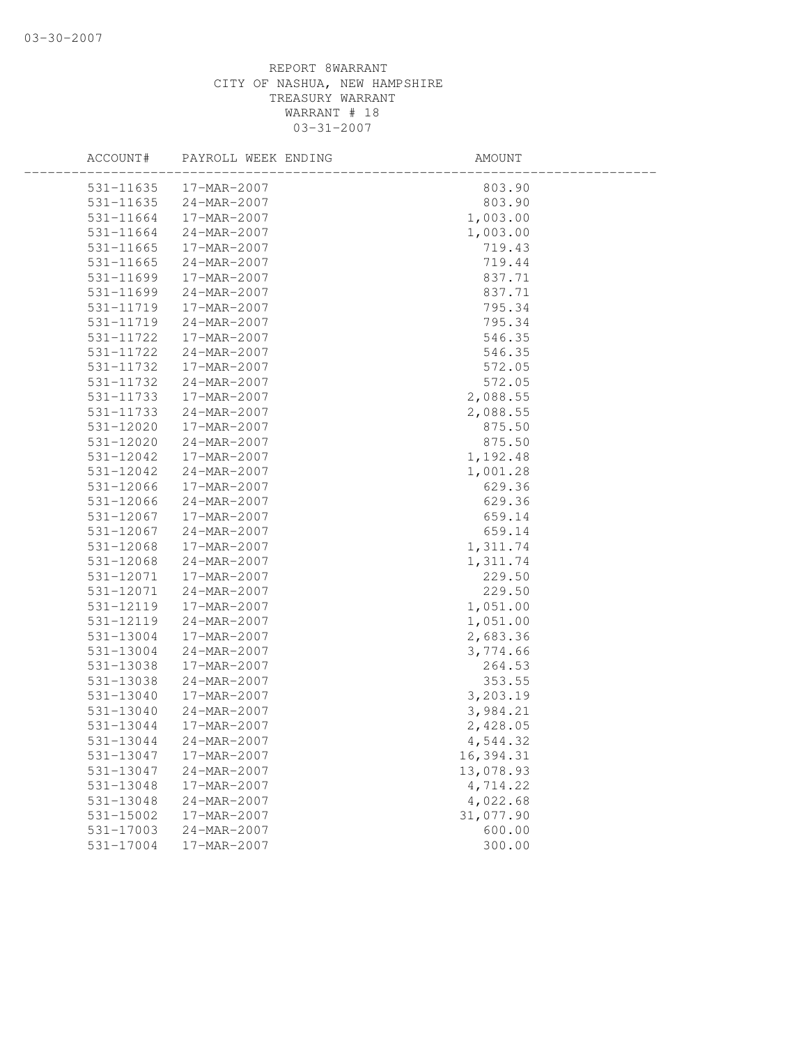REPORT 8WARRANT
CITY OF NASHUA, NEW HAMPSHIRE
TREASURY WARRANT
WARRANT # 18
03-31-2007

| ACCOUNT# | PAYROLL WEEK ENDING | AMOUNT |
|---|---|---|
| 531-11635 | 17-MAR-2007 | 803.90 |
| 531-11635 | 24-MAR-2007 | 803.90 |
| 531-11664 | 17-MAR-2007 | 1,003.00 |
| 531-11664 | 24-MAR-2007 | 1,003.00 |
| 531-11665 | 17-MAR-2007 | 719.43 |
| 531-11665 | 24-MAR-2007 | 719.44 |
| 531-11699 | 17-MAR-2007 | 837.71 |
| 531-11699 | 24-MAR-2007 | 837.71 |
| 531-11719 | 17-MAR-2007 | 795.34 |
| 531-11719 | 24-MAR-2007 | 795.34 |
| 531-11722 | 17-MAR-2007 | 546.35 |
| 531-11722 | 24-MAR-2007 | 546.35 |
| 531-11732 | 17-MAR-2007 | 572.05 |
| 531-11732 | 24-MAR-2007 | 572.05 |
| 531-11733 | 17-MAR-2007 | 2,088.55 |
| 531-11733 | 24-MAR-2007 | 2,088.55 |
| 531-12020 | 17-MAR-2007 | 875.50 |
| 531-12020 | 24-MAR-2007 | 875.50 |
| 531-12042 | 17-MAR-2007 | 1,192.48 |
| 531-12042 | 24-MAR-2007 | 1,001.28 |
| 531-12066 | 17-MAR-2007 | 629.36 |
| 531-12066 | 24-MAR-2007 | 629.36 |
| 531-12067 | 17-MAR-2007 | 659.14 |
| 531-12067 | 24-MAR-2007 | 659.14 |
| 531-12068 | 17-MAR-2007 | 1,311.74 |
| 531-12068 | 24-MAR-2007 | 1,311.74 |
| 531-12071 | 17-MAR-2007 | 229.50 |
| 531-12071 | 24-MAR-2007 | 229.50 |
| 531-12119 | 17-MAR-2007 | 1,051.00 |
| 531-12119 | 24-MAR-2007 | 1,051.00 |
| 531-13004 | 17-MAR-2007 | 2,683.36 |
| 531-13004 | 24-MAR-2007 | 3,774.66 |
| 531-13038 | 17-MAR-2007 | 264.53 |
| 531-13038 | 24-MAR-2007 | 353.55 |
| 531-13040 | 17-MAR-2007 | 3,203.19 |
| 531-13040 | 24-MAR-2007 | 3,984.21 |
| 531-13044 | 17-MAR-2007 | 2,428.05 |
| 531-13044 | 24-MAR-2007 | 4,544.32 |
| 531-13047 | 17-MAR-2007 | 16,394.31 |
| 531-13047 | 24-MAR-2007 | 13,078.93 |
| 531-13048 | 17-MAR-2007 | 4,714.22 |
| 531-13048 | 24-MAR-2007 | 4,022.68 |
| 531-15002 | 17-MAR-2007 | 31,077.90 |
| 531-17003 | 24-MAR-2007 | 600.00 |
| 531-17004 | 17-MAR-2007 | 300.00 |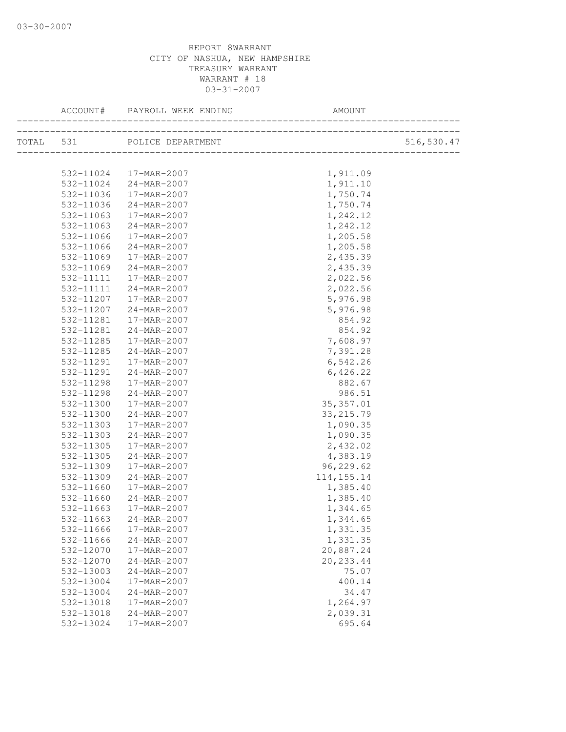REPORT 8WARRANT
CITY OF NASHUA, NEW HAMPSHIRE
TREASURY WARRANT
WARRANT # 18
03-31-2007

| ACCOUNT# | PAYROLL WEEK ENDING | AMOUNT | |
|---|---|---|---|
| TOTAL 531 | POLICE DEPARTMENT | | 516,530.47 |
| 532-11024 | 17-MAR-2007 | 1,911.09 | |
| 532-11024 | 24-MAR-2007 | 1,911.10 | |
| 532-11036 | 17-MAR-2007 | 1,750.74 | |
| 532-11036 | 24-MAR-2007 | 1,750.74 | |
| 532-11063 | 17-MAR-2007 | 1,242.12 | |
| 532-11063 | 24-MAR-2007 | 1,242.12 | |
| 532-11066 | 17-MAR-2007 | 1,205.58 | |
| 532-11066 | 24-MAR-2007 | 1,205.58 | |
| 532-11069 | 17-MAR-2007 | 2,435.39 | |
| 532-11069 | 24-MAR-2007 | 2,435.39 | |
| 532-11111 | 17-MAR-2007 | 2,022.56 | |
| 532-11111 | 24-MAR-2007 | 2,022.56 | |
| 532-11207 | 17-MAR-2007 | 5,976.98 | |
| 532-11207 | 24-MAR-2007 | 5,976.98 | |
| 532-11281 | 17-MAR-2007 | 854.92 | |
| 532-11281 | 24-MAR-2007 | 854.92 | |
| 532-11285 | 17-MAR-2007 | 7,608.97 | |
| 532-11285 | 24-MAR-2007 | 7,391.28 | |
| 532-11291 | 17-MAR-2007 | 6,542.26 | |
| 532-11291 | 24-MAR-2007 | 6,426.22 | |
| 532-11298 | 17-MAR-2007 | 882.67 | |
| 532-11298 | 24-MAR-2007 | 986.51 | |
| 532-11300 | 17-MAR-2007 | 35,357.01 | |
| 532-11300 | 24-MAR-2007 | 33,215.79 | |
| 532-11303 | 17-MAR-2007 | 1,090.35 | |
| 532-11303 | 24-MAR-2007 | 1,090.35 | |
| 532-11305 | 17-MAR-2007 | 2,432.02 | |
| 532-11305 | 24-MAR-2007 | 4,383.19 | |
| 532-11309 | 17-MAR-2007 | 96,229.62 | |
| 532-11309 | 24-MAR-2007 | 114,155.14 | |
| 532-11660 | 17-MAR-2007 | 1,385.40 | |
| 532-11660 | 24-MAR-2007 | 1,385.40 | |
| 532-11663 | 17-MAR-2007 | 1,344.65 | |
| 532-11663 | 24-MAR-2007 | 1,344.65 | |
| 532-11666 | 17-MAR-2007 | 1,331.35 | |
| 532-11666 | 24-MAR-2007 | 1,331.35 | |
| 532-12070 | 17-MAR-2007 | 20,887.24 | |
| 532-12070 | 24-MAR-2007 | 20,233.44 | |
| 532-13003 | 24-MAR-2007 | 75.07 | |
| 532-13004 | 17-MAR-2007 | 400.14 | |
| 532-13004 | 24-MAR-2007 | 34.47 | |
| 532-13018 | 17-MAR-2007 | 1,264.97 | |
| 532-13018 | 24-MAR-2007 | 2,039.31 | |
| 532-13024 | 17-MAR-2007 | 695.64 | |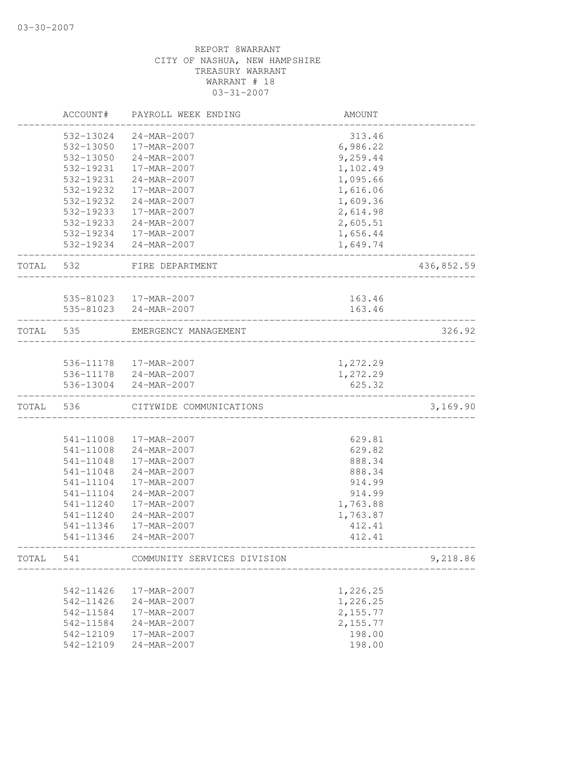03-30-2007

REPORT 8WARRANT
CITY OF NASHUA, NEW HAMPSHIRE
TREASURY WARRANT
WARRANT # 18
03-31-2007

| | ACCOUNT# | PAYROLL WEEK ENDING | AMOUNT | |
|---|---|---|---|---|
| | 532-13024 | 24-MAR-2007 | 313.46 | |
| | 532-13050 | 17-MAR-2007 | 6,986.22 | |
| | 532-13050 | 24-MAR-2007 | 9,259.44 | |
| | 532-19231 | 17-MAR-2007 | 1,102.49 | |
| | 532-19231 | 24-MAR-2007 | 1,095.66 | |
| | 532-19232 | 17-MAR-2007 | 1,616.06 | |
| | 532-19232 | 24-MAR-2007 | 1,609.36 | |
| | 532-19233 | 17-MAR-2007 | 2,614.98 | |
| | 532-19233 | 24-MAR-2007 | 2,605.51 | |
| | 532-19234 | 17-MAR-2007 | 1,656.44 | |
| | 532-19234 | 24-MAR-2007 | 1,649.74 | |
| TOTAL | 532 | FIRE DEPARTMENT | | 436,852.59 |
| | 535-81023 | 17-MAR-2007 | 163.46 | |
| | 535-81023 | 24-MAR-2007 | 163.46 | |
| TOTAL | 535 | EMERGENCY MANAGEMENT | | 326.92 |
| | 536-11178 | 17-MAR-2007 | 1,272.29 | |
| | 536-11178 | 24-MAR-2007 | 1,272.29 | |
| | 536-13004 | 24-MAR-2007 | 625.32 | |
| TOTAL | 536 | CITYWIDE COMMUNICATIONS | | 3,169.90 |
| | 541-11008 | 17-MAR-2007 | 629.81 | |
| | 541-11008 | 24-MAR-2007 | 629.82 | |
| | 541-11048 | 17-MAR-2007 | 888.34 | |
| | 541-11048 | 24-MAR-2007 | 888.34 | |
| | 541-11104 | 17-MAR-2007 | 914.99 | |
| | 541-11104 | 24-MAR-2007 | 914.99 | |
| | 541-11240 | 17-MAR-2007 | 1,763.88 | |
| | 541-11240 | 24-MAR-2007 | 1,763.87 | |
| | 541-11346 | 17-MAR-2007 | 412.41 | |
| | 541-11346 | 24-MAR-2007 | 412.41 | |
| TOTAL | 541 | COMMUNITY SERVICES DIVISION | | 9,218.86 |
| | 542-11426 | 17-MAR-2007 | 1,226.25 | |
| | 542-11426 | 24-MAR-2007 | 1,226.25 | |
| | 542-11584 | 17-MAR-2007 | 2,155.77 | |
| | 542-11584 | 24-MAR-2007 | 2,155.77 | |
| | 542-12109 | 17-MAR-2007 | 198.00 | |
| | 542-12109 | 24-MAR-2007 | 198.00 | |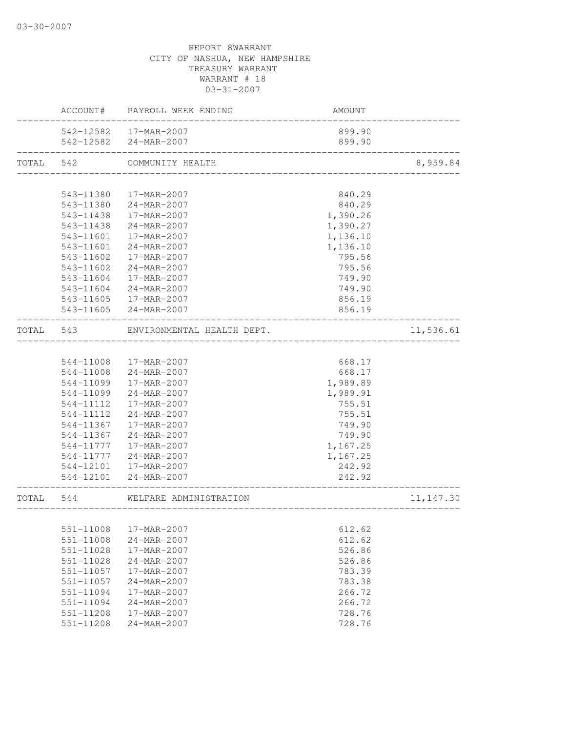03-30-2007

REPORT 8WARRANT
CITY OF NASHUA, NEW HAMPSHIRE
TREASURY WARRANT
WARRANT # 18
03-31-2007

| | ACCOUNT# | PAYROLL WEEK ENDING | AMOUNT | |
|---|---|---|---|---|
| | 542-12582 | 17-MAR-2007 | 899.90 | |
| | 542-12582 | 24-MAR-2007 | 899.90 | |
| TOTAL | 542 | COMMUNITY HEALTH | | 8,959.84 |
| | 543-11380 | 17-MAR-2007 | 840.29 | |
| | 543-11380 | 24-MAR-2007 | 840.29 | |
| | 543-11438 | 17-MAR-2007 | 1,390.26 | |
| | 543-11438 | 24-MAR-2007 | 1,390.27 | |
| | 543-11601 | 17-MAR-2007 | 1,136.10 | |
| | 543-11601 | 24-MAR-2007 | 1,136.10 | |
| | 543-11602 | 17-MAR-2007 | 795.56 | |
| | 543-11602 | 24-MAR-2007 | 795.56 | |
| | 543-11604 | 17-MAR-2007 | 749.90 | |
| | 543-11604 | 24-MAR-2007 | 749.90 | |
| | 543-11605 | 17-MAR-2007 | 856.19 | |
| | 543-11605 | 24-MAR-2007 | 856.19 | |
| TOTAL | 543 | ENVIRONMENTAL HEALTH DEPT. | | 11,536.61 |
| | 544-11008 | 17-MAR-2007 | 668.17 | |
| | 544-11008 | 24-MAR-2007 | 668.17 | |
| | 544-11099 | 17-MAR-2007 | 1,989.89 | |
| | 544-11099 | 24-MAR-2007 | 1,989.91 | |
| | 544-11112 | 17-MAR-2007 | 755.51 | |
| | 544-11112 | 24-MAR-2007 | 755.51 | |
| | 544-11367 | 17-MAR-2007 | 749.90 | |
| | 544-11367 | 24-MAR-2007 | 749.90 | |
| | 544-11777 | 17-MAR-2007 | 1,167.25 | |
| | 544-11777 | 24-MAR-2007 | 1,167.25 | |
| | 544-12101 | 17-MAR-2007 | 242.92 | |
| | 544-12101 | 24-MAR-2007 | 242.92 | |
| TOTAL | 544 | WELFARE ADMINISTRATION | | 11,147.30 |
| | 551-11008 | 17-MAR-2007 | 612.62 | |
| | 551-11008 | 24-MAR-2007 | 612.62 | |
| | 551-11028 | 17-MAR-2007 | 526.86 | |
| | 551-11028 | 24-MAR-2007 | 526.86 | |
| | 551-11057 | 17-MAR-2007 | 783.39 | |
| | 551-11057 | 24-MAR-2007 | 783.38 | |
| | 551-11094 | 17-MAR-2007 | 266.72 | |
| | 551-11094 | 24-MAR-2007 | 266.72 | |
| | 551-11208 | 17-MAR-2007 | 728.76 | |
| | 551-11208 | 24-MAR-2007 | 728.76 | |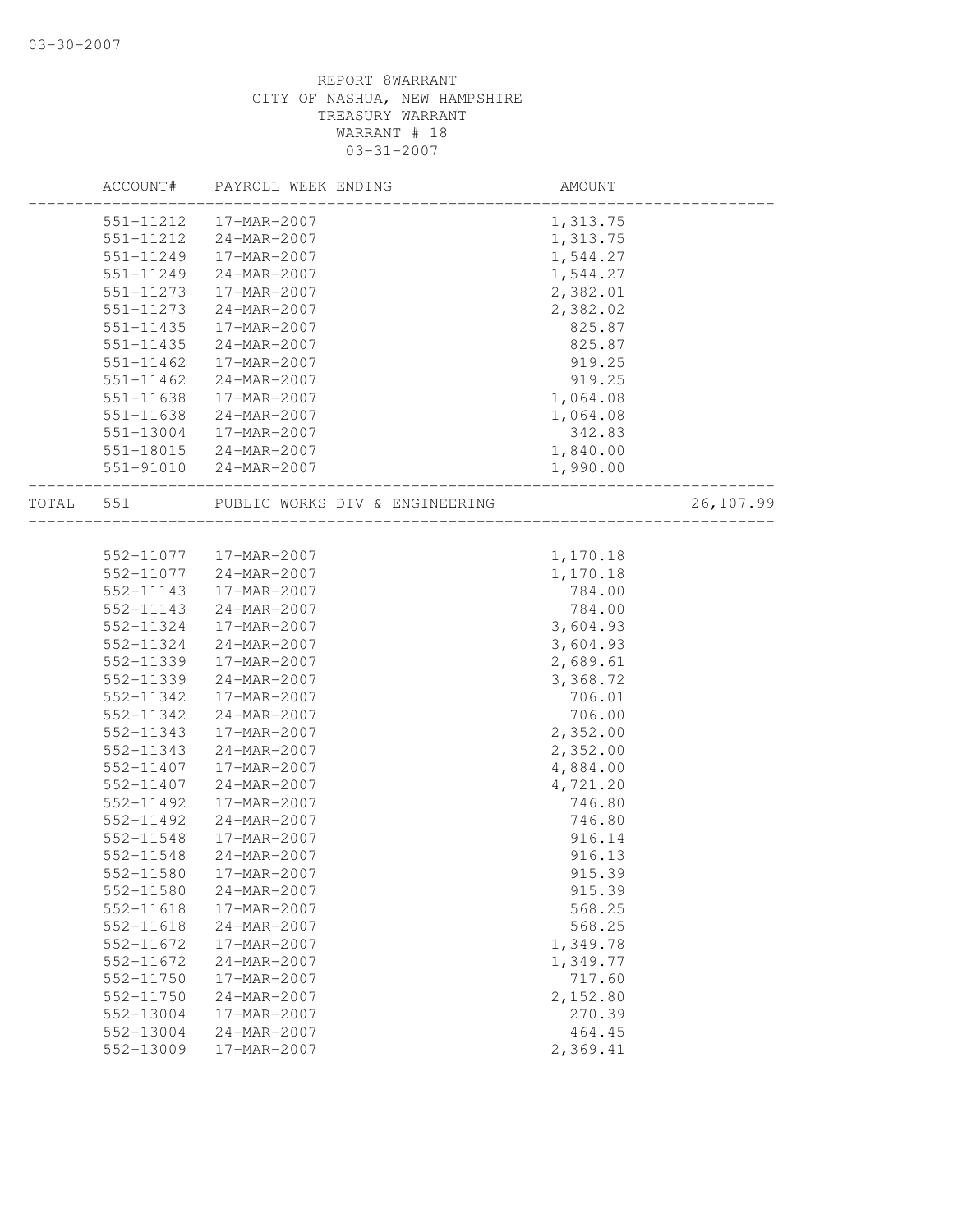03-30-2007

REPORT 8WARRANT
CITY OF NASHUA, NEW HAMPSHIRE
TREASURY WARRANT
WARRANT # 18
03-31-2007

| ACCOUNT# | PAYROLL WEEK ENDING | AMOUNT | |
|---|---|---|---|
| 551-11212 | 17-MAR-2007 | 1,313.75 | |
| 551-11212 | 24-MAR-2007 | 1,313.75 | |
| 551-11249 | 17-MAR-2007 | 1,544.27 | |
| 551-11249 | 24-MAR-2007 | 1,544.27 | |
| 551-11273 | 17-MAR-2007 | 2,382.01 | |
| 551-11273 | 24-MAR-2007 | 2,382.02 | |
| 551-11435 | 17-MAR-2007 | 825.87 | |
| 551-11435 | 24-MAR-2007 | 825.87 | |
| 551-11462 | 17-MAR-2007 | 919.25 | |
| 551-11462 | 24-MAR-2007 | 919.25 | |
| 551-11638 | 17-MAR-2007 | 1,064.08 | |
| 551-11638 | 24-MAR-2007 | 1,064.08 | |
| 551-13004 | 17-MAR-2007 | 342.83 | |
| 551-18015 | 24-MAR-2007 | 1,840.00 | |
| 551-91010 | 24-MAR-2007 | 1,990.00 | |
| TOTAL 551 | PUBLIC WORKS DIV & ENGINEERING | | 26,107.99 |

| ACCOUNT# | PAYROLL WEEK ENDING | AMOUNT |
|---|---|---|
| 552-11077 | 17-MAR-2007 | 1,170.18 |
| 552-11077 | 24-MAR-2007 | 1,170.18 |
| 552-11143 | 17-MAR-2007 | 784.00 |
| 552-11143 | 24-MAR-2007 | 784.00 |
| 552-11324 | 17-MAR-2007 | 3,604.93 |
| 552-11324 | 24-MAR-2007 | 3,604.93 |
| 552-11339 | 17-MAR-2007 | 2,689.61 |
| 552-11339 | 24-MAR-2007 | 3,368.72 |
| 552-11342 | 17-MAR-2007 | 706.01 |
| 552-11342 | 24-MAR-2007 | 706.00 |
| 552-11343 | 17-MAR-2007 | 2,352.00 |
| 552-11343 | 24-MAR-2007 | 2,352.00 |
| 552-11407 | 17-MAR-2007 | 4,884.00 |
| 552-11407 | 24-MAR-2007 | 4,721.20 |
| 552-11492 | 17-MAR-2007 | 746.80 |
| 552-11492 | 24-MAR-2007 | 746.80 |
| 552-11548 | 17-MAR-2007 | 916.14 |
| 552-11548 | 24-MAR-2007 | 916.13 |
| 552-11580 | 17-MAR-2007 | 915.39 |
| 552-11580 | 24-MAR-2007 | 915.39 |
| 552-11618 | 17-MAR-2007 | 568.25 |
| 552-11618 | 24-MAR-2007 | 568.25 |
| 552-11672 | 17-MAR-2007 | 1,349.78 |
| 552-11672 | 24-MAR-2007 | 1,349.77 |
| 552-11750 | 17-MAR-2007 | 717.60 |
| 552-11750 | 24-MAR-2007 | 2,152.80 |
| 552-13004 | 17-MAR-2007 | 270.39 |
| 552-13004 | 24-MAR-2007 | 464.45 |
| 552-13009 | 17-MAR-2007 | 2,369.41 |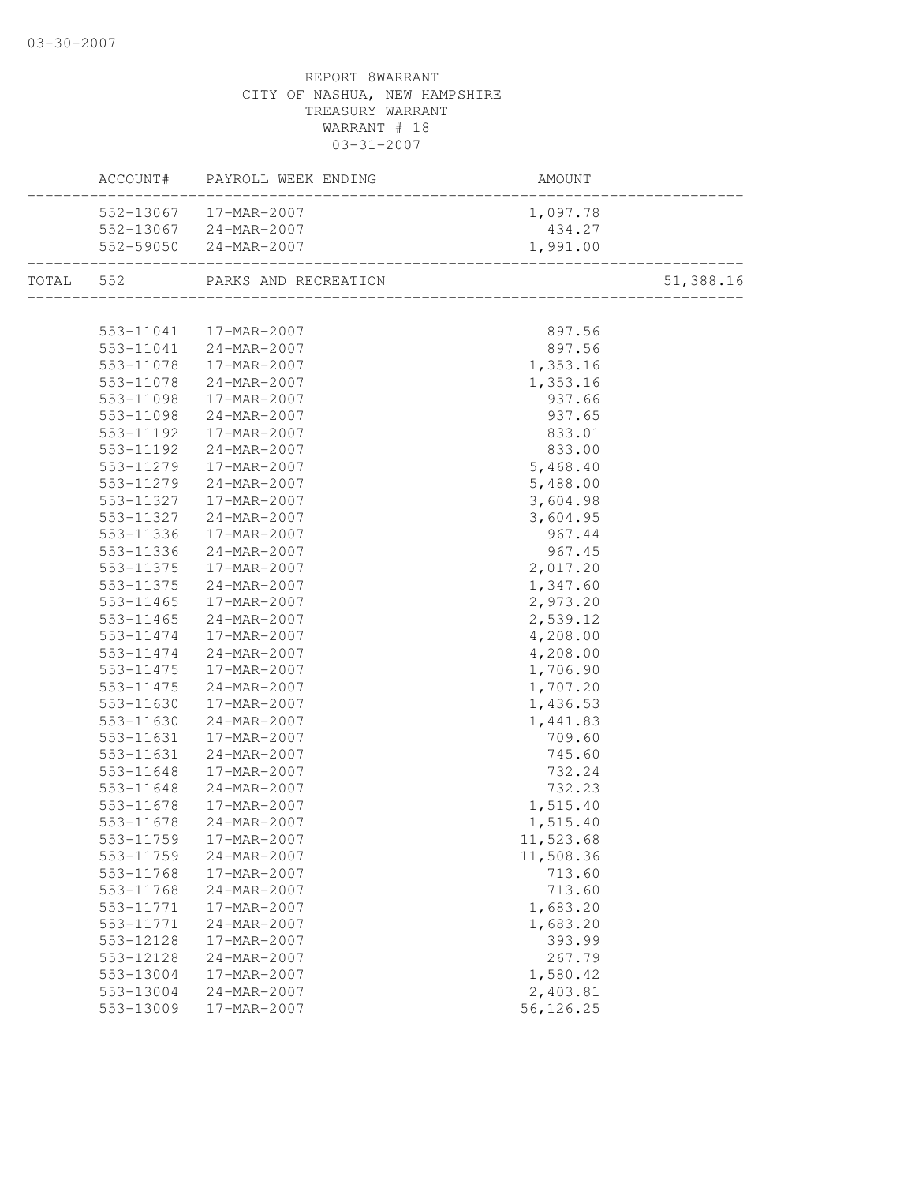03-30-2007

REPORT 8WARRANT
CITY OF NASHUA, NEW HAMPSHIRE
TREASURY WARRANT
WARRANT # 18
03-31-2007

| | ACCOUNT# | PAYROLL WEEK ENDING | AMOUNT | |
|---|---|---|---|---|
| | 552-13067 | 17-MAR-2007 | 1,097.78 | |
| | 552-13067 | 24-MAR-2007 | 434.27 | |
| | 552-59050 | 24-MAR-2007 | 1,991.00 | |
| TOTAL | 552 | PARKS AND RECREATION | | 51,388.16 |
| | 553-11041 | 17-MAR-2007 | 897.56 | |
| | 553-11041 | 24-MAR-2007 | 897.56 | |
| | 553-11078 | 17-MAR-2007 | 1,353.16 | |
| | 553-11078 | 24-MAR-2007 | 1,353.16 | |
| | 553-11098 | 17-MAR-2007 | 937.66 | |
| | 553-11098 | 24-MAR-2007 | 937.65 | |
| | 553-11192 | 17-MAR-2007 | 833.01 | |
| | 553-11192 | 24-MAR-2007 | 833.00 | |
| | 553-11279 | 17-MAR-2007 | 5,468.40 | |
| | 553-11279 | 24-MAR-2007 | 5,488.00 | |
| | 553-11327 | 17-MAR-2007 | 3,604.98 | |
| | 553-11327 | 24-MAR-2007 | 3,604.95 | |
| | 553-11336 | 17-MAR-2007 | 967.44 | |
| | 553-11336 | 24-MAR-2007 | 967.45 | |
| | 553-11375 | 17-MAR-2007 | 2,017.20 | |
| | 553-11375 | 24-MAR-2007 | 1,347.60 | |
| | 553-11465 | 17-MAR-2007 | 2,973.20 | |
| | 553-11465 | 24-MAR-2007 | 2,539.12 | |
| | 553-11474 | 17-MAR-2007 | 4,208.00 | |
| | 553-11474 | 24-MAR-2007 | 4,208.00 | |
| | 553-11475 | 17-MAR-2007 | 1,706.90 | |
| | 553-11475 | 24-MAR-2007 | 1,707.20 | |
| | 553-11630 | 17-MAR-2007 | 1,436.53 | |
| | 553-11630 | 24-MAR-2007 | 1,441.83 | |
| | 553-11631 | 17-MAR-2007 | 709.60 | |
| | 553-11631 | 24-MAR-2007 | 745.60 | |
| | 553-11648 | 17-MAR-2007 | 732.24 | |
| | 553-11648 | 24-MAR-2007 | 732.23 | |
| | 553-11678 | 17-MAR-2007 | 1,515.40 | |
| | 553-11678 | 24-MAR-2007 | 1,515.40 | |
| | 553-11759 | 17-MAR-2007 | 11,523.68 | |
| | 553-11759 | 24-MAR-2007 | 11,508.36 | |
| | 553-11768 | 17-MAR-2007 | 713.60 | |
| | 553-11768 | 24-MAR-2007 | 713.60 | |
| | 553-11771 | 17-MAR-2007 | 1,683.20 | |
| | 553-11771 | 24-MAR-2007 | 1,683.20 | |
| | 553-12128 | 17-MAR-2007 | 393.99 | |
| | 553-12128 | 24-MAR-2007 | 267.79 | |
| | 553-13004 | 17-MAR-2007 | 1,580.42 | |
| | 553-13004 | 24-MAR-2007 | 2,403.81 | |
| | 553-13009 | 17-MAR-2007 | 56,126.25 | |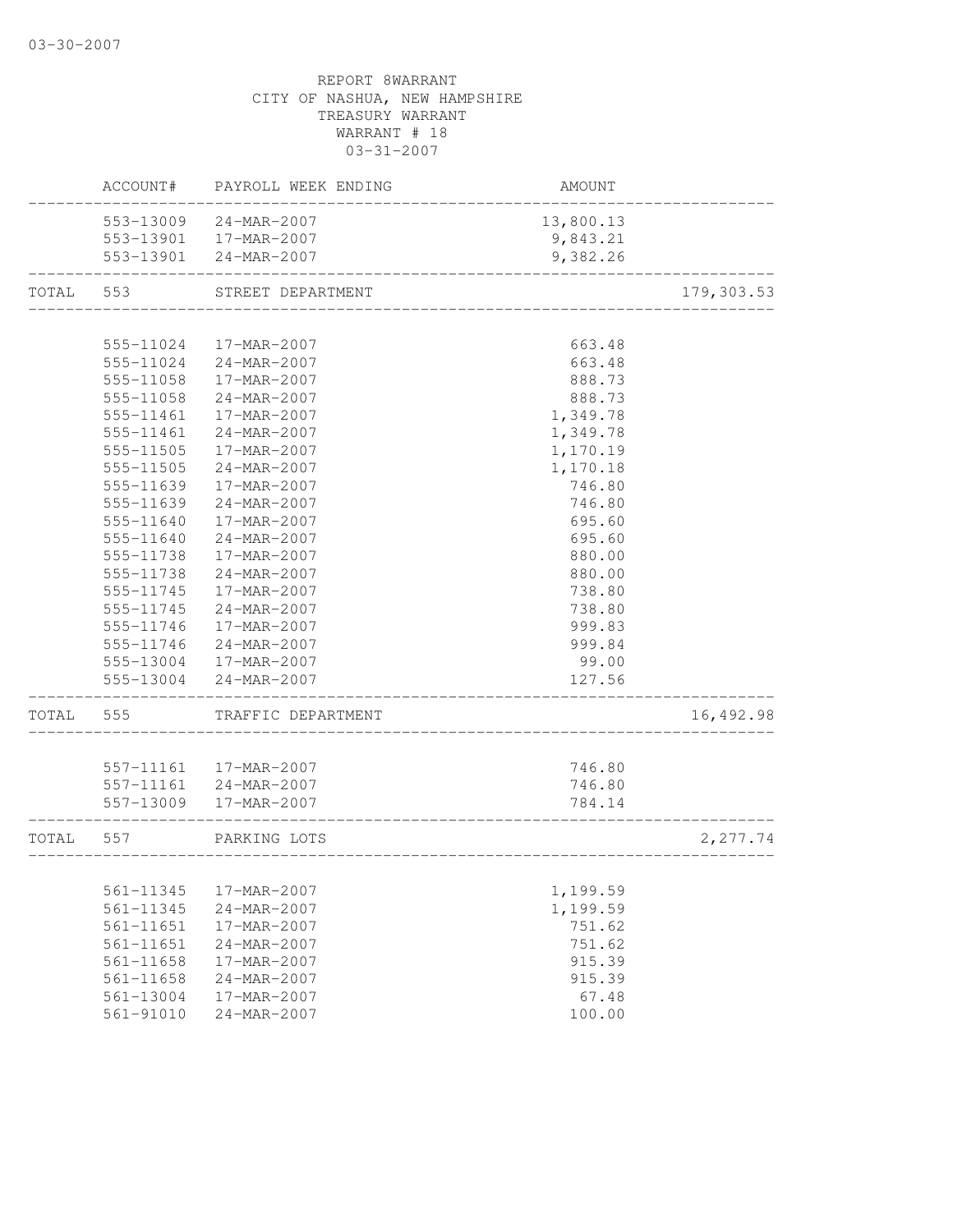03-30-2007

REPORT 8WARRANT
CITY OF NASHUA, NEW HAMPSHIRE
TREASURY WARRANT
WARRANT # 18
03-31-2007

| | ACCOUNT# | PAYROLL WEEK ENDING | AMOUNT | |
|---|---|---|---|---|
| | 553-13009 | 24-MAR-2007 | 13,800.13 | |
| | 553-13901 | 17-MAR-2007 | 9,843.21 | |
| | 553-13901 | 24-MAR-2007 | 9,382.26 | |
| TOTAL | 553 | STREET DEPARTMENT | | 179,303.53 |
| | 555-11024 | 17-MAR-2007 | 663.48 | |
| | 555-11024 | 24-MAR-2007 | 663.48 | |
| | 555-11058 | 17-MAR-2007 | 888.73 | |
| | 555-11058 | 24-MAR-2007 | 888.73 | |
| | 555-11461 | 17-MAR-2007 | 1,349.78 | |
| | 555-11461 | 24-MAR-2007 | 1,349.78 | |
| | 555-11505 | 17-MAR-2007 | 1,170.19 | |
| | 555-11505 | 24-MAR-2007 | 1,170.18 | |
| | 555-11639 | 17-MAR-2007 | 746.80 | |
| | 555-11639 | 24-MAR-2007 | 746.80 | |
| | 555-11640 | 17-MAR-2007 | 695.60 | |
| | 555-11640 | 24-MAR-2007 | 695.60 | |
| | 555-11738 | 17-MAR-2007 | 880.00 | |
| | 555-11738 | 24-MAR-2007 | 880.00 | |
| | 555-11745 | 17-MAR-2007 | 738.80 | |
| | 555-11745 | 24-MAR-2007 | 738.80 | |
| | 555-11746 | 17-MAR-2007 | 999.83 | |
| | 555-11746 | 24-MAR-2007 | 999.84 | |
| | 555-13004 | 17-MAR-2007 | 99.00 | |
| | 555-13004 | 24-MAR-2007 | 127.56 | |
| TOTAL | 555 | TRAFFIC DEPARTMENT | | 16,492.98 |
| | 557-11161 | 17-MAR-2007 | 746.80 | |
| | 557-11161 | 24-MAR-2007 | 746.80 | |
| | 557-13009 | 17-MAR-2007 | 784.14 | |
| TOTAL | 557 | PARKING LOTS | | 2,277.74 |
| | 561-11345 | 17-MAR-2007 | 1,199.59 | |
| | 561-11345 | 24-MAR-2007 | 1,199.59 | |
| | 561-11651 | 17-MAR-2007 | 751.62 | |
| | 561-11651 | 24-MAR-2007 | 751.62 | |
| | 561-11658 | 17-MAR-2007 | 915.39 | |
| | 561-11658 | 24-MAR-2007 | 915.39 | |
| | 561-13004 | 17-MAR-2007 | 67.48 | |
| | 561-91010 | 24-MAR-2007 | 100.00 | |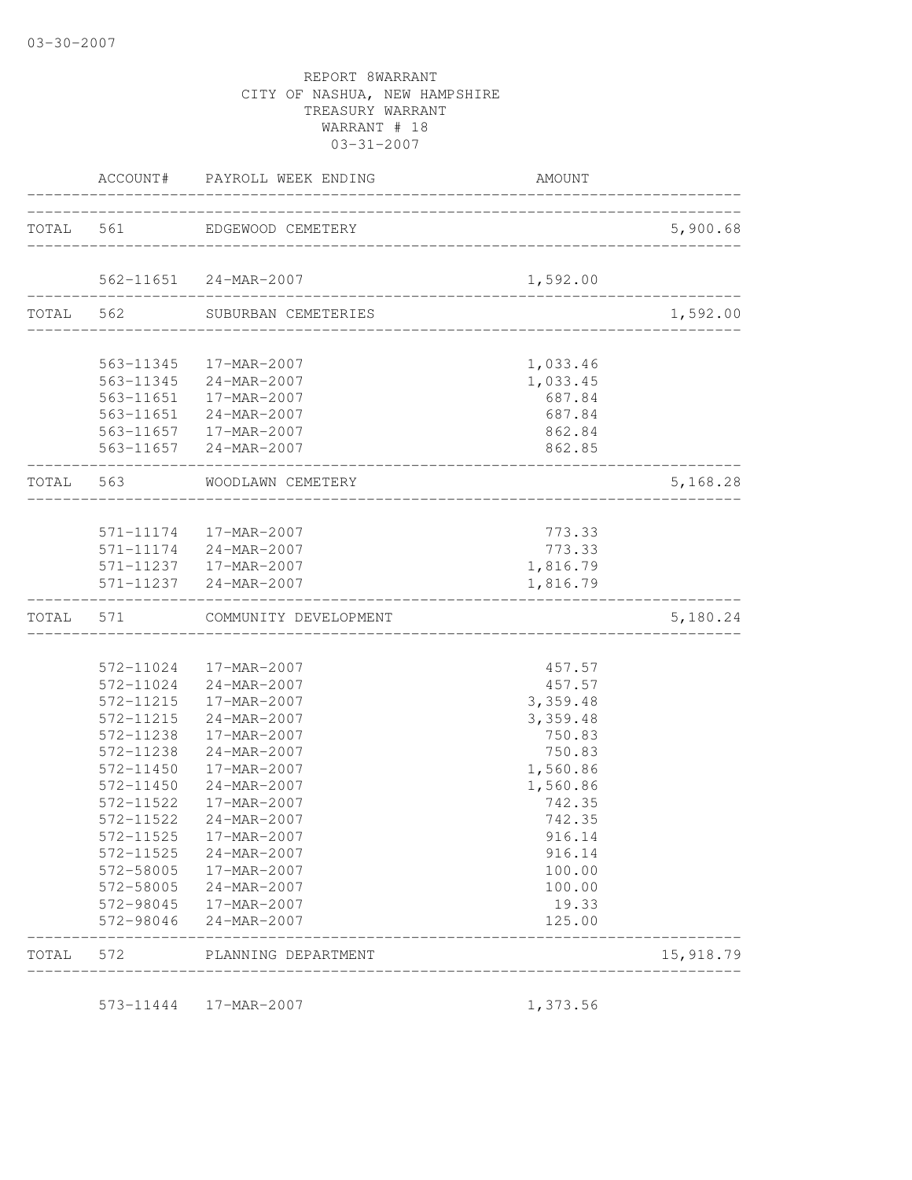03-30-2007

REPORT 8WARRANT
CITY OF NASHUA, NEW HAMPSHIRE
TREASURY WARRANT
WARRANT # 18
03-31-2007

| | ACCOUNT# | PAYROLL WEEK ENDING | AMOUNT | |
|---|---|---|---|---|
| TOTAL | 561 | EDGEWOOD CEMETERY | | 5,900.68 |
| | 562-11651 | 24-MAR-2007 | 1,592.00 | |
| TOTAL | 562 | SUBURBAN CEMETERIES | | 1,592.00 |
| | 563-11345 | 17-MAR-2007 | 1,033.46 | |
| | 563-11345 | 24-MAR-2007 | 1,033.45 | |
| | 563-11651 | 17-MAR-2007 | 687.84 | |
| | 563-11651 | 24-MAR-2007 | 687.84 | |
| | 563-11657 | 17-MAR-2007 | 862.84 | |
| | 563-11657 | 24-MAR-2007 | 862.85 | |
| TOTAL | 563 | WOODLAWN CEMETERY | | 5,168.28 |
| | 571-11174 | 17-MAR-2007 | 773.33 | |
| | 571-11174 | 24-MAR-2007 | 773.33 | |
| | 571-11237 | 17-MAR-2007 | 1,816.79 | |
| | 571-11237 | 24-MAR-2007 | 1,816.79 | |
| TOTAL | 571 | COMMUNITY DEVELOPMENT | | 5,180.24 |
| | 572-11024 | 17-MAR-2007 | 457.57 | |
| | 572-11024 | 24-MAR-2007 | 457.57 | |
| | 572-11215 | 17-MAR-2007 | 3,359.48 | |
| | 572-11215 | 24-MAR-2007 | 3,359.48 | |
| | 572-11238 | 17-MAR-2007 | 750.83 | |
| | 572-11238 | 24-MAR-2007 | 750.83 | |
| | 572-11450 | 17-MAR-2007 | 1,560.86 | |
| | 572-11450 | 24-MAR-2007 | 1,560.86 | |
| | 572-11522 | 17-MAR-2007 | 742.35 | |
| | 572-11522 | 24-MAR-2007 | 742.35 | |
| | 572-11525 | 17-MAR-2007 | 916.14 | |
| | 572-11525 | 24-MAR-2007 | 916.14 | |
| | 572-58005 | 17-MAR-2007 | 100.00 | |
| | 572-58005 | 24-MAR-2007 | 100.00 | |
| | 572-98045 | 17-MAR-2007 | 19.33 | |
| | 572-98046 | 24-MAR-2007 | 125.00 | |
| TOTAL | 572 | PLANNING DEPARTMENT | | 15,918.79 |
| | 573-11444 | 17-MAR-2007 | 1,373.56 | |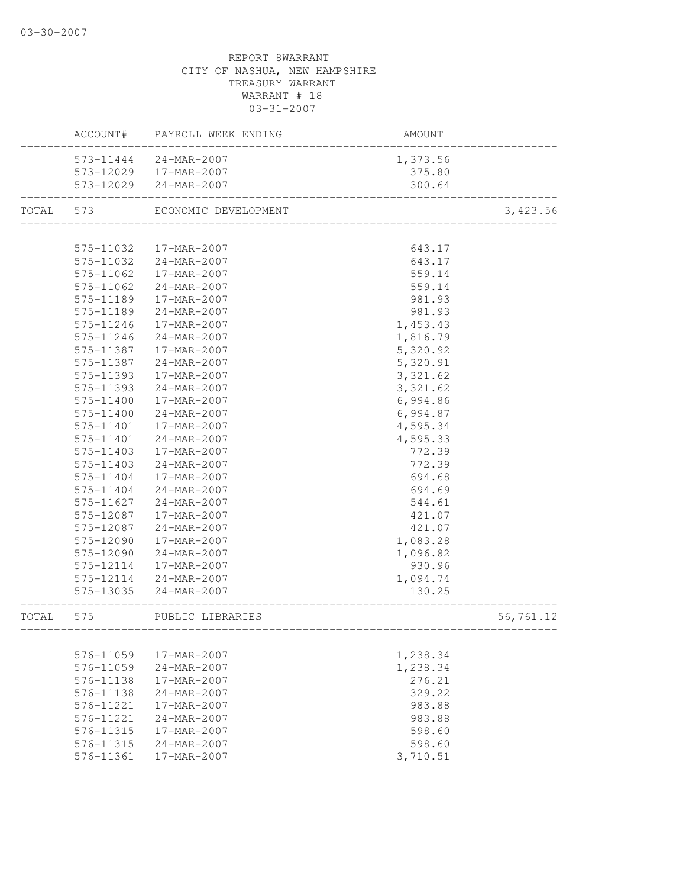REPORT 8WARRANT
CITY OF NASHUA, NEW HAMPSHIRE
TREASURY WARRANT
WARRANT # 18
03-31-2007

| | ACCOUNT# | PAYROLL WEEK ENDING | AMOUNT | |
|---|---|---|---|---|
| | 573-11444 | 24-MAR-2007 | 1,373.56 | |
| | 573-12029 | 17-MAR-2007 | 375.80 | |
| | 573-12029 | 24-MAR-2007 | 300.64 | |
| TOTAL | 573 | ECONOMIC DEVELOPMENT | | 3,423.56 |
| | 575-11032 | 17-MAR-2007 | 643.17 | |
| | 575-11032 | 24-MAR-2007 | 643.17 | |
| | 575-11062 | 17-MAR-2007 | 559.14 | |
| | 575-11062 | 24-MAR-2007 | 559.14 | |
| | 575-11189 | 17-MAR-2007 | 981.93 | |
| | 575-11189 | 24-MAR-2007 | 981.93 | |
| | 575-11246 | 17-MAR-2007 | 1,453.43 | |
| | 575-11246 | 24-MAR-2007 | 1,816.79 | |
| | 575-11387 | 17-MAR-2007 | 5,320.92 | |
| | 575-11387 | 24-MAR-2007 | 5,320.91 | |
| | 575-11393 | 17-MAR-2007 | 3,321.62 | |
| | 575-11393 | 24-MAR-2007 | 3,321.62 | |
| | 575-11400 | 17-MAR-2007 | 6,994.86 | |
| | 575-11400 | 24-MAR-2007 | 6,994.87 | |
| | 575-11401 | 17-MAR-2007 | 4,595.34 | |
| | 575-11401 | 24-MAR-2007 | 4,595.33 | |
| | 575-11403 | 17-MAR-2007 | 772.39 | |
| | 575-11403 | 24-MAR-2007 | 772.39 | |
| | 575-11404 | 17-MAR-2007 | 694.68 | |
| | 575-11404 | 24-MAR-2007 | 694.69 | |
| | 575-11627 | 24-MAR-2007 | 544.61 | |
| | 575-12087 | 17-MAR-2007 | 421.07 | |
| | 575-12087 | 24-MAR-2007 | 421.07 | |
| | 575-12090 | 17-MAR-2007 | 1,083.28 | |
| | 575-12090 | 24-MAR-2007 | 1,096.82 | |
| | 575-12114 | 17-MAR-2007 | 930.96 | |
| | 575-12114 | 24-MAR-2007 | 1,094.74 | |
| | 575-13035 | 24-MAR-2007 | 130.25 | |
| TOTAL | 575 | PUBLIC LIBRARIES | | 56,761.12 |
| | 576-11059 | 17-MAR-2007 | 1,238.34 | |
| | 576-11059 | 24-MAR-2007 | 1,238.34 | |
| | 576-11138 | 17-MAR-2007 | 276.21 | |
| | 576-11138 | 24-MAR-2007 | 329.22 | |
| | 576-11221 | 17-MAR-2007 | 983.88 | |
| | 576-11221 | 24-MAR-2007 | 983.88 | |
| | 576-11315 | 17-MAR-2007 | 598.60 | |
| | 576-11315 | 24-MAR-2007 | 598.60 | |
| | 576-11361 | 17-MAR-2007 | 3,710.51 | |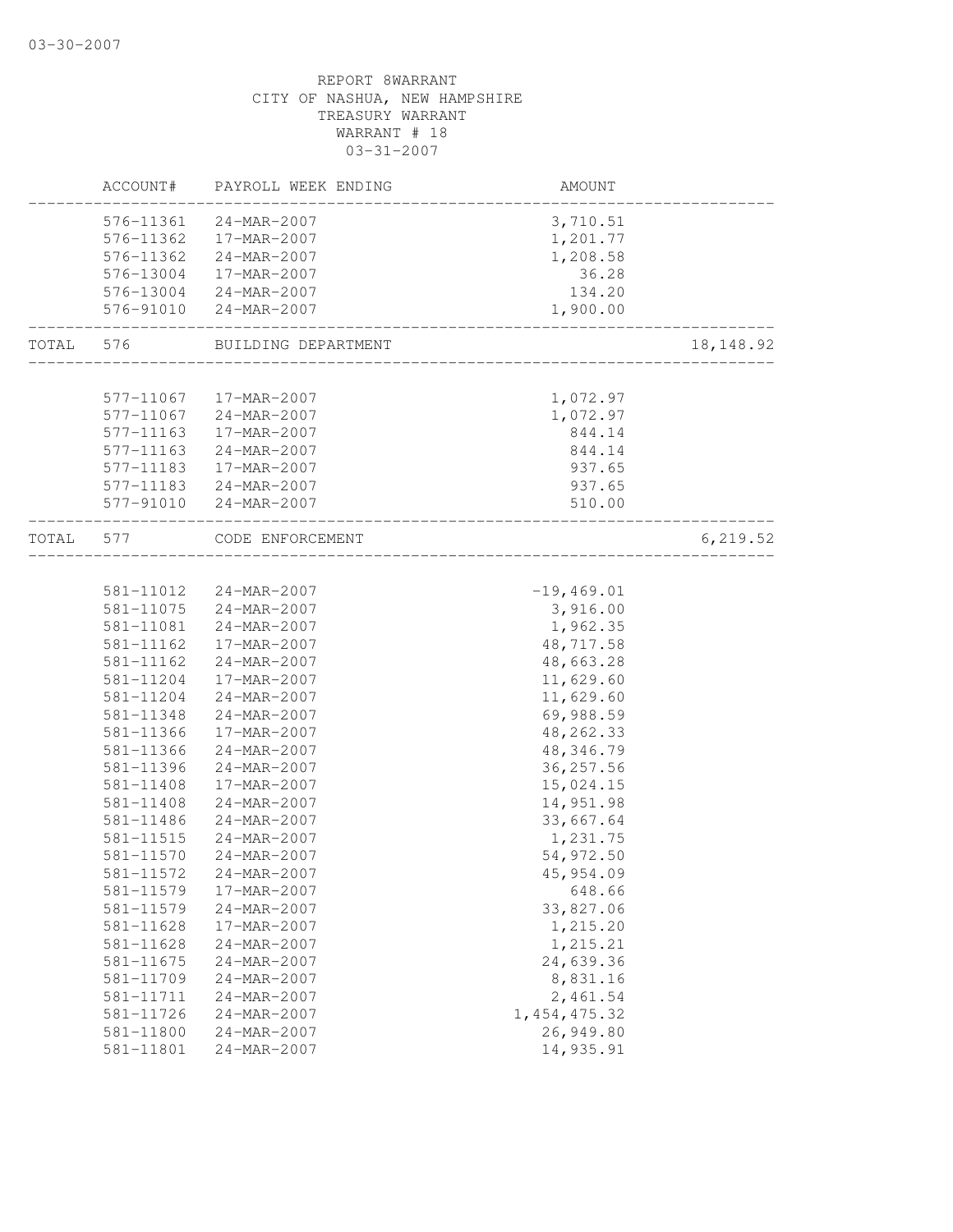03-30-2007

REPORT 8WARRANT
CITY OF NASHUA, NEW HAMPSHIRE
TREASURY WARRANT
WARRANT # 18
03-31-2007

| | ACCOUNT# | PAYROLL WEEK ENDING | AMOUNT | |
|---|---|---|---|---|
| | 576-11361 | 24-MAR-2007 | 3,710.51 | |
| | 576-11362 | 17-MAR-2007 | 1,201.77 | |
| | 576-11362 | 24-MAR-2007 | 1,208.58 | |
| | 576-13004 | 17-MAR-2007 | 36.28 | |
| | 576-13004 | 24-MAR-2007 | 134.20 | |
| | 576-91010 | 24-MAR-2007 | 1,900.00 | |
| TOTAL | 576 | BUILDING DEPARTMENT | | 18,148.92 |
| | 577-11067 | 17-MAR-2007 | 1,072.97 | |
| | 577-11067 | 24-MAR-2007 | 1,072.97 | |
| | 577-11163 | 17-MAR-2007 | 844.14 | |
| | 577-11163 | 24-MAR-2007 | 844.14 | |
| | 577-11183 | 17-MAR-2007 | 937.65 | |
| | 577-11183 | 24-MAR-2007 | 937.65 | |
| | 577-91010 | 24-MAR-2007 | 510.00 | |
| TOTAL | 577 | CODE ENFORCEMENT | | 6,219.52 |
| | 581-11012 | 24-MAR-2007 | -19,469.01 | |
| | 581-11075 | 24-MAR-2007 | 3,916.00 | |
| | 581-11081 | 24-MAR-2007 | 1,962.35 | |
| | 581-11162 | 17-MAR-2007 | 48,717.58 | |
| | 581-11162 | 24-MAR-2007 | 48,663.28 | |
| | 581-11204 | 17-MAR-2007 | 11,629.60 | |
| | 581-11204 | 24-MAR-2007 | 11,629.60 | |
| | 581-11348 | 24-MAR-2007 | 69,988.59 | |
| | 581-11366 | 17-MAR-2007 | 48,262.33 | |
| | 581-11366 | 24-MAR-2007 | 48,346.79 | |
| | 581-11396 | 24-MAR-2007 | 36,257.56 | |
| | 581-11408 | 17-MAR-2007 | 15,024.15 | |
| | 581-11408 | 24-MAR-2007 | 14,951.98 | |
| | 581-11486 | 24-MAR-2007 | 33,667.64 | |
| | 581-11515 | 24-MAR-2007 | 1,231.75 | |
| | 581-11570 | 24-MAR-2007 | 54,972.50 | |
| | 581-11572 | 24-MAR-2007 | 45,954.09 | |
| | 581-11579 | 17-MAR-2007 | 648.66 | |
| | 581-11579 | 24-MAR-2007 | 33,827.06 | |
| | 581-11628 | 17-MAR-2007 | 1,215.20 | |
| | 581-11628 | 24-MAR-2007 | 1,215.21 | |
| | 581-11675 | 24-MAR-2007 | 24,639.36 | |
| | 581-11709 | 24-MAR-2007 | 8,831.16 | |
| | 581-11711 | 24-MAR-2007 | 2,461.54 | |
| | 581-11726 | 24-MAR-2007 | 1,454,475.32 | |
| | 581-11800 | 24-MAR-2007 | 26,949.80 | |
| | 581-11801 | 24-MAR-2007 | 14,935.91 | |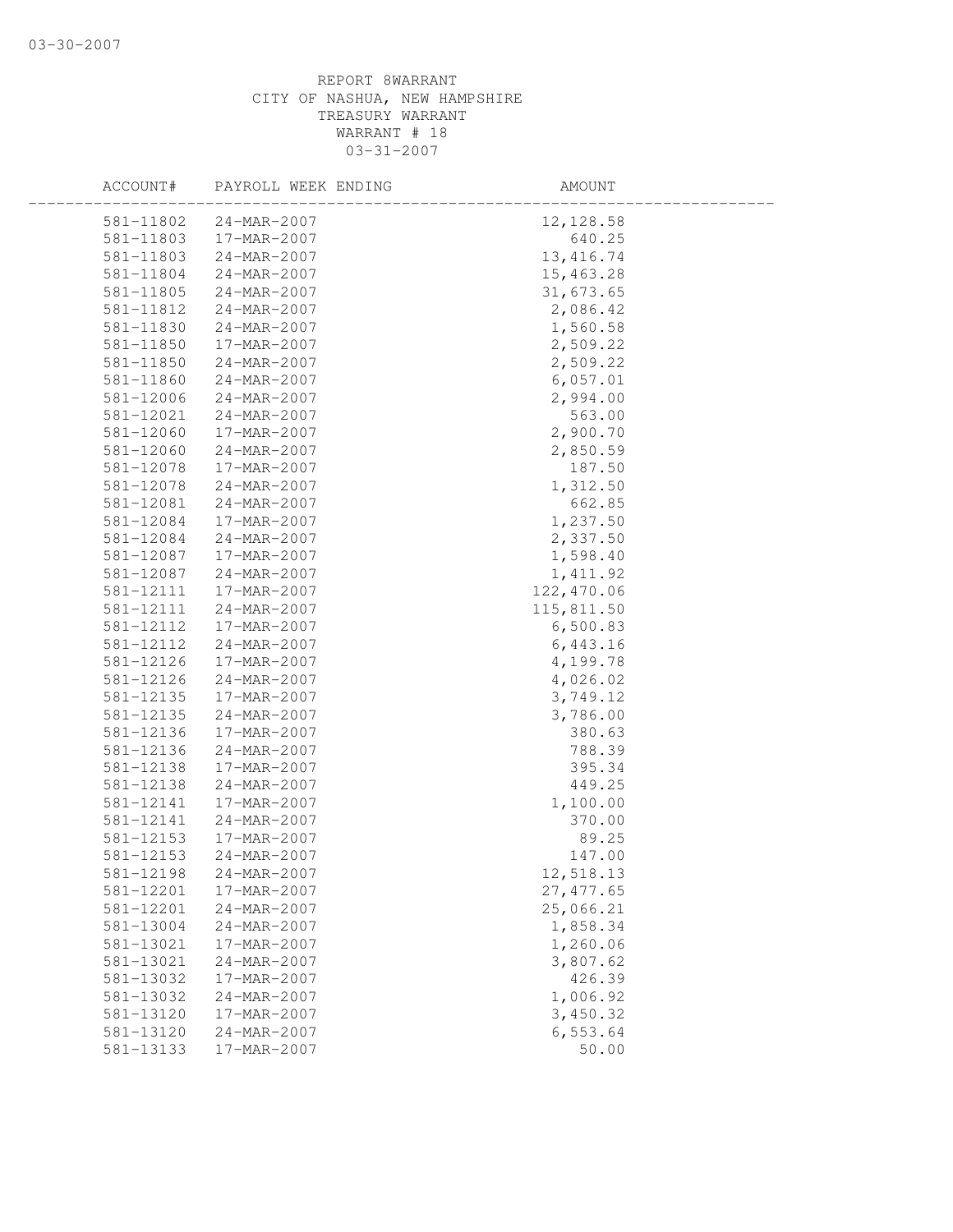REPORT 8WARRANT
CITY OF NASHUA, NEW HAMPSHIRE
TREASURY WARRANT
WARRANT # 18
03-31-2007

| ACCOUNT# | PAYROLL WEEK ENDING | AMOUNT |
|---|---|---|
| 581-11802 | 24-MAR-2007 | 12,128.58 |
| 581-11803 | 17-MAR-2007 | 640.25 |
| 581-11803 | 24-MAR-2007 | 13,416.74 |
| 581-11804 | 24-MAR-2007 | 15,463.28 |
| 581-11805 | 24-MAR-2007 | 31,673.65 |
| 581-11812 | 24-MAR-2007 | 2,086.42 |
| 581-11830 | 24-MAR-2007 | 1,560.58 |
| 581-11850 | 17-MAR-2007 | 2,509.22 |
| 581-11850 | 24-MAR-2007 | 2,509.22 |
| 581-11860 | 24-MAR-2007 | 6,057.01 |
| 581-12006 | 24-MAR-2007 | 2,994.00 |
| 581-12021 | 24-MAR-2007 | 563.00 |
| 581-12060 | 17-MAR-2007 | 2,900.70 |
| 581-12060 | 24-MAR-2007 | 2,850.59 |
| 581-12078 | 17-MAR-2007 | 187.50 |
| 581-12078 | 24-MAR-2007 | 1,312.50 |
| 581-12081 | 24-MAR-2007 | 662.85 |
| 581-12084 | 17-MAR-2007 | 1,237.50 |
| 581-12084 | 24-MAR-2007 | 2,337.50 |
| 581-12087 | 17-MAR-2007 | 1,598.40 |
| 581-12087 | 24-MAR-2007 | 1,411.92 |
| 581-12111 | 17-MAR-2007 | 122,470.06 |
| 581-12111 | 24-MAR-2007 | 115,811.50 |
| 581-12112 | 17-MAR-2007 | 6,500.83 |
| 581-12112 | 24-MAR-2007 | 6,443.16 |
| 581-12126 | 17-MAR-2007 | 4,199.78 |
| 581-12126 | 24-MAR-2007 | 4,026.02 |
| 581-12135 | 17-MAR-2007 | 3,749.12 |
| 581-12135 | 24-MAR-2007 | 3,786.00 |
| 581-12136 | 17-MAR-2007 | 380.63 |
| 581-12136 | 24-MAR-2007 | 788.39 |
| 581-12138 | 17-MAR-2007 | 395.34 |
| 581-12138 | 24-MAR-2007 | 449.25 |
| 581-12141 | 17-MAR-2007 | 1,100.00 |
| 581-12141 | 24-MAR-2007 | 370.00 |
| 581-12153 | 17-MAR-2007 | 89.25 |
| 581-12153 | 24-MAR-2007 | 147.00 |
| 581-12198 | 24-MAR-2007 | 12,518.13 |
| 581-12201 | 17-MAR-2007 | 27,477.65 |
| 581-12201 | 24-MAR-2007 | 25,066.21 |
| 581-13004 | 24-MAR-2007 | 1,858.34 |
| 581-13021 | 17-MAR-2007 | 1,260.06 |
| 581-13021 | 24-MAR-2007 | 3,807.62 |
| 581-13032 | 17-MAR-2007 | 426.39 |
| 581-13032 | 24-MAR-2007 | 1,006.92 |
| 581-13120 | 17-MAR-2007 | 3,450.32 |
| 581-13120 | 24-MAR-2007 | 6,553.64 |
| 581-13133 | 17-MAR-2007 | 50.00 |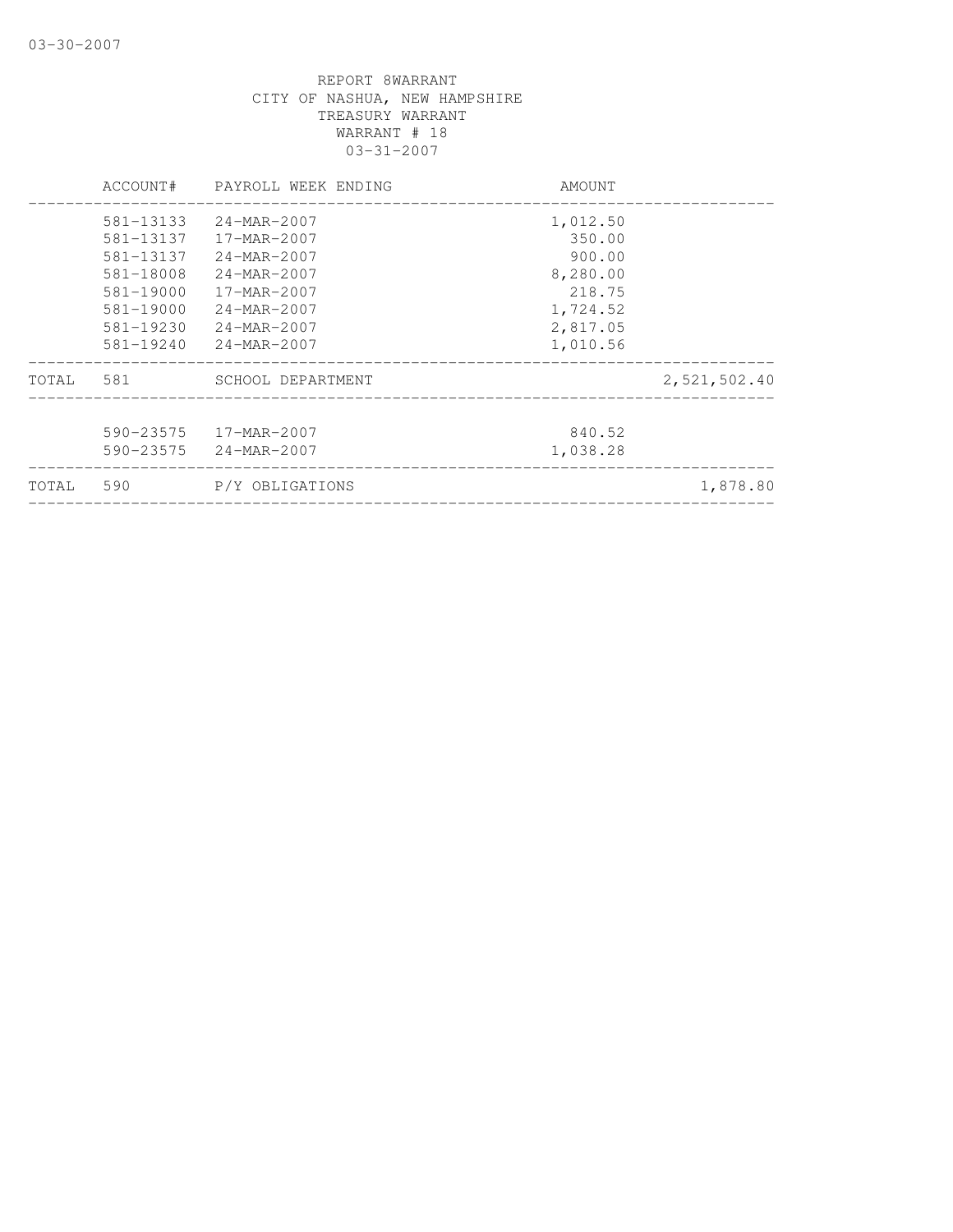03-30-2007

REPORT 8WARRANT
CITY OF NASHUA, NEW HAMPSHIRE
TREASURY WARRANT
WARRANT # 18
03-31-2007

| | ACCOUNT# | PAYROLL WEEK ENDING | AMOUNT | |
|---|---|---|---|---|
| | 581-13133 | 24-MAR-2007 | 1,012.50 | |
| | 581-13137 | 17-MAR-2007 | 350.00 | |
| | 581-13137 | 24-MAR-2007 | 900.00 | |
| | 581-18008 | 24-MAR-2007 | 8,280.00 | |
| | 581-19000 | 17-MAR-2007 | 218.75 | |
| | 581-19000 | 24-MAR-2007 | 1,724.52 | |
| | 581-19230 | 24-MAR-2007 | 2,817.05 | |
| | 581-19240 | 24-MAR-2007 | 1,010.56 | |
| TOTAL | 581 | SCHOOL DEPARTMENT | | 2,521,502.40 |
| | 590-23575 | 17-MAR-2007 | 840.52 | |
| | 590-23575 | 24-MAR-2007 | 1,038.28 | |
| TOTAL | 590 | P/Y OBLIGATIONS | | 1,878.80 |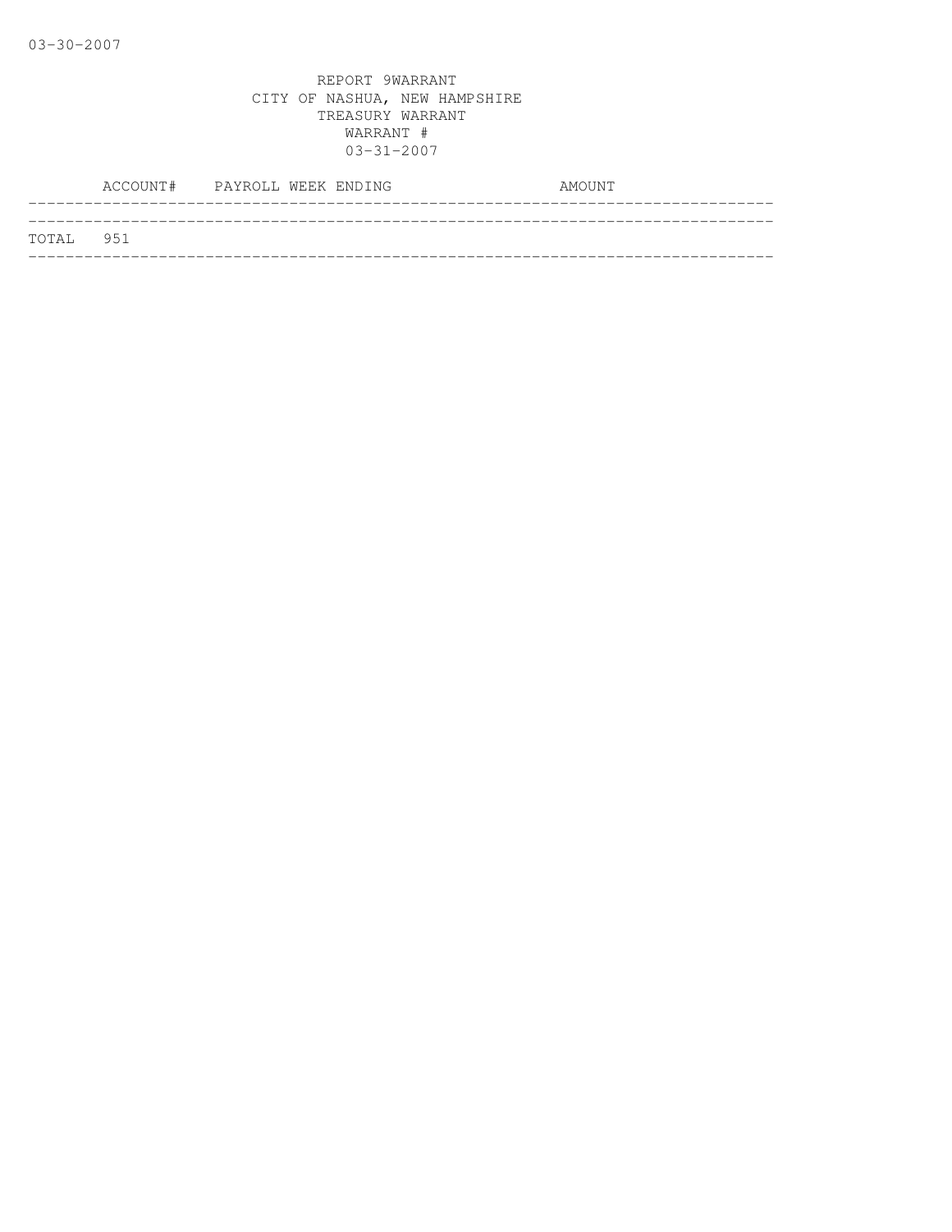03-30-2007

REPORT 9WARRANT
CITY OF NASHUA, NEW HAMPSHIRE
TREASURY WARRANT
WARRANT #
03-31-2007

| ACCOUNT# | PAYROLL WEEK ENDING | AMOUNT |
|---|---|---|
| TOTAL 951 | | |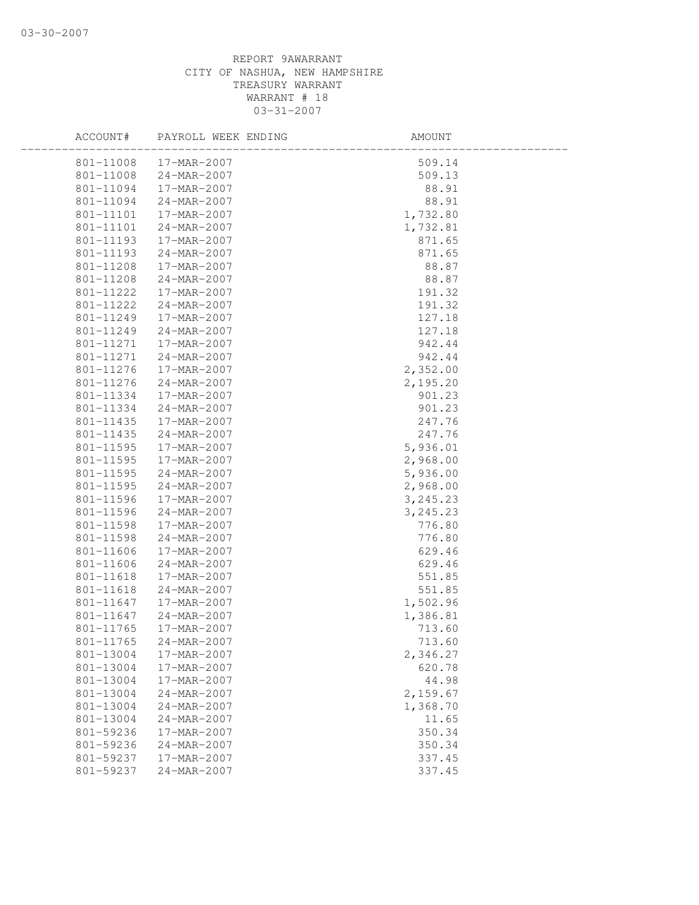03-30-2007

REPORT 9AWARRANT
CITY OF NASHUA, NEW HAMPSHIRE
TREASURY WARRANT
WARRANT # 18
03-31-2007

| ACCOUNT# | PAYROLL WEEK ENDING | AMOUNT |
|---|---|---|
| 801-11008 | 17-MAR-2007 | 509.14 |
| 801-11008 | 24-MAR-2007 | 509.13 |
| 801-11094 | 17-MAR-2007 | 88.91 |
| 801-11094 | 24-MAR-2007 | 88.91 |
| 801-11101 | 17-MAR-2007 | 1,732.80 |
| 801-11101 | 24-MAR-2007 | 1,732.81 |
| 801-11193 | 17-MAR-2007 | 871.65 |
| 801-11193 | 24-MAR-2007 | 871.65 |
| 801-11208 | 17-MAR-2007 | 88.87 |
| 801-11208 | 24-MAR-2007 | 88.87 |
| 801-11222 | 17-MAR-2007 | 191.32 |
| 801-11222 | 24-MAR-2007 | 191.32 |
| 801-11249 | 17-MAR-2007 | 127.18 |
| 801-11249 | 24-MAR-2007 | 127.18 |
| 801-11271 | 17-MAR-2007 | 942.44 |
| 801-11271 | 24-MAR-2007 | 942.44 |
| 801-11276 | 17-MAR-2007 | 2,352.00 |
| 801-11276 | 24-MAR-2007 | 2,195.20 |
| 801-11334 | 17-MAR-2007 | 901.23 |
| 801-11334 | 24-MAR-2007 | 901.23 |
| 801-11435 | 17-MAR-2007 | 247.76 |
| 801-11435 | 24-MAR-2007 | 247.76 |
| 801-11595 | 17-MAR-2007 | 5,936.01 |
| 801-11595 | 17-MAR-2007 | 2,968.00 |
| 801-11595 | 24-MAR-2007 | 5,936.00 |
| 801-11595 | 24-MAR-2007 | 2,968.00 |
| 801-11596 | 17-MAR-2007 | 3,245.23 |
| 801-11596 | 24-MAR-2007 | 3,245.23 |
| 801-11598 | 17-MAR-2007 | 776.80 |
| 801-11598 | 24-MAR-2007 | 776.80 |
| 801-11606 | 17-MAR-2007 | 629.46 |
| 801-11606 | 24-MAR-2007 | 629.46 |
| 801-11618 | 17-MAR-2007 | 551.85 |
| 801-11618 | 24-MAR-2007 | 551.85 |
| 801-11647 | 17-MAR-2007 | 1,502.96 |
| 801-11647 | 24-MAR-2007 | 1,386.81 |
| 801-11765 | 17-MAR-2007 | 713.60 |
| 801-11765 | 24-MAR-2007 | 713.60 |
| 801-13004 | 17-MAR-2007 | 2,346.27 |
| 801-13004 | 17-MAR-2007 | 620.78 |
| 801-13004 | 17-MAR-2007 | 44.98 |
| 801-13004 | 24-MAR-2007 | 2,159.67 |
| 801-13004 | 24-MAR-2007 | 1,368.70 |
| 801-13004 | 24-MAR-2007 | 11.65 |
| 801-59236 | 17-MAR-2007 | 350.34 |
| 801-59236 | 24-MAR-2007 | 350.34 |
| 801-59237 | 17-MAR-2007 | 337.45 |
| 801-59237 | 24-MAR-2007 | 337.45 |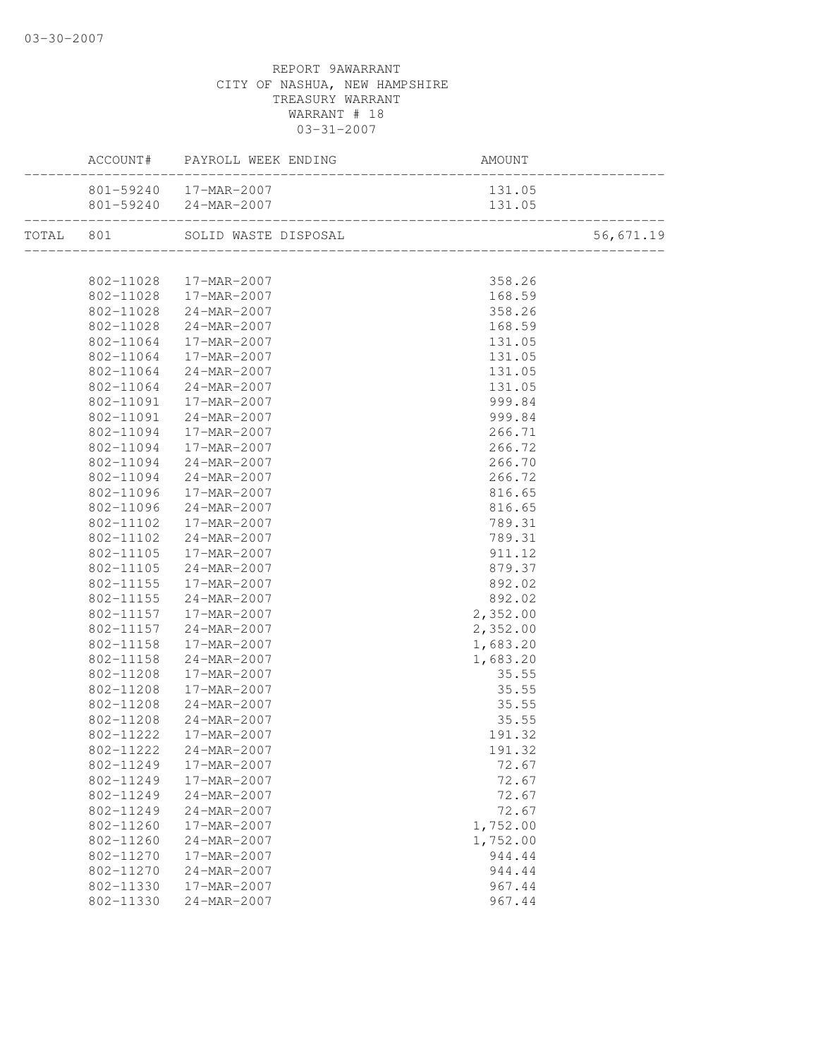REPORT 9AWARRANT
CITY OF NASHUA, NEW HAMPSHIRE
TREASURY WARRANT
WARRANT # 18
03-31-2007

| | ACCOUNT# | PAYROLL WEEK ENDING | AMOUNT | |
|---|---|---|---|---|
| | 801-59240 | 17-MAR-2007 | 131.05 | |
| | 801-59240 | 24-MAR-2007 | 131.05 | |
| TOTAL | 801 | SOLID WASTE DISPOSAL | | 56,671.19 |
| | 802-11028 | 17-MAR-2007 | 358.26 | |
| | 802-11028 | 17-MAR-2007 | 168.59 | |
| | 802-11028 | 24-MAR-2007 | 358.26 | |
| | 802-11028 | 24-MAR-2007 | 168.59 | |
| | 802-11064 | 17-MAR-2007 | 131.05 | |
| | 802-11064 | 17-MAR-2007 | 131.05 | |
| | 802-11064 | 24-MAR-2007 | 131.05 | |
| | 802-11064 | 24-MAR-2007 | 131.05 | |
| | 802-11091 | 17-MAR-2007 | 999.84 | |
| | 802-11091 | 24-MAR-2007 | 999.84 | |
| | 802-11094 | 17-MAR-2007 | 266.71 | |
| | 802-11094 | 17-MAR-2007 | 266.72 | |
| | 802-11094 | 24-MAR-2007 | 266.70 | |
| | 802-11094 | 24-MAR-2007 | 266.72 | |
| | 802-11096 | 17-MAR-2007 | 816.65 | |
| | 802-11096 | 24-MAR-2007 | 816.65 | |
| | 802-11102 | 17-MAR-2007 | 789.31 | |
| | 802-11102 | 24-MAR-2007 | 789.31 | |
| | 802-11105 | 17-MAR-2007 | 911.12 | |
| | 802-11105 | 24-MAR-2007 | 879.37 | |
| | 802-11155 | 17-MAR-2007 | 892.02 | |
| | 802-11155 | 24-MAR-2007 | 892.02 | |
| | 802-11157 | 17-MAR-2007 | 2,352.00 | |
| | 802-11157 | 24-MAR-2007 | 2,352.00 | |
| | 802-11158 | 17-MAR-2007 | 1,683.20 | |
| | 802-11158 | 24-MAR-2007 | 1,683.20 | |
| | 802-11208 | 17-MAR-2007 | 35.55 | |
| | 802-11208 | 17-MAR-2007 | 35.55 | |
| | 802-11208 | 24-MAR-2007 | 35.55 | |
| | 802-11208 | 24-MAR-2007 | 35.55 | |
| | 802-11222 | 17-MAR-2007 | 191.32 | |
| | 802-11222 | 24-MAR-2007 | 191.32 | |
| | 802-11249 | 17-MAR-2007 | 72.67 | |
| | 802-11249 | 17-MAR-2007 | 72.67 | |
| | 802-11249 | 24-MAR-2007 | 72.67 | |
| | 802-11249 | 24-MAR-2007 | 72.67 | |
| | 802-11260 | 17-MAR-2007 | 1,752.00 | |
| | 802-11260 | 24-MAR-2007 | 1,752.00 | |
| | 802-11270 | 17-MAR-2007 | 944.44 | |
| | 802-11270 | 24-MAR-2007 | 944.44 | |
| | 802-11330 | 17-MAR-2007 | 967.44 | |
| | 802-11330 | 24-MAR-2007 | 967.44 | |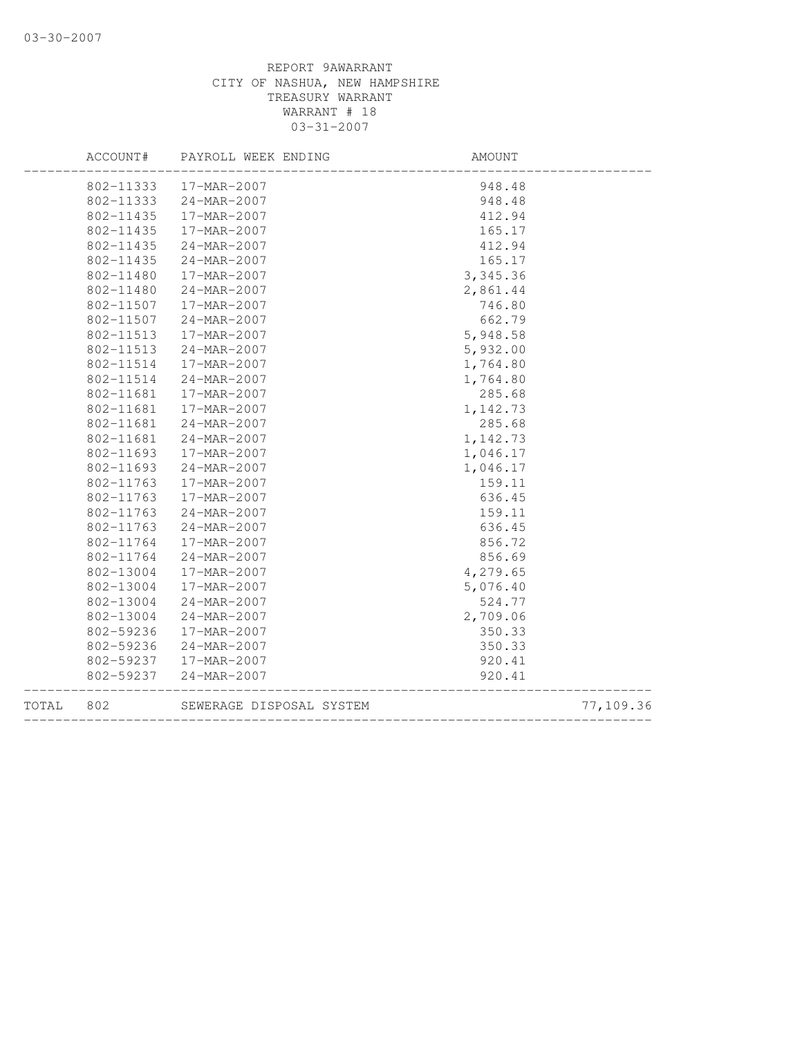REPORT 9AWARRANT
CITY OF NASHUA, NEW HAMPSHIRE
TREASURY WARRANT
WARRANT # 18
03-31-2007

| ACCOUNT# | PAYROLL WEEK ENDING | AMOUNT | |
|---|---|---|---|
| 802-11333 | 17-MAR-2007 | 948.48 | |
| 802-11333 | 24-MAR-2007 | 948.48 | |
| 802-11435 | 17-MAR-2007 | 412.94 | |
| 802-11435 | 17-MAR-2007 | 165.17 | |
| 802-11435 | 24-MAR-2007 | 412.94 | |
| 802-11435 | 24-MAR-2007 | 165.17 | |
| 802-11480 | 17-MAR-2007 | 3,345.36 | |
| 802-11480 | 24-MAR-2007 | 2,861.44 | |
| 802-11507 | 17-MAR-2007 | 746.80 | |
| 802-11507 | 24-MAR-2007 | 662.79 | |
| 802-11513 | 17-MAR-2007 | 5,948.58 | |
| 802-11513 | 24-MAR-2007 | 5,932.00 | |
| 802-11514 | 17-MAR-2007 | 1,764.80 | |
| 802-11514 | 24-MAR-2007 | 1,764.80 | |
| 802-11681 | 17-MAR-2007 | 285.68 | |
| 802-11681 | 17-MAR-2007 | 1,142.73 | |
| 802-11681 | 24-MAR-2007 | 285.68 | |
| 802-11681 | 24-MAR-2007 | 1,142.73 | |
| 802-11693 | 17-MAR-2007 | 1,046.17 | |
| 802-11693 | 24-MAR-2007 | 1,046.17 | |
| 802-11763 | 17-MAR-2007 | 159.11 | |
| 802-11763 | 17-MAR-2007 | 636.45 | |
| 802-11763 | 24-MAR-2007 | 159.11 | |
| 802-11763 | 24-MAR-2007 | 636.45 | |
| 802-11764 | 17-MAR-2007 | 856.72 | |
| 802-11764 | 24-MAR-2007 | 856.69 | |
| 802-13004 | 17-MAR-2007 | 4,279.65 | |
| 802-13004 | 17-MAR-2007 | 5,076.40 | |
| 802-13004 | 24-MAR-2007 | 524.77 | |
| 802-13004 | 24-MAR-2007 | 2,709.06 | |
| 802-59236 | 17-MAR-2007 | 350.33 | |
| 802-59236 | 24-MAR-2007 | 350.33 | |
| 802-59237 | 17-MAR-2007 | 920.41 | |
| 802-59237 | 24-MAR-2007 | 920.41 | |
| TOTAL 802 | SEWERAGE DISPOSAL SYSTEM | | 77,109.36 |